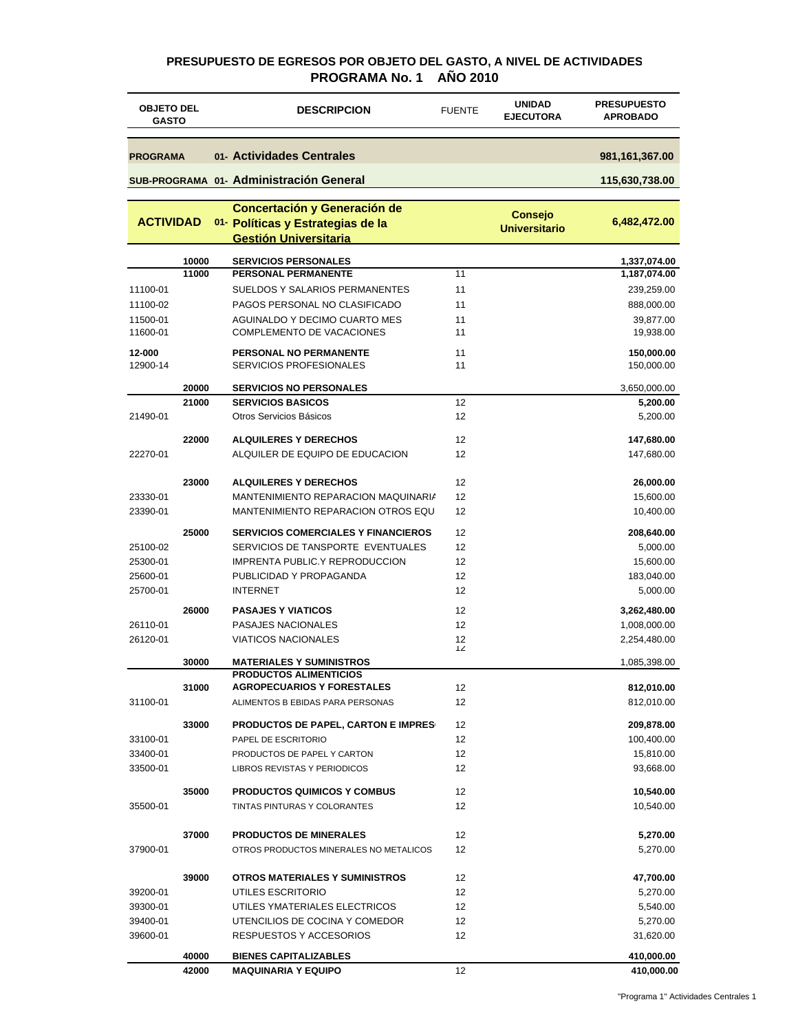## PRESUPUESTO DE EGRESOS POR OBJETO DEL GASTO, A NIVEL DE ACTIVIDADES
## PROGRAMA No. 1 AÑO 2010

| OBJETO DEL GASTO | | DESCRIPCION | FUENTE | UNIDAD EJECUTORA | PRESUPUESTO APROBADO |
|---|---|---|---|---|---|
| **PROGRAMA** | | **01- Actividades Centrales** | | | **981,161,367.00** |
| **SUB-PROGRAMA** | | **01- Administración General** | | | **115,630,738.00** |
| **ACTIVIDAD** | | **01- Concertación y Generación de Políticas y Estrategias de la Gestión Universitaria** | | **Consejo Universitario** | **6,482,472.00** |
| | **10000** | **SERVICIOS PERSONALES** | | | **1,337,074.00** |
| | **11000** | **PERSONAL PERMANENTE** | 11 | | **1,187,074.00** |
| 11100-01 | | SUELDOS Y SALARIOS PERMANENTES | 11 | | 239,259.00 |
| 11100-02 | | PAGOS PERSONAL NO CLASIFICADO | 11 | | 888,000.00 |
| 11500-01 | | AGUINALDO Y DECIMO CUARTO MES | 11 | | 39,877.00 |
| 11600-01 | | COMPLEMENTO DE VACACIONES | 11 | | 19,938.00 |
| **12-000** | | **PERSONAL NO PERMANENTE** | 11 | | **150,000.00** |
| 12900-14 | | SERVICIOS PROFESIONALES | 11 | | 150,000.00 |
| | **20000** | **SERVICIOS NO PERSONALES** | | | 3,650,000.00 |
| | **21000** | **SERVICIOS BASICOS** | 12 | | **5,200.00** |
| 21490-01 | | Otros Servicios Básicos | 12 | | 5,200.00 |
| | **22000** | **ALQUILERES Y DERECHOS** | 12 | | **147,680.00** |
| 22270-01 | | ALQUILER DE EQUIPO DE EDUCACION | 12 | | 147,680.00 |
| | **23000** | **ALQUILERES Y DERECHOS** | 12 | | **26,000.00** |
| 23330-01 | | MANTENIMIENTO REPARACION MAQUINARIA | 12 | | 15,600.00 |
| 23390-01 | | MANTENIMIENTO REPARACION OTROS EQU | 12 | | 10,400.00 |
| | **25000** | **SERVICIOS COMERCIALES Y FINANCIEROS** | 12 | | **208,640.00** |
| 25100-02 | | SERVICIOS DE TANSPORTE EVENTUALES | 12 | | 5,000.00 |
| 25300-01 | | IMPRENTA PUBLIC.Y REPRODUCCION | 12 | | 15,600.00 |
| 25600-01 | | PUBLICIDAD Y PROPAGANDA | 12 | | 183,040.00 |
| 25700-01 | | INTERNET | 12 | | 5,000.00 |
| | **26000** | **PASAJES Y VIATICOS** | 12 | | **3,262,480.00** |
| 26110-01 | | PASAJES NACIONALES | 12 | | 1,008,000.00 |
| 26120-01 | | VIATICOS NACIONALES | 12 | | 2,254,480.00 |
| | **30000** | **MATERIALES Y SUMINISTROS** | | | 1,085,398.00 |
| | **31000** | **PRODUCTOS ALIMENTICIOS AGROPECUARIOS Y FORESTALES** | 12 | | **812,010.00** |
| 31100-01 | | ALIMENTOS B EBIDAS PARA PERSONAS | 12 | | 812,010.00 |
| | **33000** | **PRODUCTOS DE PAPEL, CARTON E IMPRES** | 12 | | **209,878.00** |
| 33100-01 | | PAPEL DE ESCRITORIO | 12 | | 100,400.00 |
| 33400-01 | | PRODUCTOS DE PAPEL Y CARTON | 12 | | 15,810.00 |
| 33500-01 | | LIBROS REVISTAS Y PERIODICOS | 12 | | 93,668.00 |
| | **35000** | **PRODUCTOS QUIMICOS Y COMBUS** | 12 | | **10,540.00** |
| 35500-01 | | TINTAS PINTURAS Y COLORANTES | 12 | | 10,540.00 |
| | **37000** | **PRODUCTOS DE MINERALES** | 12 | | **5,270.00** |
| 37900-01 | | OTROS PRODUCTOS MINERALES NO METALICOS | 12 | | 5,270.00 |
| | **39000** | **OTROS MATERIALES Y SUMINISTROS** | 12 | | **47,700.00** |
| 39200-01 | | UTILES ESCRITORIO | 12 | | 5,270.00 |
| 39300-01 | | UTILES YMATERIALES ELECTRICOS | 12 | | 5,540.00 |
| 39400-01 | | UTENCILIOS DE COCINA Y COMEDOR | 12 | | 5,270.00 |
| 39600-01 | | RESPUESTOS Y ACCESORIOS | 12 | | 31,620.00 |
| | **40000** | **BIENES CAPITALIZABLES** | | | **410,000.00** |
| | **42000** | **MAQUINARIA Y EQUIPO** | 12 | | **410,000.00** |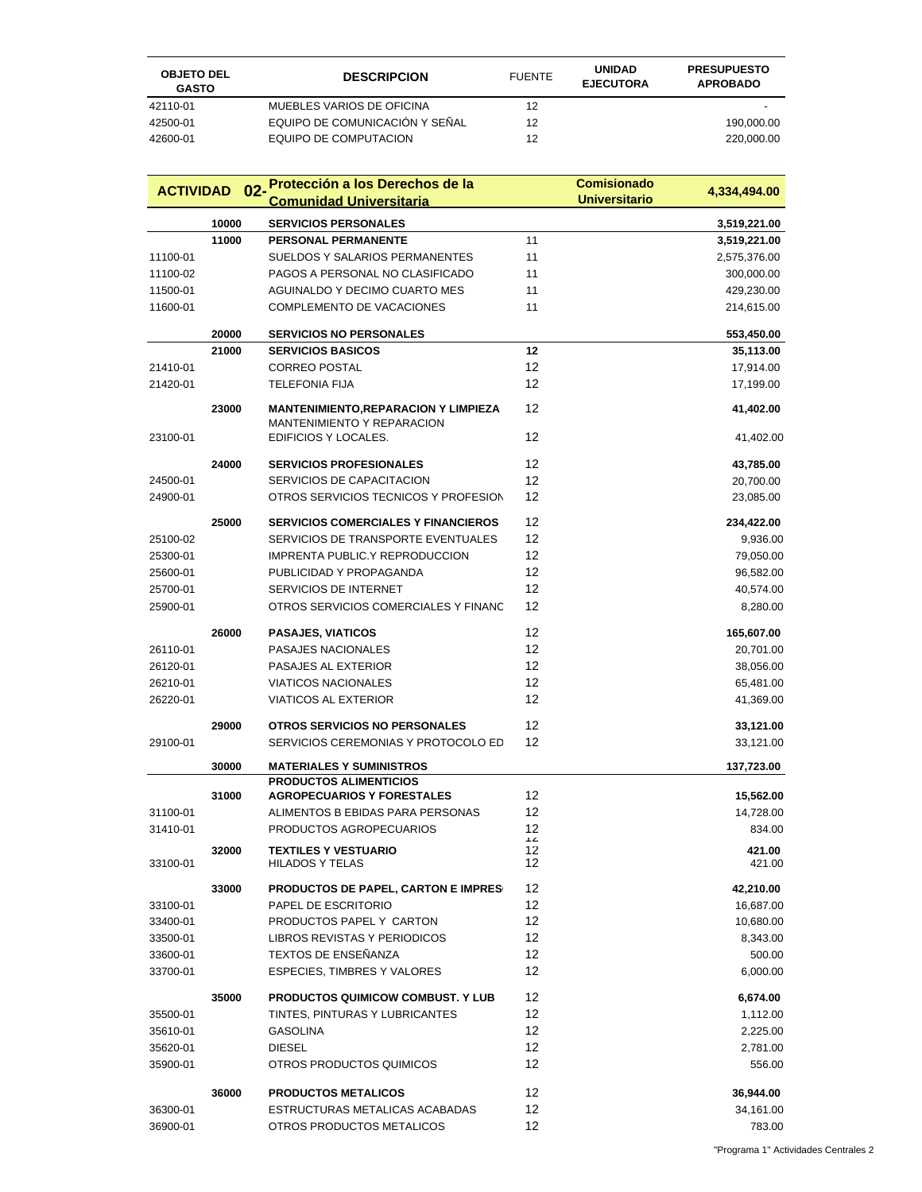| OBJETO DEL GASTO | | DESCRIPCION | FUENTE | UNIDAD EJECUTORA | PRESUPUESTO APROBADO |
|---|---|---|---|---|---|
| 42110-01 | | MUEBLES VARIOS DE OFICINA | 12 | | - |
| 42500-01 | | EQUIPO DE COMUNICACIÓN Y SEÑAL | 12 | | 190,000.00 |
| 42600-01 | | EQUIPO DE COMPUTACION | 12 | | 220,000.00 |

| ACTIVIDAD | 02- | Protección a los Derechos de la Comunidad Universitaria | | Comisionado Universitario | 4,334,494.00 |
|---|---|---|---|---|---|
| | 10000 | **SERVICIOS PERSONALES** | | | **3,519,221.00** |
| | 11000 | **PERSONAL PERMANENTE** | 11 | | **3,519,221.00** |
| 11100-01 | | SUELDOS Y SALARIOS PERMANENTES | 11 | | 2,575,376.00 |
| 11100-02 | | PAGOS A PERSONAL NO CLASIFICADO | 11 | | 300,000.00 |
| 11500-01 | | AGUINALDO Y DECIMO CUARTO MES | 11 | | 429,230.00 |
| 11600-01 | | COMPLEMENTO DE VACACIONES | 11 | | 214,615.00 |
| | 20000 | **SERVICIOS NO PERSONALES** | | | **553,450.00** |
| | 21000 | **SERVICIOS BASICOS** | 12 | | **35,113.00** |
| 21410-01 | | CORREO POSTAL | 12 | | 17,914.00 |
| 21420-01 | | TELEFONIA FIJA | 12 | | 17,199.00 |
| | 23000 | **MANTENIMIENTO,REPARACION Y LIMPIEZA** | 12 | | **41,402.00** |
| 23100-01 | | MANTENIMIENTO Y REPARACION EDIFICIOS Y LOCALES. | 12 | | 41,402.00 |
| | 24000 | **SERVICIOS PROFESIONALES** | 12 | | **43,785.00** |
| 24500-01 | | SERVICIOS DE CAPACITACION | 12 | | 20,700.00 |
| 24900-01 | | OTROS SERVICIOS TECNICOS Y PROFESION | 12 | | 23,085.00 |
| | 25000 | **SERVICIOS COMERCIALES Y FINANCIEROS** | 12 | | **234,422.00** |
| 25100-02 | | SERVICIOS DE TRANSPORTE EVENTUALES | 12 | | 9,936.00 |
| 25300-01 | | IMPRENTA PUBLIC.Y REPRODUCCION | 12 | | 79,050.00 |
| 25600-01 | | PUBLICIDAD Y PROPAGANDA | 12 | | 96,582.00 |
| 25700-01 | | SERVICIOS DE INTERNET | 12 | | 40,574.00 |
| 25900-01 | | OTROS SERVICIOS COMERCIALES Y FINANC | 12 | | 8,280.00 |
| | 26000 | **PASAJES, VIATICOS** | 12 | | **165,607.00** |
| 26110-01 | | PASAJES NACIONALES | 12 | | 20,701.00 |
| 26120-01 | | PASAJES AL EXTERIOR | 12 | | 38,056.00 |
| 26210-01 | | VIATICOS NACIONALES | 12 | | 65,481.00 |
| 26220-01 | | VIATICOS AL EXTERIOR | 12 | | 41,369.00 |
| | 29000 | **OTROS SERVICIOS NO PERSONALES** | 12 | | **33,121.00** |
| 29100-01 | | SERVICIOS CEREMONIAS Y PROTOCOLO ED | 12 | | 33,121.00 |
| | 30000 | **MATERIALES Y SUMINISTROS** | | | **137,723.00** |
| | 31000 | **PRODUCTOS ALIMENTICIOS AGROPECUARIOS Y FORESTALES** | 12 | | **15,562.00** |
| 31100-01 | | ALIMENTOS B EBIDAS PARA PERSONAS | 12 | | 14,728.00 |
| 31410-01 | | PRODUCTOS AGROPECUARIOS | 12 | | 834.00 |
| | 32000 | **TEXTILES Y VESTUARIO** | 12 | | **421.00** |
| 33100-01 | | HILADOS Y TELAS | 12 | | 421.00 |
| | 33000 | **PRODUCTOS DE PAPEL, CARTON E IMPRES** | 12 | | **42,210.00** |
| 33100-01 | | PAPEL DE ESCRITORIO | 12 | | 16,687.00 |
| 33400-01 | | PRODUCTOS PAPEL Y CARTON | 12 | | 10,680.00 |
| 33500-01 | | LIBROS REVISTAS Y PERIODICOS | 12 | | 8,343.00 |
| 33600-01 | | TEXTOS DE ENSEÑANZA | 12 | | 500.00 |
| 33700-01 | | ESPECIES, TIMBRES Y VALORES | 12 | | 6,000.00 |
| | 35000 | **PRODUCTOS QUIMICOW COMBUST. Y LUB** | 12 | | **6,674.00** |
| 35500-01 | | TINTES, PINTURAS Y LUBRICANTES | 12 | | 1,112.00 |
| 35610-01 | | GASOLINA | 12 | | 2,225.00 |
| 35620-01 | | DIESEL | 12 | | 2,781.00 |
| 35900-01 | | OTROS PRODUCTOS QUIMICOS | 12 | | 556.00 |
| | 36000 | **PRODUCTOS METALICOS** | 12 | | **36,944.00** |
| 36300-01 | | ESTRUCTURAS METALICAS ACABADAS | 12 | | 34,161.00 |
| 36900-01 | | OTROS PRODUCTOS METALICOS | 12 | | 783.00 |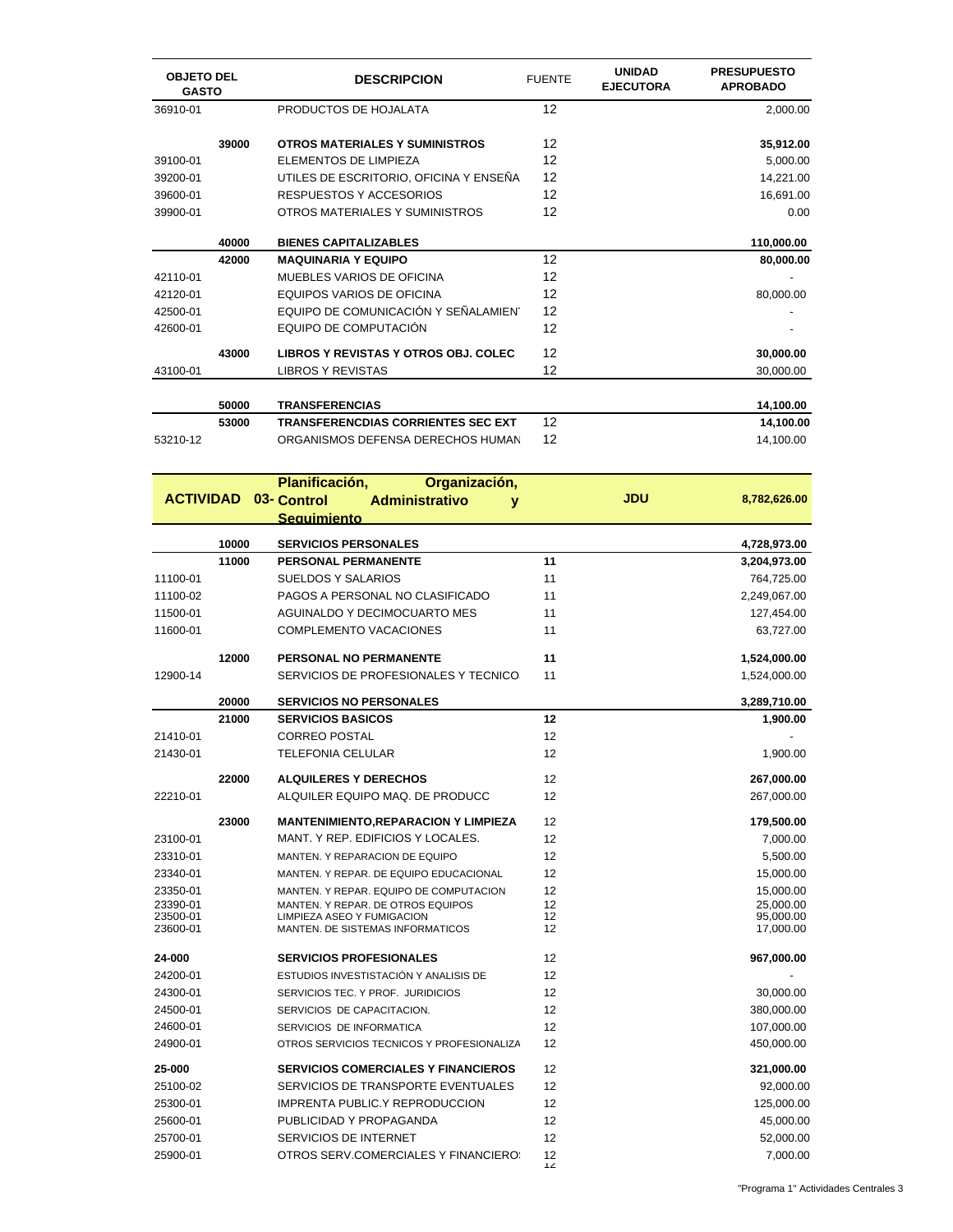| OBJETO DEL GASTO | | DESCRIPCION | FUENTE | UNIDAD EJECUTORA | PRESUPUESTO APROBADO |
|---|---|---|---|---|---|
| 36910-01 | | PRODUCTOS DE HOJALATA | 12 | | 2,000.00 |
| | **39000** | **OTROS MATERIALES Y SUMINISTROS** | 12 | | **35,912.00** |
| 39100-01 | | ELEMENTOS DE LIMPIEZA | 12 | | 5,000.00 |
| 39200-01 | | UTILES DE ESCRITORIO, OFICINA Y ENSEÑA | 12 | | 14,221.00 |
| 39600-01 | | RESPUESTOS Y ACCESORIOS | 12 | | 16,691.00 |
| 39900-01 | | OTROS MATERIALES Y SUMINISTROS | 12 | | 0.00 |
| | **40000** | **BIENES CAPITALIZABLES** | | | **110,000.00** |
| | **42000** | **MAQUINARIA Y EQUIPO** | 12 | | **80,000.00** |
| 42110-01 | | MUEBLES VARIOS DE OFICINA | 12 | | - |
| 42120-01 | | EQUIPOS VARIOS DE OFICINA | 12 | | 80,000.00 |
| 42500-01 | | EQUIPO DE COMUNICACIÓN Y SEÑALAMIEN | 12 | | - |
| 42600-01 | | EQUIPO DE COMPUTACIÓN | 12 | | - |
| | **43000** | **LIBROS Y REVISTAS Y OTROS OBJ. COLEC** | 12 | | **30,000.00** |
| 43100-01 | | LIBROS Y REVISTAS | 12 | | 30,000.00 |
| | **50000** | **TRANSFERENCIAS** | | | **14,100.00** |
| | **53000** | **TRANSFERENCDIAS CORRIENTES SEC EXT** | 12 | | **14,100.00** |
| 53210-12 | | ORGANISMOS DEFENSA DERECHOS HUMAN | 12 | | 14,100.00 |
| **ACTIVIDAD** | **03-** | **Planificación, Organización, Control Administrativo y Seguimiento** | | **JDU** | **8,782,626.00** |
| | **10000** | **SERVICIOS PERSONALES** | | | **4,728,973.00** |
| | **11000** | **PERSONAL PERMANENTE** | **11** | | **3,204,973.00** |
| 11100-01 | | SUELDOS Y SALARIOS | 11 | | 764,725.00 |
| 11100-02 | | PAGOS A PERSONAL NO CLASIFICADO | 11 | | 2,249,067.00 |
| 11500-01 | | AGUINALDO Y DECIMOCUARTO MES | 11 | | 127,454.00 |
| 11600-01 | | COMPLEMENTO VACACIONES | 11 | | 63,727.00 |
| | **12000** | **PERSONAL NO PERMANENTE** | **11** | | **1,524,000.00** |
| 12900-14 | | SERVICIOS DE PROFESIONALES Y TECNICO | 11 | | 1,524,000.00 |
| | **20000** | **SERVICIOS NO PERSONALES** | | | **3,289,710.00** |
| | **21000** | **SERVICIOS BASICOS** | **12** | | **1,900.00** |
| 21410-01 | | CORREO POSTAL | 12 | | - |
| 21430-01 | | TELEFONIA CELULAR | 12 | | 1,900.00 |
| | **22000** | **ALQUILERES Y DERECHOS** | 12 | | **267,000.00** |
| 22210-01 | | ALQUILER EQUIPO MAQ. DE PRODUCC | 12 | | 267,000.00 |
| | **23000** | **MANTENIMIENTO,REPARACION Y LIMPIEZA** | 12 | | **179,500.00** |
| 23100-01 | | MANT. Y REP. EDIFICIOS Y LOCALES. | 12 | | 7,000.00 |
| 23310-01 | | MANTEN. Y REPARACION DE EQUIPO | 12 | | 5,500.00 |
| 23340-01 | | MANTEN. Y REPAR. DE EQUIPO EDUCACIONAL | 12 | | 15,000.00 |
| 23350-01 | | MANTEN. Y REPAR. EQUIPO DE COMPUTACION | 12 | | 15,000.00 |
| 23390-01 | | MANTEN. Y REPAR. DE OTROS EQUIPOS | 12 | | 25,000.00 |
| 23500-01 | | LIMPIEZA ASEO Y FUMIGACION | 12 | | 95,000.00 |
| 23600-01 | | MANTEN. DE SISTEMAS INFORMATICOS | 12 | | 17,000.00 |
| **24-000** | | **SERVICIOS PROFESIONALES** | 12 | | **967,000.00** |
| 24200-01 | | ESTUDIOS INVESTISTACIÓN Y ANALISIS DE | 12 | | - |
| 24300-01 | | SERVICIOS TEC. Y PROF. JURIDICIOS | 12 | | 30,000.00 |
| 24500-01 | | SERVICIOS DE CAPACITACION. | 12 | | 380,000.00 |
| 24600-01 | | SERVICIOS DE INFORMATICA | 12 | | 107,000.00 |
| 24900-01 | | OTROS SERVICIOS TECNICOS Y PROFESIONALIZA | 12 | | 450,000.00 |
| **25-000** | | **SERVICIOS COMERCIALES Y FINANCIEROS** | 12 | | **321,000.00** |
| 25100-02 | | SERVICIOS DE TRANSPORTE EVENTUALES | 12 | | 92,000.00 |
| 25300-01 | | IMPRENTA PUBLIC.Y REPRODUCCION | 12 | | 125,000.00 |
| 25600-01 | | PUBLICIDAD Y PROPAGANDA | 12 | | 45,000.00 |
| 25700-01 | | SERVICIOS DE INTERNET | 12 | | 52,000.00 |
| 25900-01 | | OTROS SERV.COMERCIALES Y FINANCIERO: | 12 | | 7,000.00 |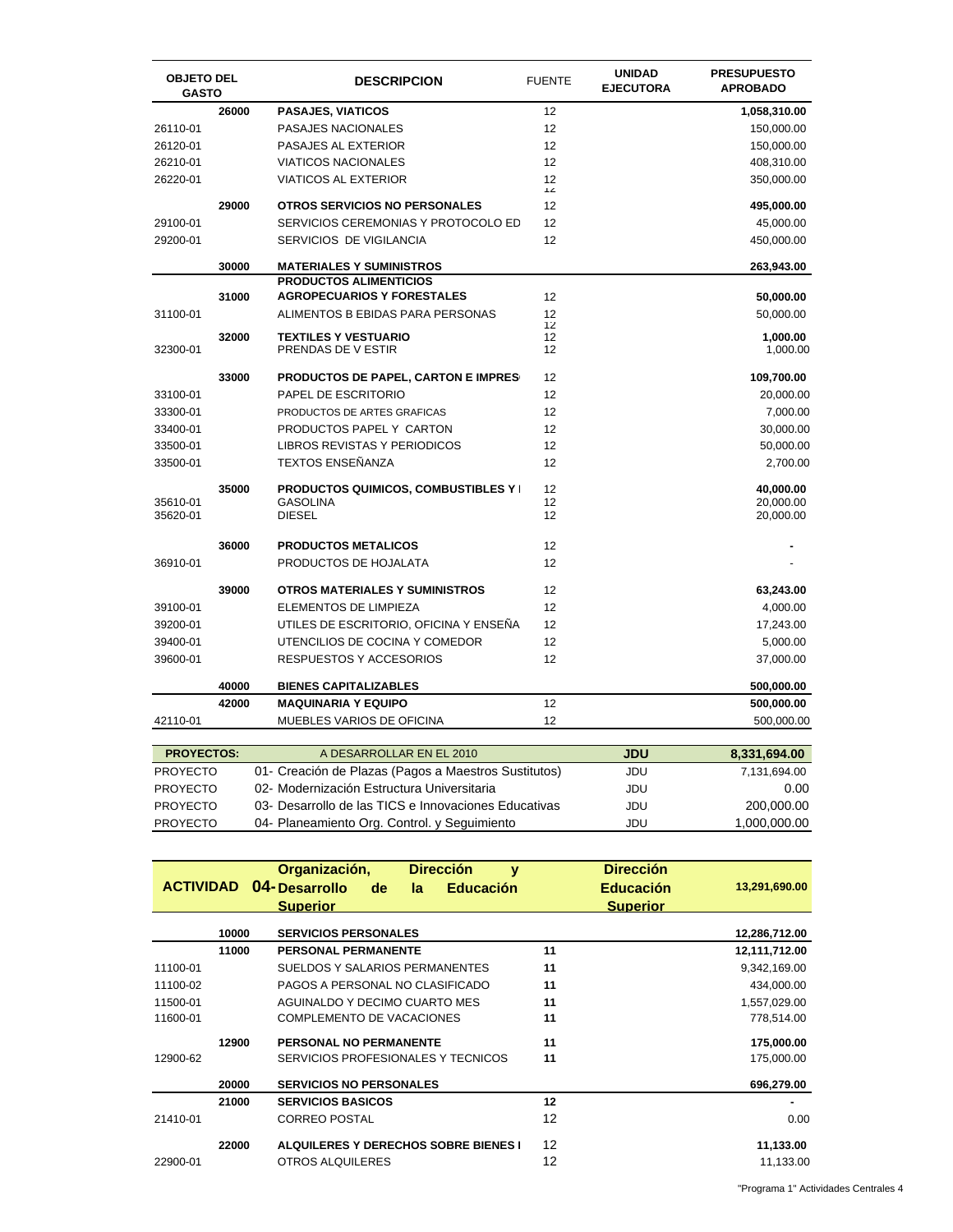| OBJETO DEL GASTO | | DESCRIPCION | FUENTE | UNIDAD EJECUTORA | PRESUPUESTO APROBADO |
|---|---|---|---|---|---|
| | **26000** | **PASAJES, VIATICOS** | 12 | | **1,058,310.00** |
| 26110-01 | | PASAJES NACIONALES | 12 | | 150,000.00 |
| 26120-01 | | PASAJES AL EXTERIOR | 12 | | 150,000.00 |
| 26210-01 | | VIATICOS NACIONALES | 12 | | 408,310.00 |
| 26220-01 | | VIATICOS AL EXTERIOR | 12 | | 350,000.00 |
| | **29000** | **OTROS SERVICIOS NO PERSONALES** | 12 | | **495,000.00** |
| 29100-01 | | SERVICIOS CEREMONIAS Y PROTOCOLO ED | 12 | | 45,000.00 |
| 29200-01 | | SERVICIOS DE VIGILANCIA | 12 | | 450,000.00 |
| | **30000** | **MATERIALES Y SUMINISTROS** | | | **263,943.00** |
| | **31000** | **PRODUCTOS ALIMENTICIOS AGROPECUARIOS Y FORESTALES** | 12 | | **50,000.00** |
| 31100-01 | | ALIMENTOS B EBIDAS PARA PERSONAS | 12 | | 50,000.00 |
| | **32000** | **TEXTILES Y VESTUARIO** | 12 | | **1,000.00** |
| 32300-01 | | PRENDAS DE V ESTIR | 12 | | 1,000.00 |
| | **33000** | **PRODUCTOS DE PAPEL, CARTON E IMPRES** | 12 | | **109,700.00** |
| 33100-01 | | PAPEL DE ESCRITORIO | 12 | | 20,000.00 |
| 33300-01 | | PRODUCTOS DE ARTES GRAFICAS | 12 | | 7,000.00 |
| 33400-01 | | PRODUCTOS PAPEL Y CARTON | 12 | | 30,000.00 |
| 33500-01 | | LIBROS REVISTAS Y PERIODICOS | 12 | | 50,000.00 |
| 33500-01 | | TEXTOS ENSEÑANZA | 12 | | 2,700.00 |
| | **35000** | **PRODUCTOS QUIMICOS, COMBUSTIBLES Y I** | 12 | | **40,000.00** |
| 35610-01 | | GASOLINA | 12 | | 20,000.00 |
| 35620-01 | | DIESEL | 12 | | 20,000.00 |
| | **36000** | **PRODUCTOS METALICOS** | 12 | | **-** |
| 36910-01 | | PRODUCTOS DE HOJALATA | 12 | | - |
| | **39000** | **OTROS MATERIALES Y SUMINISTROS** | 12 | | **63,243.00** |
| 39100-01 | | ELEMENTOS DE LIMPIEZA | 12 | | 4,000.00 |
| 39200-01 | | UTILES DE ESCRITORIO, OFICINA Y ENSEÑA | 12 | | 17,243.00 |
| 39400-01 | | UTENCILIOS DE COCINA Y COMEDOR | 12 | | 5,000.00 |
| 39600-01 | | RESPUESTOS Y ACCESORIOS | 12 | | 37,000.00 |
| | **40000** | **BIENES CAPITALIZABLES** | | | **500,000.00** |
| | **42000** | **MAQUINARIA Y EQUIPO** | 12 | | **500,000.00** |
| 42110-01 | | MUEBLES VARIOS DE OFICINA | 12 | | 500,000.00 |

| PROYECTOS: | A DESARROLLAR EN EL 2010 | JDU | 8,331,694.00 |
|---|---|---|---|
| PROYECTO | 01- Creación de Plazas (Pagos a Maestros Sustitutos) | JDU | 7,131,694.00 |
| PROYECTO | 02- Modernización Estructura Universitaria | JDU | 0.00 |
| PROYECTO | 03- Desarrollo de las TICS e Innovaciones Educativas | JDU | 200,000.00 |
| PROYECTO | 04- Planeamiento Org. Control. y Seguimiento | JDU | 1,000,000.00 |

| ACTIVIDAD | 04- | Organización, Dirección y Desarrollo de la Educación Superior | | Dirección Educación Superior | 13,291,690.00 |
|---|---|---|---|---|---|
| | **10000** | **SERVICIOS PERSONALES** | | | **12,286,712.00** |
| | **11000** | **PERSONAL PERMANENTE** | **11** | | **12,111,712.00** |
| 11100-01 | | SUELDOS Y SALARIOS PERMANENTES | **11** | | 9,342,169.00 |
| 11100-02 | | PAGOS A PERSONAL NO CLASIFICADO | **11** | | 434,000.00 |
| 11500-01 | | AGUINALDO Y DECIMO CUARTO MES | **11** | | 1,557,029.00 |
| 11600-01 | | COMPLEMENTO DE VACACIONES | **11** | | 778,514.00 |
| | **12900** | **PERSONAL NO PERMANENTE** | **11** | | **175,000.00** |
| 12900-62 | | SERVICIOS PROFESIONALES Y TECNICOS | **11** | | 175,000.00 |
| | **20000** | **SERVICIOS NO PERSONALES** | | | **696,279.00** |
| | **21000** | **SERVICIOS BASICOS** | **12** | | **-** |
| 21410-01 | | CORREO POSTAL | 12 | | 0.00 |
| | **22000** | **ALQUILERES Y DERECHOS SOBRE BIENES I** | 12 | | **11,133.00** |
| 22900-01 | | OTROS ALQUILERES | 12 | | 11,133.00 |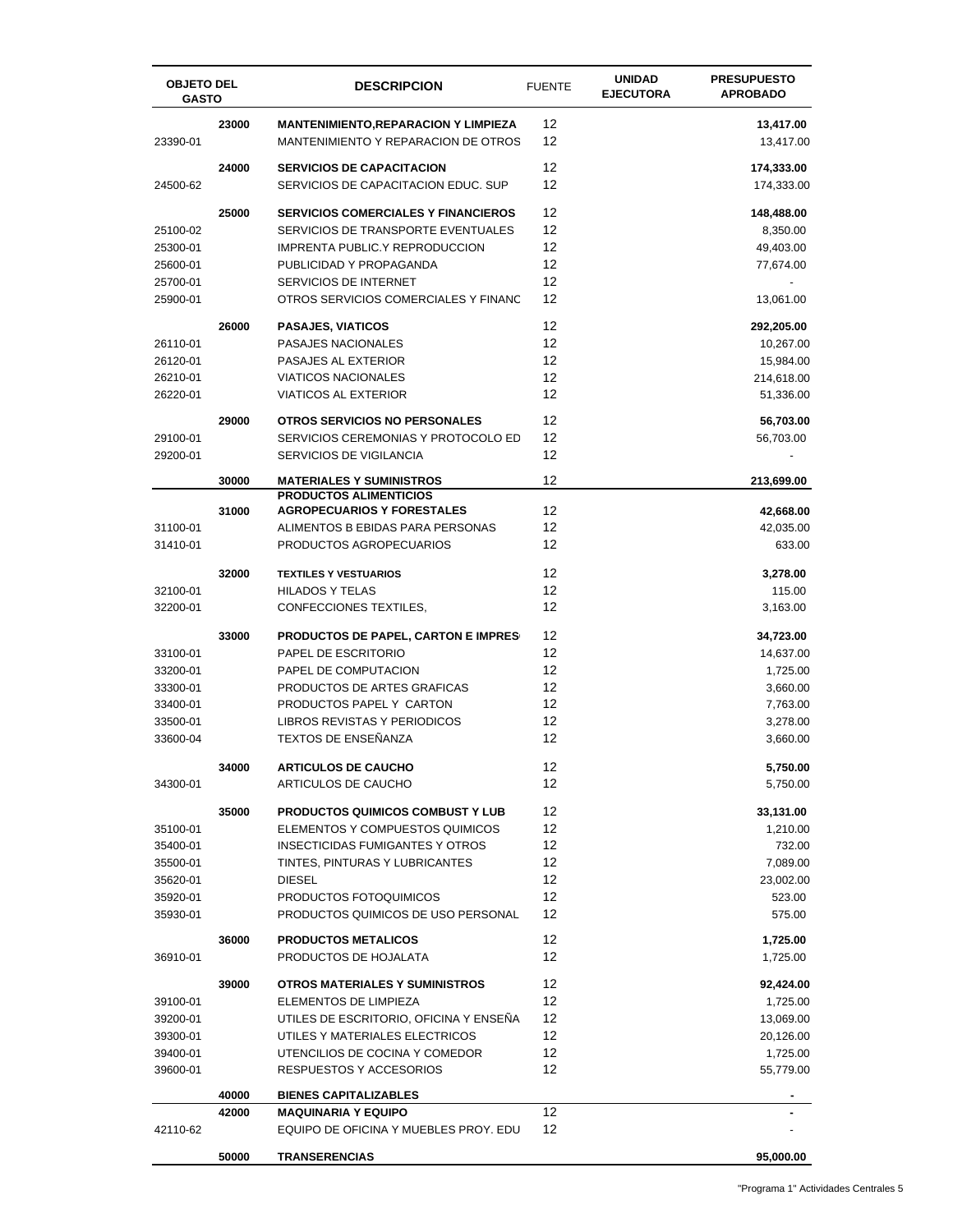| OBJETO DEL GASTO | | DESCRIPCION | FUENTE | UNIDAD EJECUTORA | PRESUPUESTO APROBADO |
|---|---|---|---|---|---|
| | **23000** | **MANTENIMIENTO,REPARACION Y LIMPIEZA** | 12 | | **13,417.00** |
| 23390-01 | | MANTENIMIENTO Y REPARACION DE OTROS | 12 | | 13,417.00 |
| | **24000** | **SERVICIOS DE CAPACITACION** | 12 | | **174,333.00** |
| 24500-62 | | SERVICIOS DE CAPACITACION EDUC. SUP | 12 | | 174,333.00 |
| | **25000** | **SERVICIOS COMERCIALES Y FINANCIEROS** | 12 | | **148,488.00** |
| 25100-02 | | SERVICIOS DE TRANSPORTE EVENTUALES | 12 | | 8,350.00 |
| 25300-01 | | IMPRENTA PUBLIC.Y REPRODUCCION | 12 | | 49,403.00 |
| 25600-01 | | PUBLICIDAD Y PROPAGANDA | 12 | | 77,674.00 |
| 25700-01 | | SERVICIOS DE INTERNET | 12 | | - |
| 25900-01 | | OTROS SERVICIOS COMERCIALES Y FINANC | 12 | | 13,061.00 |
| | **26000** | **PASAJES, VIATICOS** | 12 | | **292,205.00** |
| 26110-01 | | PASAJES NACIONALES | 12 | | 10,267.00 |
| 26120-01 | | PASAJES AL EXTERIOR | 12 | | 15,984.00 |
| 26210-01 | | VIATICOS NACIONALES | 12 | | 214,618.00 |
| 26220-01 | | VIATICOS AL EXTERIOR | 12 | | 51,336.00 |
| | **29000** | **OTROS SERVICIOS NO PERSONALES** | 12 | | **56,703.00** |
| 29100-01 | | SERVICIOS CEREMONIAS Y PROTOCOLO ED | 12 | | 56,703.00 |
| 29200-01 | | SERVICIOS DE VIGILANCIA | 12 | | - |
| | **30000** | **MATERIALES Y SUMINISTROS** | 12 | | **213,699.00** |
| | **31000** | **PRODUCTOS ALIMENTICIOS AGROPECUARIOS Y FORESTALES** | 12 | | **42,668.00** |
| 31100-01 | | ALIMENTOS B EBIDAS PARA PERSONAS | 12 | | 42,035.00 |
| 31410-01 | | PRODUCTOS AGROPECUARIOS | 12 | | 633.00 |
| | **32000** | **TEXTILES Y VESTUARIOS** | 12 | | **3,278.00** |
| 32100-01 | | HILADOS Y TELAS | 12 | | 115.00 |
| 32200-01 | | CONFECCIONES TEXTILES, | 12 | | 3,163.00 |
| | **33000** | **PRODUCTOS DE PAPEL, CARTON E IMPRES** | 12 | | **34,723.00** |
| 33100-01 | | PAPEL DE ESCRITORIO | 12 | | 14,637.00 |
| 33200-01 | | PAPEL DE COMPUTACION | 12 | | 1,725.00 |
| 33300-01 | | PRODUCTOS DE ARTES GRAFICAS | 12 | | 3,660.00 |
| 33400-01 | | PRODUCTOS PAPEL Y CARTON | 12 | | 7,763.00 |
| 33500-01 | | LIBROS REVISTAS Y PERIODICOS | 12 | | 3,278.00 |
| 33600-04 | | TEXTOS DE ENSEÑANZA | 12 | | 3,660.00 |
| | **34000** | **ARTICULOS DE CAUCHO** | 12 | | **5,750.00** |
| 34300-01 | | ARTICULOS DE CAUCHO | 12 | | 5,750.00 |
| | **35000** | **PRODUCTOS QUIMICOS COMBUST Y LUB** | 12 | | **33,131.00** |
| 35100-01 | | ELEMENTOS Y COMPUESTOS QUIMICOS | 12 | | 1,210.00 |
| 35400-01 | | INSECTICIDAS FUMIGANTES Y OTROS | 12 | | 732.00 |
| 35500-01 | | TINTES, PINTURAS Y LUBRICANTES | 12 | | 7,089.00 |
| 35620-01 | | DIESEL | 12 | | 23,002.00 |
| 35920-01 | | PRODUCTOS FOTOQUIMICOS | 12 | | 523.00 |
| 35930-01 | | PRODUCTOS QUIMICOS DE USO PERSONAL | 12 | | 575.00 |
| | **36000** | **PRODUCTOS METALICOS** | 12 | | **1,725.00** |
| 36910-01 | | PRODUCTOS DE HOJALATA | 12 | | 1,725.00 |
| | **39000** | **OTROS MATERIALES Y SUMINISTROS** | 12 | | **92,424.00** |
| 39100-01 | | ELEMENTOS DE LIMPIEZA | 12 | | 1,725.00 |
| 39200-01 | | UTILES DE ESCRITORIO, OFICINA Y ENSEÑA | 12 | | 13,069.00 |
| 39300-01 | | UTILES Y MATERIALES ELECTRICOS | 12 | | 20,126.00 |
| 39400-01 | | UTENCILIOS DE COCINA Y COMEDOR | 12 | | 1,725.00 |
| 39600-01 | | RESPUESTOS Y ACCESORIOS | 12 | | 55,779.00 |
| | **40000** | **BIENES CAPITALIZABLES** | | | **-** |
| | **42000** | **MAQUINARIA Y EQUIPO** | 12 | | **-** |
| 42110-62 | | EQUIPO DE OFICINA Y MUEBLES PROY. EDU | 12 | | - |
| | **50000** | **TRANSERENCIAS** | | | **95,000.00** |

"Programa 1" Actividades Centrales 5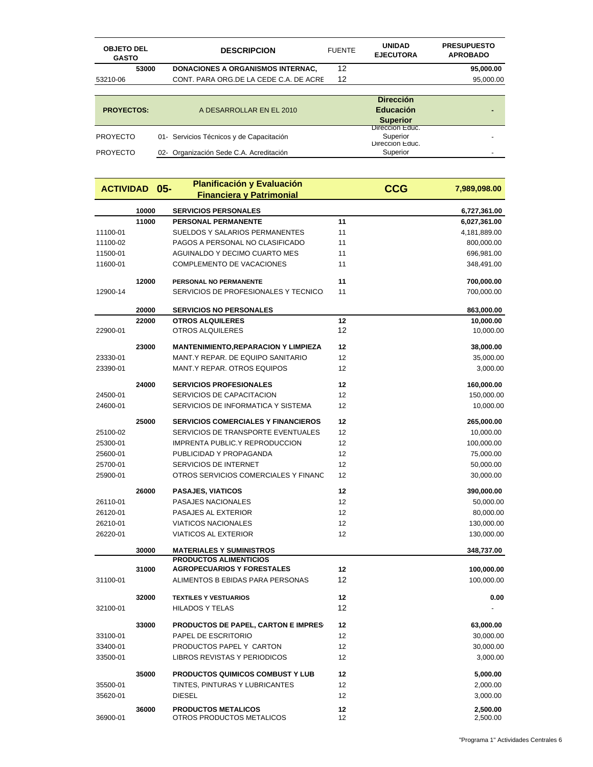| OBJETO DEL GASTO | | DESCRIPCION | FUENTE | UNIDAD EJECUTORA | PRESUPUESTO APROBADO |
|---|---|---|---|---|---|
| | **53000** | **DONACIONES A ORGANISMOS INTERNAC,** | 12 | | **95,000.00** |
| 53210-06 | | CONT. PARA ORG.DE LA CEDE C.A. DE ACRE | 12 | | 95,000.00 |

| | | | | |
|---|---|---|---|---|
| **PROYECTOS:** | A DESARROLLAR EN EL 2010 | | **Dirección Educación Superior** | **-** |
| PROYECTO | 01- Servicios Técnicos y de Capacitación | | Direccion Educ. Superior | - |
| PROYECTO | 02- Organización Sede C.A. Acreditación | | Direccion Educ. Superior | - |

| **ACTIVIDAD** | **05-** | **Planificación y Evaluación Financiera y Patrimonial** | | **CCG** | **7,989,098.00** |
|---|---|---|---|---|---|
| | **10000** | **SERVICIOS PERSONALES** | | | **6,727,361.00** |
| | **11000** | **PERSONAL PERMANENTE** | **11** | | **6,027,361.00** |
| 11100-01 | | SUELDOS Y SALARIOS PERMANENTES | 11 | | 4,181,889.00 |
| 11100-02 | | PAGOS A PERSONAL NO CLASIFICADO | 11 | | 800,000.00 |
| 11500-01 | | AGUINALDO Y DECIMO CUARTO MES | 11 | | 696,981.00 |
| 11600-01 | | COMPLEMENTO DE VACACIONES | 11 | | 348,491.00 |
| | **12000** | **PERSONAL NO PERMANENTE** | **11** | | **700,000.00** |
| 12900-14 | | SERVICIOS DE PROFESIONALES Y TECNICO | 11 | | 700,000.00 |
| | **20000** | **SERVICIOS NO PERSONALES** | | | **863,000.00** |
| | **22000** | **OTROS ALQUILERES** | **12** | | **10,000.00** |
| 22900-01 | | OTROS ALQUILERES | 12 | | 10,000.00 |
| | **23000** | **MANTENIMIENTO,REPARACION Y LIMPIEZA** | **12** | | **38,000.00** |
| 23330-01 | | MANT.Y REPAR. DE EQUIPO SANITARIO | 12 | | 35,000.00 |
| 23390-01 | | MANT.Y REPAR. OTROS EQUIPOS | 12 | | 3,000.00 |
| | **24000** | **SERVICIOS PROFESIONALES** | **12** | | **160,000.00** |
| 24500-01 | | SERVICIOS DE CAPACITACION | 12 | | 150,000.00 |
| 24600-01 | | SERVICIOS DE INFORMATICA Y SISTEMA | 12 | | 10,000.00 |
| | **25000** | **SERVICIOS COMERCIALES Y FINANCIEROS** | **12** | | **265,000.00** |
| 25100-02 | | SERVICIOS DE TRANSPORTE EVENTUALES | 12 | | 10,000.00 |
| 25300-01 | | IMPRENTA PUBLIC.Y REPRODUCCION | 12 | | 100,000.00 |
| 25600-01 | | PUBLICIDAD Y PROPAGANDA | 12 | | 75,000.00 |
| 25700-01 | | SERVICIOS DE INTERNET | 12 | | 50,000.00 |
| 25900-01 | | OTROS SERVICIOS COMERCIALES Y FINANC | 12 | | 30,000.00 |
| | **26000** | **PASAJES, VIATICOS** | **12** | | **390,000.00** |
| 26110-01 | | PASAJES NACIONALES | 12 | | 50,000.00 |
| 26120-01 | | PASAJES AL EXTERIOR | 12 | | 80,000.00 |
| 26210-01 | | VIATICOS NACIONALES | 12 | | 130,000.00 |
| 26220-01 | | VIATICOS AL EXTERIOR | 12 | | 130,000.00 |
| | **30000** | **MATERIALES Y SUMINISTROS** | | | **348,737.00** |
| | **31000** | **PRODUCTOS ALIMENTICIOS AGROPECUARIOS Y FORESTALES** | **12** | | **100,000.00** |
| 31100-01 | | ALIMENTOS B EBIDAS PARA PERSONAS | 12 | | 100,000.00 |
| | **32000** | **TEXTILES Y VESTUARIOS** | **12** | | **0.00** |
| 32100-01 | | HILADOS Y TELAS | 12 | | - |
| | **33000** | **PRODUCTOS DE PAPEL, CARTON E IMPRES** | **12** | | **63,000.00** |
| 33100-01 | | PAPEL DE ESCRITORIO | 12 | | 30,000.00 |
| 33400-01 | | PRODUCTOS PAPEL Y CARTON | 12 | | 30,000.00 |
| 33500-01 | | LIBROS REVISTAS Y PERIODICOS | 12 | | 3,000.00 |
| | **35000** | **PRODUCTOS QUIMICOS COMBUST Y LUB** | **12** | | **5,000.00** |
| 35500-01 | | TINTES, PINTURAS Y LUBRICANTES | 12 | | 2,000.00 |
| 35620-01 | | DIESEL | 12 | | 3,000.00 |
| | **36000** | **PRODUCTOS METALICOS** | **12** | | **2,500.00** |
| 36900-01 | | OTROS PRODUCTOS METALICOS | 12 | | 2,500.00 |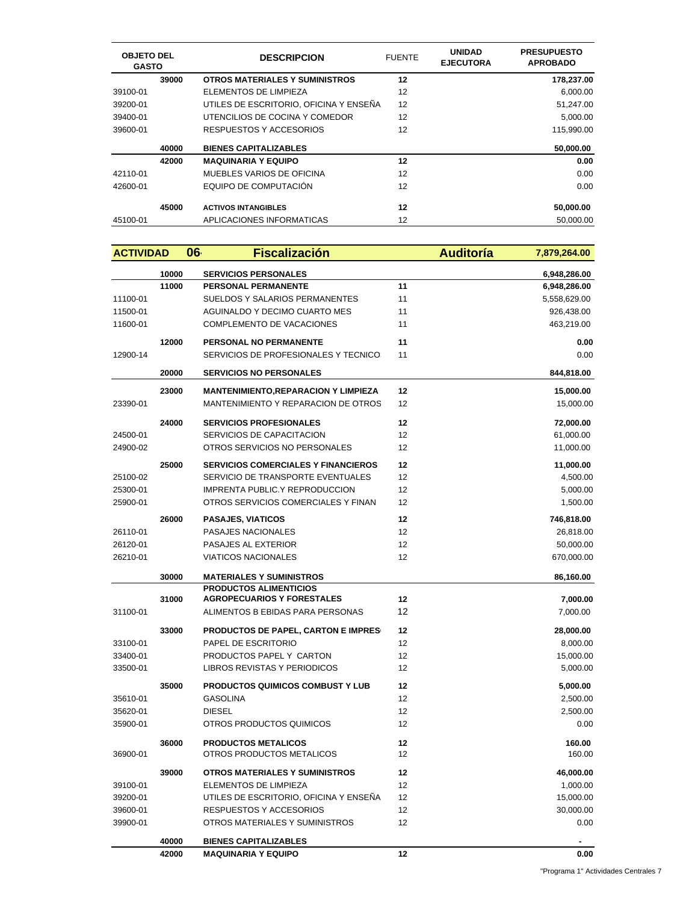| OBJETO DEL GASTO | | DESCRIPCION | FUENTE | UNIDAD EJECUTORA | PRESUPUESTO APROBADO |
|---|---|---|---|---|---|
| | **39000** | **OTROS MATERIALES Y SUMINISTROS** | **12** | | **178,237.00** |
| 39100-01 | | ELEMENTOS DE LIMPIEZA | 12 | | 6,000.00 |
| 39200-01 | | UTILES DE ESCRITORIO, OFICINA Y ENSEÑA | 12 | | 51,247.00 |
| 39400-01 | | UTENCILIOS DE COCINA Y COMEDOR | 12 | | 5,000.00 |
| 39600-01 | | RESPUESTOS Y ACCESORIOS | 12 | | 115,990.00 |
| | **40000** | **BIENES CAPITALIZABLES** | | | **50,000.00** |
| | **42000** | **MAQUINARIA Y EQUIPO** | **12** | | **0.00** |
| 42110-01 | | MUEBLES VARIOS DE OFICINA | 12 | | 0.00 |
| 42600-01 | | EQUIPO DE COMPUTACIÓN | 12 | | 0.00 |
| | **45000** | **ACTIVOS INTANGIBLES** | **12** | | **50,000.00** |
| 45100-01 | | APLICACIONES INFORMATICAS | 12 | | 50,000.00 |

| ACTIVIDAD | 06 | Fiscalización | | Auditoría | 7,879,264.00 |
|---|---|---|---|---|---|
| | **10000** | **SERVICIOS PERSONALES** | | | **6,948,286.00** |
| | **11000** | **PERSONAL PERMANENTE** | **11** | | **6,948,286.00** |
| 11100-01 | | SUELDOS Y SALARIOS PERMANENTES | 11 | | 5,558,629.00 |
| 11500-01 | | AGUINALDO Y DECIMO CUARTO MES | 11 | | 926,438.00 |
| 11600-01 | | COMPLEMENTO DE VACACIONES | 11 | | 463,219.00 |
| | **12000** | **PERSONAL NO PERMANENTE** | **11** | | **0.00** |
| 12900-14 | | SERVICIOS DE PROFESIONALES Y TECNICO | 11 | | 0.00 |
| | **20000** | **SERVICIOS NO PERSONALES** | | | **844,818.00** |
| | **23000** | **MANTENIMIENTO,REPARACION Y LIMPIEZA** | **12** | | **15,000.00** |
| 23390-01 | | MANTENIMIENTO Y REPARACION DE OTROS | 12 | | 15,000.00 |
| | **24000** | **SERVICIOS PROFESIONALES** | **12** | | **72,000.00** |
| 24500-01 | | SERVICIOS DE CAPACITACION | 12 | | 61,000.00 |
| 24900-02 | | OTROS SERVICIOS NO PERSONALES | 12 | | 11,000.00 |
| | **25000** | **SERVICIOS COMERCIALES Y FINANCIEROS** | **12** | | **11,000.00** |
| 25100-02 | | SERVICIO DE TRANSPORTE EVENTUALES | 12 | | 4,500.00 |
| 25300-01 | | IMPRENTA PUBLIC.Y REPRODUCCION | 12 | | 5,000.00 |
| 25900-01 | | OTROS SERVICIOS COMERCIALES Y FINAN | 12 | | 1,500.00 |
| | **26000** | **PASAJES, VIATICOS** | **12** | | **746,818.00** |
| 26110-01 | | PASAJES NACIONALES | 12 | | 26,818.00 |
| 26120-01 | | PASAJES AL EXTERIOR | 12 | | 50,000.00 |
| 26210-01 | | VIATICOS NACIONALES | 12 | | 670,000.00 |
| | **30000** | **MATERIALES Y SUMINISTROS** | | | **86,160.00** |
| | **31000** | **PRODUCTOS ALIMENTICIOS AGROPECUARIOS Y FORESTALES** | **12** | | **7,000.00** |
| 31100-01 | | ALIMENTOS B EBIDAS PARA PERSONAS | 12 | | 7,000.00 |
| | **33000** | **PRODUCTOS DE PAPEL, CARTON E IMPRES** | **12** | | **28,000.00** |
| 33100-01 | | PAPEL DE ESCRITORIO | 12 | | 8,000.00 |
| 33400-01 | | PRODUCTOS PAPEL Y CARTON | 12 | | 15,000.00 |
| 33500-01 | | LIBROS REVISTAS Y PERIODICOS | 12 | | 5,000.00 |
| | **35000** | **PRODUCTOS QUIMICOS COMBUST Y LUB** | **12** | | **5,000.00** |
| 35610-01 | | GASOLINA | 12 | | 2,500.00 |
| 35620-01 | | DIESEL | 12 | | 2,500.00 |
| 35900-01 | | OTROS PRODUCTOS QUIMICOS | 12 | | 0.00 |
| | **36000** | **PRODUCTOS METALICOS** | **12** | | **160.00** |
| 36900-01 | | OTROS PRODUCTOS METALICOS | 12 | | 160.00 |
| | **39000** | **OTROS MATERIALES Y SUMINISTROS** | **12** | | **46,000.00** |
| 39100-01 | | ELEMENTOS DE LIMPIEZA | 12 | | 1,000.00 |
| 39200-01 | | UTILES DE ESCRITORIO, OFICINA Y ENSEÑA | 12 | | 15,000.00 |
| 39600-01 | | RESPUESTOS Y ACCESORIOS | 12 | | 30,000.00 |
| 39900-01 | | OTROS MATERIALES Y SUMINISTROS | 12 | | 0.00 |
| | **40000** | **BIENES CAPITALIZABLES** | | | **-** |
| | **42000** | **MAQUINARIA Y EQUIPO** | **12** | | **0.00** |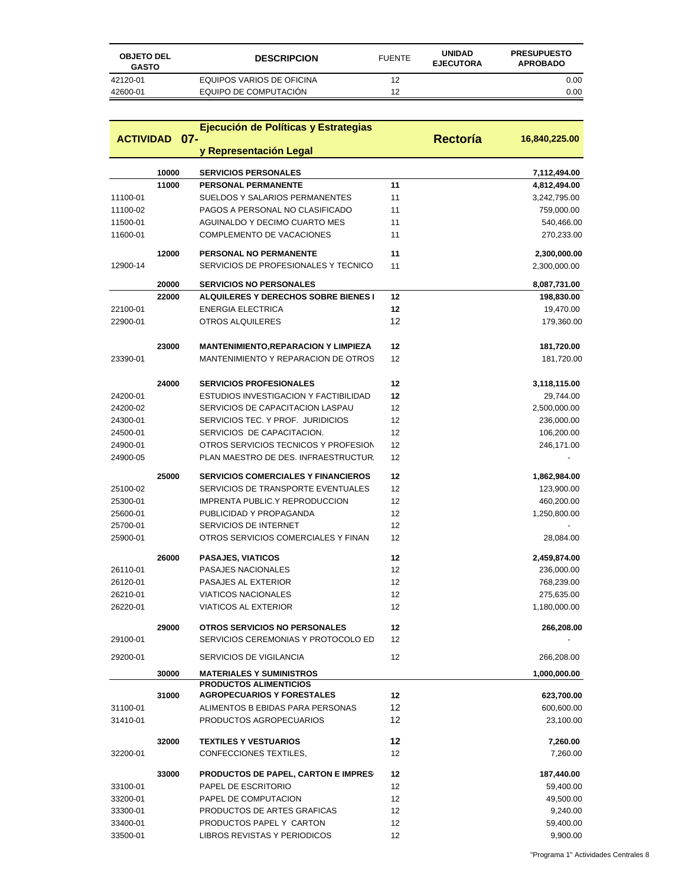| OBJETO DEL GASTO | | DESCRIPCION | FUENTE | UNIDAD EJECUTORA | PRESUPUESTO APROBADO |
|---|---|---|---|---|---|
| 42120-01 | | EQUIPOS VARIOS DE OFICINA | 12 | | 0.00 |
| 42600-01 | | EQUIPO DE COMPUTACIÓN | 12 | | 0.00 |

| ACTIVIDAD | 07- | Ejecución de Políticas y Estrategias y Representación Legal | | Rectoría | 16,840,225.00 |
|---|---|---|---|---|---|
| | **10000** | **SERVICIOS PERSONALES** | | | **7,112,494.00** |
| | **11000** | **PERSONAL PERMANENTE** | **11** | | **4,812,494.00** |
| 11100-01 | | SUELDOS Y SALARIOS PERMANENTES | 11 | | 3,242,795.00 |
| 11100-02 | | PAGOS A PERSONAL NO CLASIFICADO | 11 | | 759,000.00 |
| 11500-01 | | AGUINALDO Y DECIMO CUARTO MES | 11 | | 540,466.00 |
| 11600-01 | | COMPLEMENTO DE VACACIONES | 11 | | 270,233.00 |
| | **12000** | **PERSONAL NO PERMANENTE** | **11** | | **2,300,000.00** |
| 12900-14 | | SERVICIOS DE PROFESIONALES Y TECNICO | 11 | | 2,300,000.00 |
| | **20000** | **SERVICIOS NO PERSONALES** | | | **8,087,731.00** |
| | **22000** | **ALQUILERES Y DERECHOS SOBRE BIENES I** | **12** | | **198,830.00** |
| 22100-01 | | ENERGIA ELECTRICA | 12 | | 19,470.00 |
| 22900-01 | | OTROS ALQUILERES | 12 | | 179,360.00 |
| | **23000** | **MANTENIMIENTO,REPARACION Y LIMPIEZA** | **12** | | **181,720.00** |
| 23390-01 | | MANTENIMIENTO Y REPARACION DE OTROS | 12 | | 181,720.00 |
| | **24000** | **SERVICIOS PROFESIONALES** | **12** | | **3,118,115.00** |
| 24200-01 | | ESTUDIOS INVESTIGACION Y FACTIBILIDAD | 12 | | 29,744.00 |
| 24200-02 | | SERVICIOS DE CAPACITACION LASPAU | 12 | | 2,500,000.00 |
| 24300-01 | | SERVICIOS TEC. Y PROF. JURIDICIOS | 12 | | 236,000.00 |
| 24500-01 | | SERVICIOS DE CAPACITACION. | 12 | | 106,200.00 |
| 24900-01 | | OTROS SERVICIOS TECNICOS Y PROFESION | 12 | | 246,171.00 |
| 24900-05 | | PLAN MAESTRO DE DES. INFRAESTRUCTUR. | 12 | | - |
| | **25000** | **SERVICIOS COMERCIALES Y FINANCIEROS** | **12** | | **1,862,984.00** |
| 25100-02 | | SERVICIOS DE TRANSPORTE EVENTUALES | 12 | | 123,900.00 |
| 25300-01 | | IMPRENTA PUBLIC.Y REPRODUCCION | 12 | | 460,200.00 |
| 25600-01 | | PUBLICIDAD Y PROPAGANDA | 12 | | 1,250,800.00 |
| 25700-01 | | SERVICIOS DE INTERNET | 12 | | - |
| 25900-01 | | OTROS SERVICIOS COMERCIALES Y FINAN | 12 | | 28,084.00 |
| | **26000** | **PASAJES, VIATICOS** | **12** | | **2,459,874.00** |
| 26110-01 | | PASAJES NACIONALES | 12 | | 236,000.00 |
| 26120-01 | | PASAJES AL EXTERIOR | 12 | | 768,239.00 |
| 26210-01 | | VIATICOS NACIONALES | 12 | | 275,635.00 |
| 26220-01 | | VIATICOS AL EXTERIOR | 12 | | 1,180,000.00 |
| | **29000** | **OTROS SERVICIOS NO PERSONALES** | **12** | | **266,208.00** |
| 29100-01 | | SERVICIOS CEREMONIAS Y PROTOCOLO ED | 12 | | - |
| 29200-01 | | SERVICIOS DE VIGILANCIA | 12 | | 266,208.00 |
| | **30000** | **MATERIALES Y SUMINISTROS** | | | **1,000,000.00** |
| | **31000** | **PRODUCTOS ALIMENTICIOS AGROPECUARIOS Y FORESTALES** | **12** | | **623,700.00** |
| 31100-01 | | ALIMENTOS B EBIDAS PARA PERSONAS | 12 | | 600,600.00 |
| 31410-01 | | PRODUCTOS AGROPECUARIOS | 12 | | 23,100.00 |
| | **32000** | **TEXTILES Y VESTUARIOS** | **12** | | **7,260.00** |
| 32200-01 | | CONFECCIONES TEXTILES, | 12 | | 7,260.00 |
| | **33000** | **PRODUCTOS DE PAPEL, CARTON E IMPRES** | **12** | | **187,440.00** |
| 33100-01 | | PAPEL DE ESCRITORIO | 12 | | 59,400.00 |
| 33200-01 | | PAPEL DE COMPUTACION | 12 | | 49,500.00 |
| 33300-01 | | PRODUCTOS DE ARTES GRAFICAS | 12 | | 9,240.00 |
| 33400-01 | | PRODUCTOS PAPEL Y CARTON | 12 | | 59,400.00 |
| 33500-01 | | LIBROS REVISTAS Y PERIODICOS | 12 | | 9,900.00 |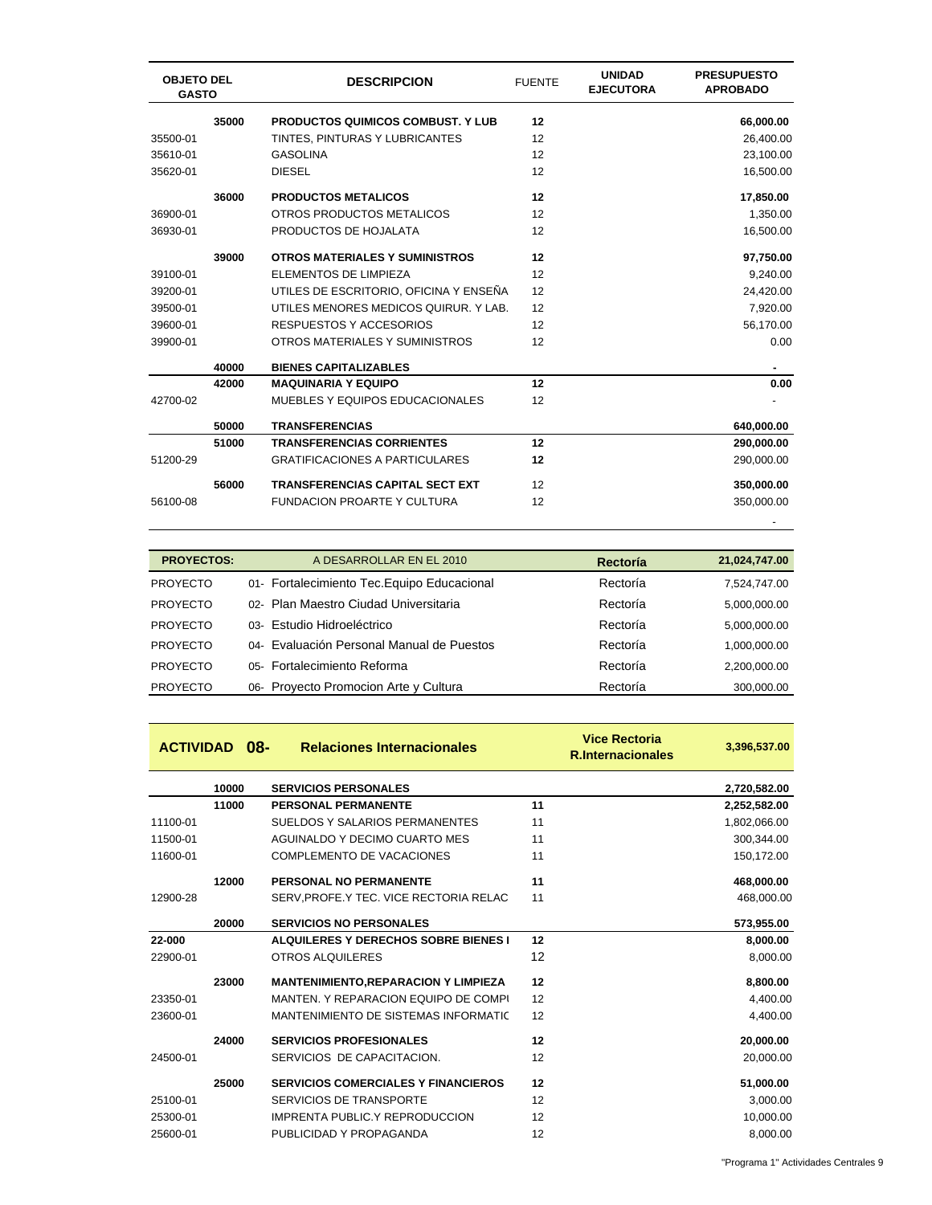| OBJETO DEL GASTO | | DESCRIPCION | FUENTE | UNIDAD EJECUTORA | PRESUPUESTO APROBADO |
|---|---|---|---|---|---|
| | 35000 | **PRODUCTOS QUIMICOS COMBUST. Y LUB** | **12** | | **66,000.00** |
| 35500-01 | | TINTES, PINTURAS Y LUBRICANTES | 12 | | 26,400.00 |
| 35610-01 | | GASOLINA | 12 | | 23,100.00 |
| 35620-01 | | DIESEL | 12 | | 16,500.00 |
| | 36000 | **PRODUCTOS METALICOS** | **12** | | **17,850.00** |
| 36900-01 | | OTROS PRODUCTOS METALICOS | 12 | | 1,350.00 |
| 36930-01 | | PRODUCTOS DE HOJALATA | 12 | | 16,500.00 |
| | 39000 | **OTROS MATERIALES Y SUMINISTROS** | **12** | | **97,750.00** |
| 39100-01 | | ELEMENTOS DE LIMPIEZA | 12 | | 9,240.00 |
| 39200-01 | | UTILES DE ESCRITORIO, OFICINA Y ENSEÑA | 12 | | 24,420.00 |
| 39500-01 | | UTILES MENORES MEDICOS QUIRUR. Y LAB. | 12 | | 7,920.00 |
| 39600-01 | | RESPUESTOS Y ACCESORIOS | 12 | | 56,170.00 |
| 39900-01 | | OTROS MATERIALES Y SUMINISTROS | 12 | | 0.00 |
| | 40000 | **BIENES CAPITALIZABLES** | | | - |
| | 42000 | **MAQUINARIA Y EQUIPO** | **12** | | **0.00** |
| 42700-02 | | MUEBLES Y EQUIPOS EDUCACIONALES | 12 | | - |
| | 50000 | **TRANSFERENCIAS** | | | **640,000.00** |
| | 51000 | **TRANSFERENCIAS CORRIENTES** | **12** | | **290,000.00** |
| 51200-29 | | GRATIFICACIONES A PARTICULARES | **12** | | 290,000.00 |
| | 56000 | **TRANSFERENCIAS CAPITAL SECT EXT** | 12 | | **350,000.00** |
| 56100-08 | | FUNDACION PROARTE Y CULTURA | 12 | | 350,000.00 |
| | | | | | - |

| PROYECTOS: | A DESARROLLAR EN EL 2010 | Rectoría | 21,024,747.00 |
|---|---|---|---|
| PROYECTO | 01- Fortalecimiento Tec.Equipo Educacional | Rectoría | 7,524,747.00 |
| PROYECTO | 02- Plan Maestro Ciudad Universitaria | Rectoría | 5,000,000.00 |
| PROYECTO | 03- Estudio Hidroeléctrico | Rectoría | 5,000,000.00 |
| PROYECTO | 04- Evaluación Personal Manual de Puestos | Rectoría | 1,000,000.00 |
| PROYECTO | 05- Fortalecimiento Reforma | Rectoría | 2,200,000.00 |
| PROYECTO | 06- Proyecto Promocion Arte y Cultura | Rectoría | 300,000.00 |

| ACTIVIDAD 08- | | Relaciones Internacionales | | Vice Rectoria R.Internacionales | 3,396,537.00 |
|---|---|---|---|---|---|
| | 10000 | **SERVICIOS PERSONALES** | | | **2,720,582.00** |
| | 11000 | **PERSONAL PERMANENTE** | **11** | | **2,252,582.00** |
| 11100-01 | | SUELDOS Y SALARIOS PERMANENTES | 11 | | 1,802,066.00 |
| 11500-01 | | AGUINALDO Y DECIMO CUARTO MES | 11 | | 300,344.00 |
| 11600-01 | | COMPLEMENTO DE VACACIONES | 11 | | 150,172.00 |
| | 12000 | **PERSONAL NO PERMANENTE** | **11** | | **468,000.00** |
| 12900-28 | | SERV,PROFE.Y TEC. VICE RECTORIA RELAC | 11 | | 468,000.00 |
| | 20000 | **SERVICIOS NO PERSONALES** | | | **573,955.00** |
| **22-000** | | **ALQUILERES Y DERECHOS SOBRE BIENES I** | **12** | | **8,000.00** |
| 22900-01 | | OTROS ALQUILERES | 12 | | 8,000.00 |
| | 23000 | **MANTENIMIENTO,REPARACION Y LIMPIEZA** | **12** | | **8,800.00** |
| 23350-01 | | MANTEN. Y REPARACION EQUIPO DE COMPI | 12 | | 4,400.00 |
| 23600-01 | | MANTENIMIENTO DE SISTEMAS INFORMATIC | 12 | | 4,400.00 |
| | 24000 | **SERVICIOS PROFESIONALES** | **12** | | **20,000.00** |
| 24500-01 | | SERVICIOS DE CAPACITACION. | 12 | | 20,000.00 |
| | 25000 | **SERVICIOS COMERCIALES Y FINANCIEROS** | **12** | | **51,000.00** |
| 25100-01 | | SERVICIOS DE TRANSPORTE | 12 | | 3,000.00 |
| 25300-01 | | IMPRENTA PUBLIC.Y REPRODUCCION | 12 | | 10,000.00 |
| 25600-01 | | PUBLICIDAD Y PROPAGANDA | 12 | | 8,000.00 |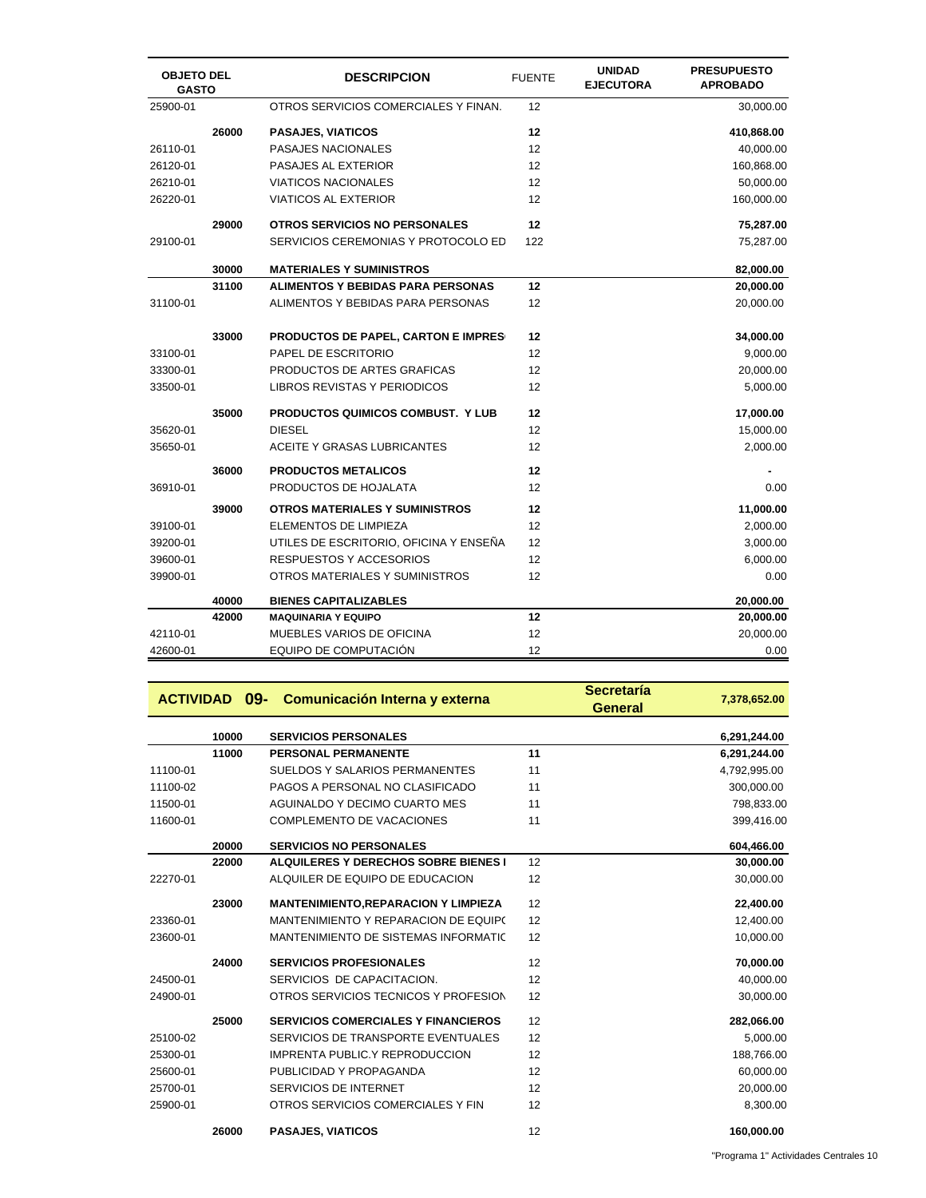| OBJETO DEL GASTO | | DESCRIPCION | FUENTE | UNIDAD EJECUTORA | PRESUPUESTO APROBADO |
|---|---|---|---|---|---|
| 25900-01 | | OTROS SERVICIOS COMERCIALES Y FINAN. | 12 | | 30,000.00 |
| | **26000** | **PASAJES, VIATICOS** | **12** | | **410,868.00** |
| 26110-01 | | PASAJES NACIONALES | 12 | | 40,000.00 |
| 26120-01 | | PASAJES AL EXTERIOR | 12 | | 160,868.00 |
| 26210-01 | | VIATICOS NACIONALES | 12 | | 50,000.00 |
| 26220-01 | | VIATICOS AL EXTERIOR | 12 | | 160,000.00 |
| | **29000** | **OTROS SERVICIOS NO PERSONALES** | **12** | | **75,287.00** |
| 29100-01 | | SERVICIOS CEREMONIAS Y PROTOCOLO ED | 122 | | 75,287.00 |
| | **30000** | **MATERIALES Y SUMINISTROS** | | | **82,000.00** |
| | **31100** | **ALIMENTOS Y BEBIDAS PARA PERSONAS** | **12** | | **20,000.00** |
| 31100-01 | | ALIMENTOS Y BEBIDAS PARA PERSONAS | 12 | | 20,000.00 |
| | **33000** | **PRODUCTOS DE PAPEL, CARTON E IMPRES** | **12** | | **34,000.00** |
| 33100-01 | | PAPEL DE ESCRITORIO | 12 | | 9,000.00 |
| 33300-01 | | PRODUCTOS DE ARTES GRAFICAS | 12 | | 20,000.00 |
| 33500-01 | | LIBROS REVISTAS Y PERIODICOS | 12 | | 5,000.00 |
| | **35000** | **PRODUCTOS QUIMICOS COMBUST. Y LUB** | **12** | | **17,000.00** |
| 35620-01 | | DIESEL | 12 | | 15,000.00 |
| 35650-01 | | ACEITE Y GRASAS LUBRICANTES | 12 | | 2,000.00 |
| | **36000** | **PRODUCTOS METALICOS** | **12** | | **-** |
| 36910-01 | | PRODUCTOS DE HOJALATA | 12 | | 0.00 |
| | **39000** | **OTROS MATERIALES Y SUMINISTROS** | **12** | | **11,000.00** |
| 39100-01 | | ELEMENTOS DE LIMPIEZA | 12 | | 2,000.00 |
| 39200-01 | | UTILES DE ESCRITORIO, OFICINA Y ENSEÑA | 12 | | 3,000.00 |
| 39600-01 | | RESPUESTOS Y ACCESORIOS | 12 | | 6,000.00 |
| 39900-01 | | OTROS MATERIALES Y SUMINISTROS | 12 | | 0.00 |
| | **40000** | **BIENES CAPITALIZABLES** | | | **20,000.00** |
| | **42000** | **MAQUINARIA Y EQUIPO** | **12** | | **20,000.00** |
| 42110-01 | | MUEBLES VARIOS DE OFICINA | 12 | | 20,000.00 |
| 42600-01 | | EQUIPO DE COMPUTACIÓN | 12 | | 0.00 |

| **ACTIVIDAD** | **09-** | **Comunicación Interna y externa** | | **Secretaría General** | **7,378,652.00** |
|---|---|---|---|---|---|
| | **10000** | **SERVICIOS PERSONALES** | | | **6,291,244.00** |
| | **11000** | **PERSONAL PERMANENTE** | **11** | | **6,291,244.00** |
| 11100-01 | | SUELDOS Y SALARIOS PERMANENTES | 11 | | 4,792,995.00 |
| 11100-02 | | PAGOS A PERSONAL NO CLASIFICADO | 11 | | 300,000.00 |
| 11500-01 | | AGUINALDO Y DECIMO CUARTO MES | 11 | | 798,833.00 |
| 11600-01 | | COMPLEMENTO DE VACACIONES | 11 | | 399,416.00 |
| | **20000** | **SERVICIOS NO PERSONALES** | | | **604,466.00** |
| | **22000** | **ALQUILERES Y DERECHOS SOBRE BIENES I** | 12 | | **30,000.00** |
| 22270-01 | | ALQUILER DE EQUIPO DE EDUCACION | 12 | | 30,000.00 |
| | **23000** | **MANTENIMIENTO,REPARACION Y LIMPIEZA** | 12 | | **22,400.00** |
| 23360-01 | | MANTENIMIENTO Y REPARACION DE EQUIPO | 12 | | 12,400.00 |
| 23600-01 | | MANTENIMIENTO DE SISTEMAS INFORMATIC | 12 | | 10,000.00 |
| | **24000** | **SERVICIOS PROFESIONALES** | 12 | | **70,000.00** |
| 24500-01 | | SERVICIOS DE CAPACITACION. | 12 | | 40,000.00 |
| 24900-01 | | OTROS SERVICIOS TECNICOS Y PROFESION | 12 | | 30,000.00 |
| | **25000** | **SERVICIOS COMERCIALES Y FINANCIEROS** | 12 | | **282,066.00** |
| 25100-02 | | SERVICIOS DE TRANSPORTE EVENTUALES | 12 | | 5,000.00 |
| 25300-01 | | IMPRENTA PUBLIC.Y REPRODUCCION | 12 | | 188,766.00 |
| 25600-01 | | PUBLICIDAD Y PROPAGANDA | 12 | | 60,000.00 |
| 25700-01 | | SERVICIOS DE INTERNET | 12 | | 20,000.00 |
| 25900-01 | | OTROS SERVICIOS COMERCIALES Y FIN | 12 | | 8,300.00 |
| | **26000** | **PASAJES, VIATICOS** | 12 | | **160,000.00** |

"Programa 1" Actividades Centrales 10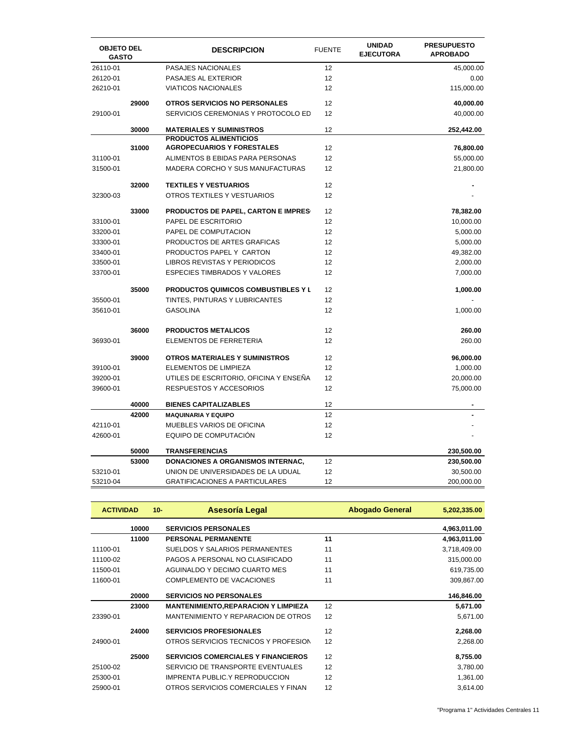| OBJETO DEL GASTO | | DESCRIPCION | FUENTE | UNIDAD EJECUTORA | PRESUPUESTO APROBADO |
|---|---|---|---|---|---|
| 26110-01 | | PASAJES NACIONALES | 12 | | 45,000.00 |
| 26120-01 | | PASAJES AL EXTERIOR | 12 | | 0.00 |
| 26210-01 | | VIATICOS NACIONALES | 12 | | 115,000.00 |
| | **29000** | **OTROS SERVICIOS NO PERSONALES** | 12 | | **40,000.00** |
| 29100-01 | | SERVICIOS CEREMONIAS Y PROTOCOLO ED | 12 | | 40,000.00 |
| | **30000** | **MATERIALES Y SUMINISTROS** | 12 | | **252,442.00** |
| | **31000** | **PRODUCTOS ALIMENTICIOS AGROPECUARIOS Y FORESTALES** | 12 | | **76,800.00** |
| 31100-01 | | ALIMENTOS B EBIDAS PARA PERSONAS | 12 | | 55,000.00 |
| 31500-01 | | MADERA CORCHO Y SUS MANUFACTURAS | 12 | | 21,800.00 |
| | **32000** | **TEXTILES Y VESTUARIOS** | 12 | | **-** |
| 32300-03 | | OTROS TEXTILES Y VESTUARIOS | 12 | | - |
| | **33000** | **PRODUCTOS DE PAPEL, CARTON E IMPRES** | 12 | | **78,382.00** |
| 33100-01 | | PAPEL DE ESCRITORIO | 12 | | 10,000.00 |
| 33200-01 | | PAPEL DE COMPUTACION | 12 | | 5,000.00 |
| 33300-01 | | PRODUCTOS DE ARTES GRAFICAS | 12 | | 5,000.00 |
| 33400-01 | | PRODUCTOS PAPEL Y CARTON | 12 | | 49,382.00 |
| 33500-01 | | LIBROS REVISTAS Y PERIODICOS | 12 | | 2,000.00 |
| 33700-01 | | ESPECIES TIMBRADOS Y VALORES | 12 | | 7,000.00 |
| | **35000** | **PRODUCTOS QUIMICOS COMBUSTIBLES Y L** | 12 | | **1,000.00** |
| 35500-01 | | TINTES, PINTURAS Y LUBRICANTES | 12 | | - |
| 35610-01 | | GASOLINA | 12 | | 1,000.00 |
| | **36000** | **PRODUCTOS METALICOS** | 12 | | **260.00** |
| 36930-01 | | ELEMENTOS DE FERRETERIA | 12 | | 260.00 |
| | **39000** | **OTROS MATERIALES Y SUMINISTROS** | 12 | | **96,000.00** |
| 39100-01 | | ELEMENTOS DE LIMPIEZA | 12 | | 1,000.00 |
| 39200-01 | | UTILES DE ESCRITORIO, OFICINA Y ENSEÑA | 12 | | 20,000.00 |
| 39600-01 | | RESPUESTOS Y ACCESORIOS | 12 | | 75,000.00 |
| | **40000** | **BIENES CAPITALIZABLES** | 12 | | **-** |
| | **42000** | **MAQUINARIA Y EQUIPO** | 12 | | **-** |
| 42110-01 | | MUEBLES VARIOS DE OFICINA | 12 | | - |
| 42600-01 | | EQUIPO DE COMPUTACIÓN | 12 | | - |
| | **50000** | **TRANSFERENCIAS** | | | **230,500.00** |
| | **53000** | **DONACIONES A ORGANISMOS INTERNAC,** | 12 | | **230,500.00** |
| 53210-01 | | UNION DE UNIVERSIDADES DE LA UDUAL | 12 | | 30,500.00 |
| 53210-04 | | GRATIFICACIONES A PARTICULARES | 12 | | 200,000.00 |

| **ACTIVIDAD** | **10-** | **Asesoría Legal** | | **Abogado General** | **5,202,335.00** |
|---|---|---|---|---|---|
| | **10000** | **SERVICIOS PERSONALES** | | | **4,963,011.00** |
| | **11000** | **PERSONAL PERMANENTE** | **11** | | **4,963,011.00** |
| 11100-01 | | SUELDOS Y SALARIOS PERMANENTES | 11 | | 3,718,409.00 |
| 11100-02 | | PAGOS A PERSONAL NO CLASIFICADO | 11 | | 315,000.00 |
| 11500-01 | | AGUINALDO Y DECIMO CUARTO MES | 11 | | 619,735.00 |
| 11600-01 | | COMPLEMENTO DE VACACIONES | 11 | | 309,867.00 |
| | **20000** | **SERVICIOS NO PERSONALES** | | | **146,846.00** |
| | **23000** | **MANTENIMIENTO,REPARACION Y LIMPIEZA** | 12 | | **5,671.00** |
| 23390-01 | | MANTENIMIENTO Y REPARACION DE OTROS | 12 | | 5,671.00 |
| | **24000** | **SERVICIOS PROFESIONALES** | 12 | | **2,268.00** |
| 24900-01 | | OTROS SERVICIOS TECNICOS Y PROFESION | 12 | | 2,268.00 |
| | **25000** | **SERVICIOS COMERCIALES Y FINANCIEROS** | 12 | | **8,755.00** |
| 25100-02 | | SERVICIO DE TRANSPORTE EVENTUALES | 12 | | 3,780.00 |
| 25300-01 | | IMPRENTA PUBLIC.Y REPRODUCCION | 12 | | 1,361.00 |
| 25900-01 | | OTROS SERVICIOS COMERCIALES Y FINAN | 12 | | 3,614.00 |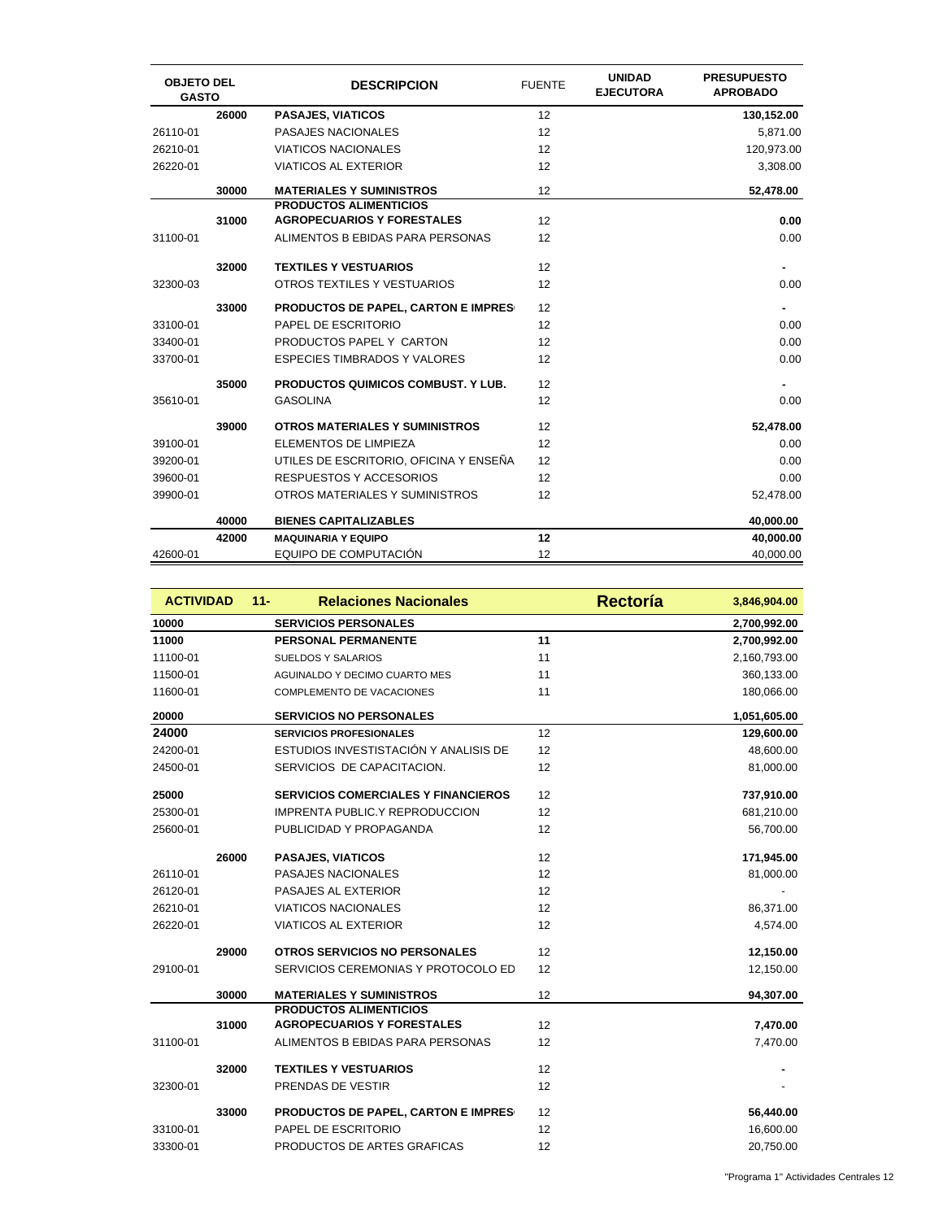| OBJETO DEL GASTO | | DESCRIPCION | FUENTE | UNIDAD EJECUTORA | PRESUPUESTO APROBADO |
|---|---|---|---|---|---|
| | 26000 | **PASAJES, VIATICOS** | 12 | | **130,152.00** |
| 26110-01 | | PASAJES NACIONALES | 12 | | 5,871.00 |
| 26210-01 | | VIATICOS NACIONALES | 12 | | 120,973.00 |
| 26220-01 | | VIATICOS AL EXTERIOR | 12 | | 3,308.00 |
| | 30000 | **MATERIALES Y SUMINISTROS** | 12 | | **52,478.00** |
| | 31000 | **PRODUCTOS ALIMENTICIOS AGROPECUARIOS Y FORESTALES** | 12 | | **0.00** |
| 31100-01 | | ALIMENTOS B EBIDAS PARA PERSONAS | 12 | | 0.00 |
| | 32000 | **TEXTILES Y VESTUARIOS** | 12 | | **-** |
| 32300-03 | | OTROS TEXTILES Y VESTUARIOS | 12 | | 0.00 |
| | 33000 | **PRODUCTOS DE PAPEL, CARTON E IMPRES** | 12 | | **-** |
| 33100-01 | | PAPEL DE ESCRITORIO | 12 | | 0.00 |
| 33400-01 | | PRODUCTOS PAPEL Y CARTON | 12 | | 0.00 |
| 33700-01 | | ESPECIES TIMBRADOS Y VALORES | 12 | | 0.00 |
| | 35000 | **PRODUCTOS QUIMICOS COMBUST. Y LUB.** | 12 | | **-** |
| 35610-01 | | GASOLINA | 12 | | 0.00 |
| | 39000 | **OTROS MATERIALES Y SUMINISTROS** | 12 | | **52,478.00** |
| 39100-01 | | ELEMENTOS DE LIMPIEZA | 12 | | 0.00 |
| 39200-01 | | UTILES DE ESCRITORIO, OFICINA Y ENSEÑA | 12 | | 0.00 |
| 39600-01 | | RESPUESTOS Y ACCESORIOS | 12 | | 0.00 |
| 39900-01 | | OTROS MATERIALES Y SUMINISTROS | 12 | | 52,478.00 |
| | 40000 | **BIENES CAPITALIZABLES** | | | **40,000.00** |
| | 42000 | **MAQUINARIA Y EQUIPO** | **12** | | **40,000.00** |
| 42600-01 | | EQUIPO DE COMPUTACIÓN | 12 | | 40,000.00 |

| ACTIVIDAD | 11- | Relaciones Nacionales | | Rectoría | 3,846,904.00 |
|---|---|---|---|---|---|
| **10000** | | **SERVICIOS PERSONALES** | | | **2,700,992.00** |
| **11000** | | **PERSONAL PERMANENTE** | **11** | | **2,700,992.00** |
| 11100-01 | | SUELDOS Y SALARIOS | 11 | | 2,160,793.00 |
| 11500-01 | | AGUINALDO Y DECIMO CUARTO MES | 11 | | 360,133.00 |
| 11600-01 | | COMPLEMENTO DE VACACIONES | 11 | | 180,066.00 |
| **20000** | | **SERVICIOS NO PERSONALES** | | | **1,051,605.00** |
| **24000** | | **SERVICIOS PROFESIONALES** | 12 | | **129,600.00** |
| 24200-01 | | ESTUDIOS INVESTISTACIÓN Y ANALISIS DE | 12 | | 48,600.00 |
| 24500-01 | | SERVICIOS DE CAPACITACION. | 12 | | 81,000.00 |
| **25000** | | **SERVICIOS COMERCIALES Y FINANCIEROS** | 12 | | **737,910.00** |
| 25300-01 | | IMPRENTA PUBLIC.Y REPRODUCCION | 12 | | 681,210.00 |
| 25600-01 | | PUBLICIDAD Y PROPAGANDA | 12 | | 56,700.00 |
| | 26000 | **PASAJES, VIATICOS** | 12 | | **171,945.00** |
| 26110-01 | | PASAJES NACIONALES | 12 | | 81,000.00 |
| 26120-01 | | PASAJES AL EXTERIOR | 12 | | - |
| 26210-01 | | VIATICOS NACIONALES | 12 | | 86,371.00 |
| 26220-01 | | VIATICOS AL EXTERIOR | 12 | | 4,574.00 |
| | 29000 | **OTROS SERVICIOS NO PERSONALES** | 12 | | **12,150.00** |
| 29100-01 | | SERVICIOS CEREMONIAS Y PROTOCOLO ED | 12 | | 12,150.00 |
| | 30000 | **MATERIALES Y SUMINISTROS** | 12 | | **94,307.00** |
| | 31000 | **PRODUCTOS ALIMENTICIOS AGROPECUARIOS Y FORESTALES** | 12 | | **7,470.00** |
| 31100-01 | | ALIMENTOS B EBIDAS PARA PERSONAS | 12 | | 7,470.00 |
| | 32000 | **TEXTILES Y VESTUARIOS** | 12 | | **-** |
| 32300-01 | | PRENDAS DE VESTIR | 12 | | - |
| | 33000 | **PRODUCTOS DE PAPEL, CARTON E IMPRES** | 12 | | **56,440.00** |
| 33100-01 | | PAPEL DE ESCRITORIO | 12 | | 16,600.00 |
| 33300-01 | | PRODUCTOS DE ARTES GRAFICAS | 12 | | 20,750.00 |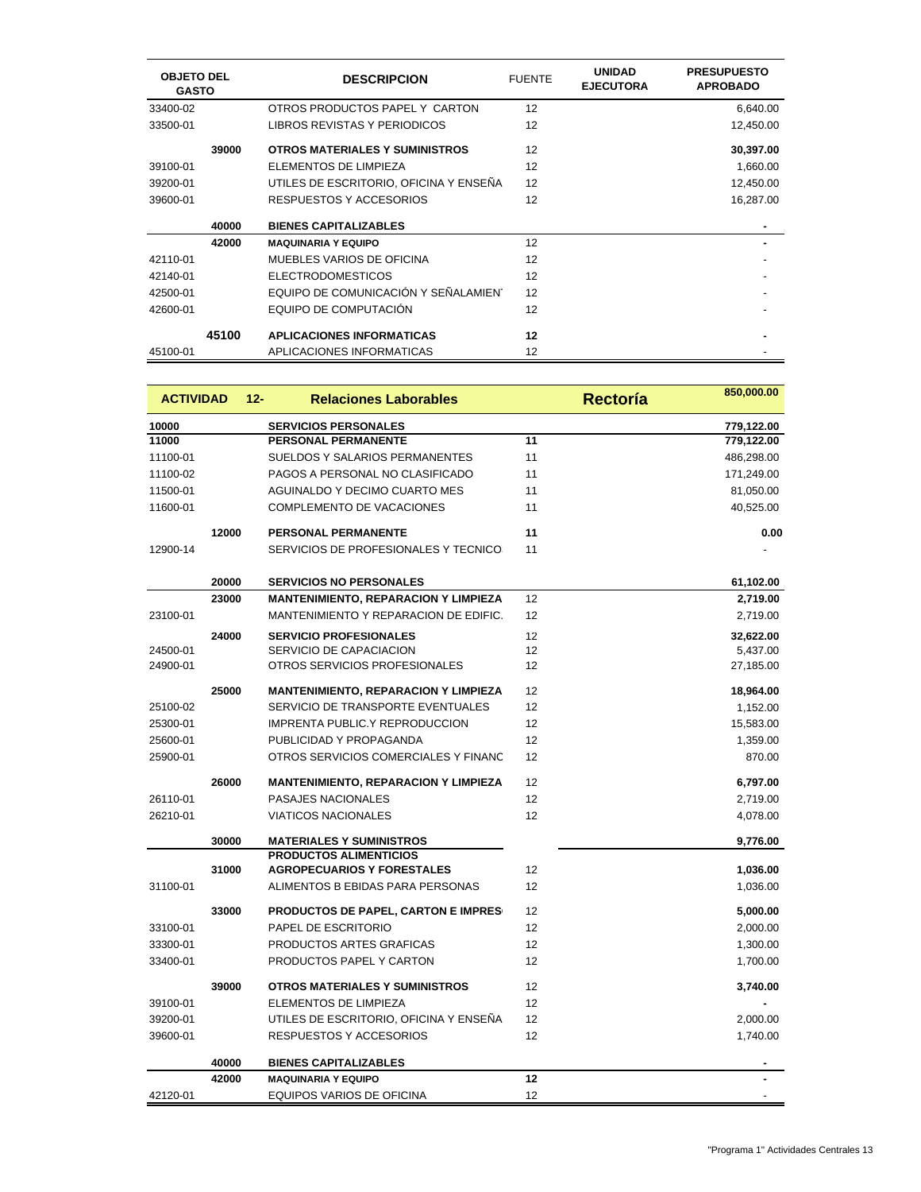| OBJETO DEL GASTO | | DESCRIPCION | FUENTE | UNIDAD EJECUTORA | PRESUPUESTO APROBADO |
|---|---|---|---|---|---|
| 33400-02 | | OTROS PRODUCTOS PAPEL Y CARTON | 12 | | 6,640.00 |
| 33500-01 | | LIBROS REVISTAS Y PERIODICOS | 12 | | 12,450.00 |
| | **39000** | **OTROS MATERIALES Y SUMINISTROS** | 12 | | **30,397.00** |
| 39100-01 | | ELEMENTOS DE LIMPIEZA | 12 | | 1,660.00 |
| 39200-01 | | UTILES DE ESCRITORIO, OFICINA Y ENSEÑA | 12 | | 12,450.00 |
| 39600-01 | | RESPUESTOS Y ACCESORIOS | 12 | | 16,287.00 |
| | **40000** | **BIENES CAPITALIZABLES** | | | **-** |
| | **42000** | **MAQUINARIA Y EQUIPO** | 12 | | **-** |
| 42110-01 | | MUEBLES VARIOS DE OFICINA | 12 | | - |
| 42140-01 | | ELECTRODOMESTICOS | 12 | | - |
| 42500-01 | | EQUIPO DE COMUNICACIÓN Y SEÑALAMIEN | 12 | | - |
| 42600-01 | | EQUIPO DE COMPUTACIÓN | 12 | | - |
| | **45100** | **APLICACIONES INFORMATICAS** | **12** | | **-** |
| 45100-01 | | APLICACIONES INFORMATICAS | 12 | | - |

| **ACTIVIDAD** | **12-** | **Relaciones Laborables** | | **Rectoría** | **850,000.00** |
|---|---|---|---|---|---|
| **10000** | | **SERVICIOS PERSONALES** | | | **779,122.00** |
| **11000** | | **PERSONAL PERMANENTE** | **11** | | **779,122.00** |
| 11100-01 | | SUELDOS Y SALARIOS PERMANENTES | 11 | | 486,298.00 |
| 11100-02 | | PAGOS A PERSONAL NO CLASIFICADO | 11 | | 171,249.00 |
| 11500-01 | | AGUINALDO Y DECIMO CUARTO MES | 11 | | 81,050.00 |
| 11600-01 | | COMPLEMENTO DE VACACIONES | 11 | | 40,525.00 |
| | **12000** | **PERSONAL PERMANENTE** | **11** | | **0.00** |
| 12900-14 | | SERVICIOS DE PROFESIONALES Y TECNICO | 11 | | - |
| | **20000** | **SERVICIOS NO PERSONALES** | | | **61,102.00** |
| | **23000** | **MANTENIMIENTO, REPARACION Y LIMPIEZA** | 12 | | **2,719.00** |
| 23100-01 | | MANTENIMIENTO Y REPARACION DE EDIFIC. | 12 | | 2,719.00 |
| | **24000** | **SERVICIO PROFESIONALES** | 12 | | **32,622.00** |
| 24500-01 | | SERVICIO DE CAPACIACION | 12 | | 5,437.00 |
| 24900-01 | | OTROS SERVICIOS PROFESIONALES | 12 | | 27,185.00 |
| | **25000** | **MANTENIMIENTO, REPARACION Y LIMPIEZA** | 12 | | **18,964.00** |
| 25100-02 | | SERVICIO DE TRANSPORTE EVENTUALES | 12 | | 1,152.00 |
| 25300-01 | | IMPRENTA PUBLIC.Y REPRODUCCION | 12 | | 15,583.00 |
| 25600-01 | | PUBLICIDAD Y PROPAGANDA | 12 | | 1,359.00 |
| 25900-01 | | OTROS SERVICIOS COMERCIALES Y FINANC | 12 | | 870.00 |
| | **26000** | **MANTENIMIENTO, REPARACION Y LIMPIEZA** | 12 | | **6,797.00** |
| 26110-01 | | PASAJES NACIONALES | 12 | | 2,719.00 |
| 26210-01 | | VIATICOS NACIONALES | 12 | | 4,078.00 |
| | **30000** | **MATERIALES Y SUMINISTROS** | | | **9,776.00** |
| | **31000** | **PRODUCTOS ALIMENTICIOS AGROPECUARIOS Y FORESTALES** | 12 | | **1,036.00** |
| 31100-01 | | ALIMENTOS B EBIDAS PARA PERSONAS | 12 | | 1,036.00 |
| | **33000** | **PRODUCTOS DE PAPEL, CARTON E IMPRES** | 12 | | **5,000.00** |
| 33100-01 | | PAPEL DE ESCRITORIO | 12 | | 2,000.00 |
| 33300-01 | | PRODUCTOS ARTES GRAFICAS | 12 | | 1,300.00 |
| 33400-01 | | PRODUCTOS PAPEL Y CARTON | 12 | | 1,700.00 |
| | **39000** | **OTROS MATERIALES Y SUMINISTROS** | 12 | | **3,740.00** |
| 39100-01 | | ELEMENTOS DE LIMPIEZA | 12 | | - |
| 39200-01 | | UTILES DE ESCRITORIO, OFICINA Y ENSEÑA | 12 | | 2,000.00 |
| 39600-01 | | RESPUESTOS Y ACCESORIOS | 12 | | 1,740.00 |
| | **40000** | **BIENES CAPITALIZABLES** | | | **-** |
| | **42000** | **MAQUINARIA Y EQUIPO** | **12** | | **-** |
| 42120-01 | | EQUIPOS VARIOS DE OFICINA | 12 | | - |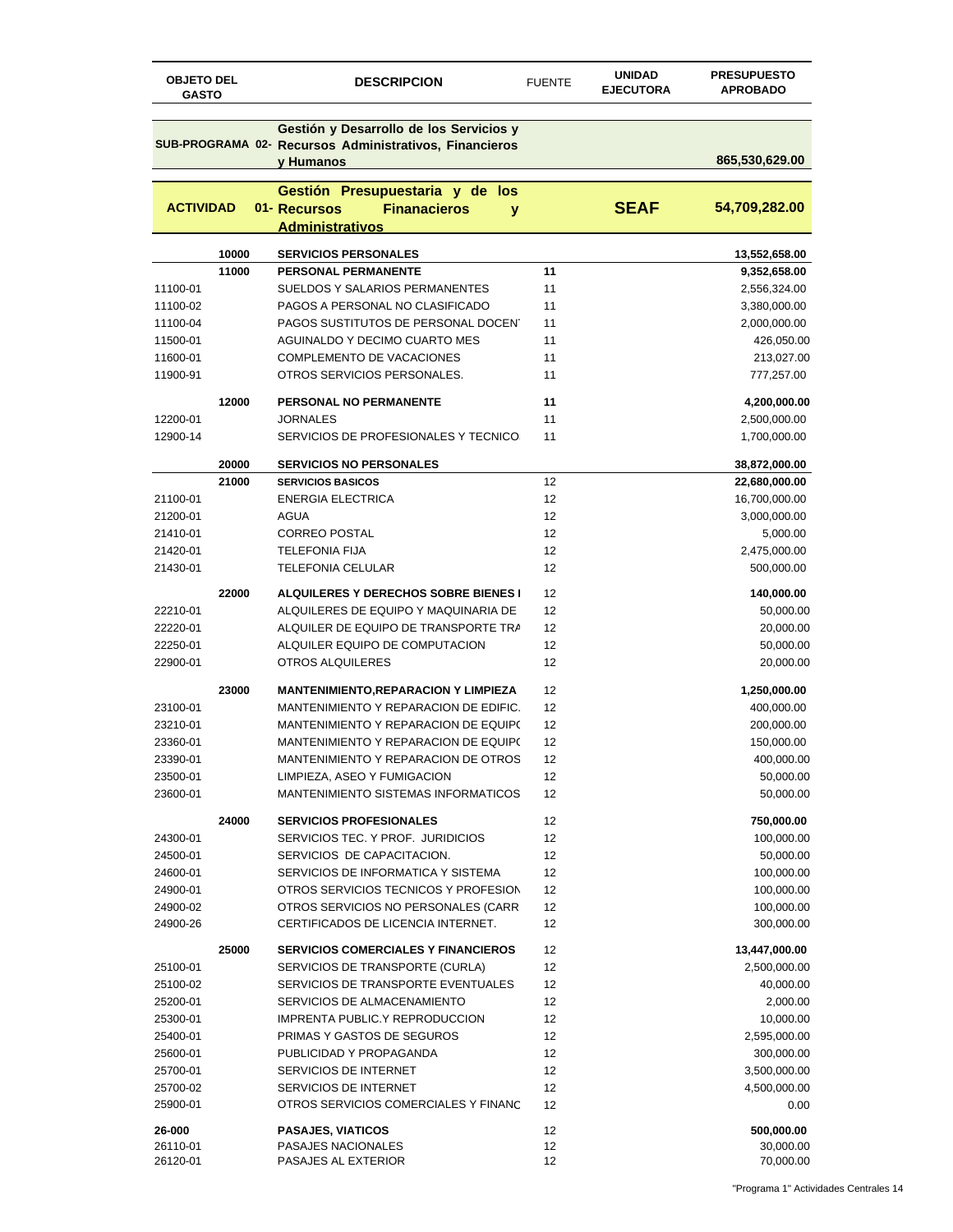| OBJETO DEL GASTO | | DESCRIPCION | FUENTE | UNIDAD EJECUTORA | PRESUPUESTO APROBADO |
|---|---|---|---|---|---|
| **SUB-PROGRAMA 02-** | | **Gestión y Desarrollo de los Servicios y Recursos Administrativos, Financieros y Humanos** | | | **865,530,629.00** |
| **ACTIVIDAD** | **01-** | **Gestión Presupuestaria y de los Recursos Finanacieros y Administrativos** | | **SEAF** | **54,709,282.00** |
| | **10000** | **SERVICIOS PERSONALES** | | | **13,552,658.00** |
| | **11000** | **PERSONAL PERMANENTE** | **11** | | **9,352,658.00** |
| 11100-01 | | SUELDOS Y SALARIOS PERMANENTES | 11 | | 2,556,324.00 |
| 11100-02 | | PAGOS A PERSONAL NO CLASIFICADO | 11 | | 3,380,000.00 |
| 11100-04 | | PAGOS SUSTITUTOS DE PERSONAL DOCEN | 11 | | 2,000,000.00 |
| 11500-01 | | AGUINALDO Y DECIMO CUARTO MES | 11 | | 426,050.00 |
| 11600-01 | | COMPLEMENTO DE VACACIONES | 11 | | 213,027.00 |
| 11900-91 | | OTROS SERVICIOS PERSONALES. | 11 | | 777,257.00 |
| | **12000** | **PERSONAL NO PERMANENTE** | **11** | | **4,200,000.00** |
| 12200-01 | | JORNALES | 11 | | 2,500,000.00 |
| 12900-14 | | SERVICIOS DE PROFESIONALES Y TECNICO | 11 | | 1,700,000.00 |
| | **20000** | **SERVICIOS NO PERSONALES** | | | **38,872,000.00** |
| | **21000** | **SERVICIOS BASICOS** | 12 | | **22,680,000.00** |
| 21100-01 | | ENERGIA ELECTRICA | 12 | | 16,700,000.00 |
| 21200-01 | | AGUA | 12 | | 3,000,000.00 |
| 21410-01 | | CORREO POSTAL | 12 | | 5,000.00 |
| 21420-01 | | TELEFONIA FIJA | 12 | | 2,475,000.00 |
| 21430-01 | | TELEFONIA CELULAR | 12 | | 500,000.00 |
| | **22000** | **ALQUILERES Y DERECHOS SOBRE BIENES I** | 12 | | **140,000.00** |
| 22210-01 | | ALQUILERES DE EQUIPO Y MAQUINARIA DE | 12 | | 50,000.00 |
| 22220-01 | | ALQUILER DE EQUIPO DE TRANSPORTE TRA | 12 | | 20,000.00 |
| 22250-01 | | ALQUILER EQUIPO DE COMPUTACION | 12 | | 50,000.00 |
| 22900-01 | | OTROS ALQUILERES | 12 | | 20,000.00 |
| | **23000** | **MANTENIMIENTO,REPARACION Y LIMPIEZA** | 12 | | **1,250,000.00** |
| 23100-01 | | MANTENIMIENTO Y REPARACION DE EDIFIC. | 12 | | 400,000.00 |
| 23210-01 | | MANTENIMIENTO Y REPARACION DE EQUIP( | 12 | | 200,000.00 |
| 23360-01 | | MANTENIMIENTO Y REPARACION DE EQUIP( | 12 | | 150,000.00 |
| 23390-01 | | MANTENIMIENTO Y REPARACION DE OTROS | 12 | | 400,000.00 |
| 23500-01 | | LIMPIEZA, ASEO Y FUMIGACION | 12 | | 50,000.00 |
| 23600-01 | | MANTENIMIENTO SISTEMAS INFORMATICOS | 12 | | 50,000.00 |
| | **24000** | **SERVICIOS PROFESIONALES** | 12 | | **750,000.00** |
| 24300-01 | | SERVICIOS TEC. Y PROF. JURIDICIOS | 12 | | 100,000.00 |
| 24500-01 | | SERVICIOS DE CAPACITACION. | 12 | | 50,000.00 |
| 24600-01 | | SERVICIOS DE INFORMATICA Y SISTEMA | 12 | | 100,000.00 |
| 24900-01 | | OTROS SERVICIOS TECNICOS Y PROFESION | 12 | | 100,000.00 |
| 24900-02 | | OTROS SERVICIOS NO PERSONALES (CARR | 12 | | 100,000.00 |
| 24900-26 | | CERTIFICADOS DE LICENCIA INTERNET. | 12 | | 300,000.00 |
| | **25000** | **SERVICIOS COMERCIALES Y FINANCIEROS** | 12 | | **13,447,000.00** |
| 25100-01 | | SERVICIOS DE TRANSPORTE (CURLA) | 12 | | 2,500,000.00 |
| 25100-02 | | SERVICIOS DE TRANSPORTE EVENTUALES | 12 | | 40,000.00 |
| 25200-01 | | SERVICIOS DE ALMACENAMIENTO | 12 | | 2,000.00 |
| 25300-01 | | IMPRENTA PUBLIC.Y REPRODUCCION | 12 | | 10,000.00 |
| 25400-01 | | PRIMAS Y GASTOS DE SEGUROS | 12 | | 2,595,000.00 |
| 25600-01 | | PUBLICIDAD Y PROPAGANDA | 12 | | 300,000.00 |
| 25700-01 | | SERVICIOS DE INTERNET | 12 | | 3,500,000.00 |
| 25700-02 | | SERVICIOS DE INTERNET | 12 | | 4,500,000.00 |
| 25900-01 | | OTROS SERVICIOS COMERCIALES Y FINANC | 12 | | 0.00 |
| **26-000** | | **PASAJES, VIATICOS** | 12 | | **500,000.00** |
| 26110-01 | | PASAJES NACIONALES | 12 | | 30,000.00 |
| 26120-01 | | PASAJES AL EXTERIOR | 12 | | 70,000.00 |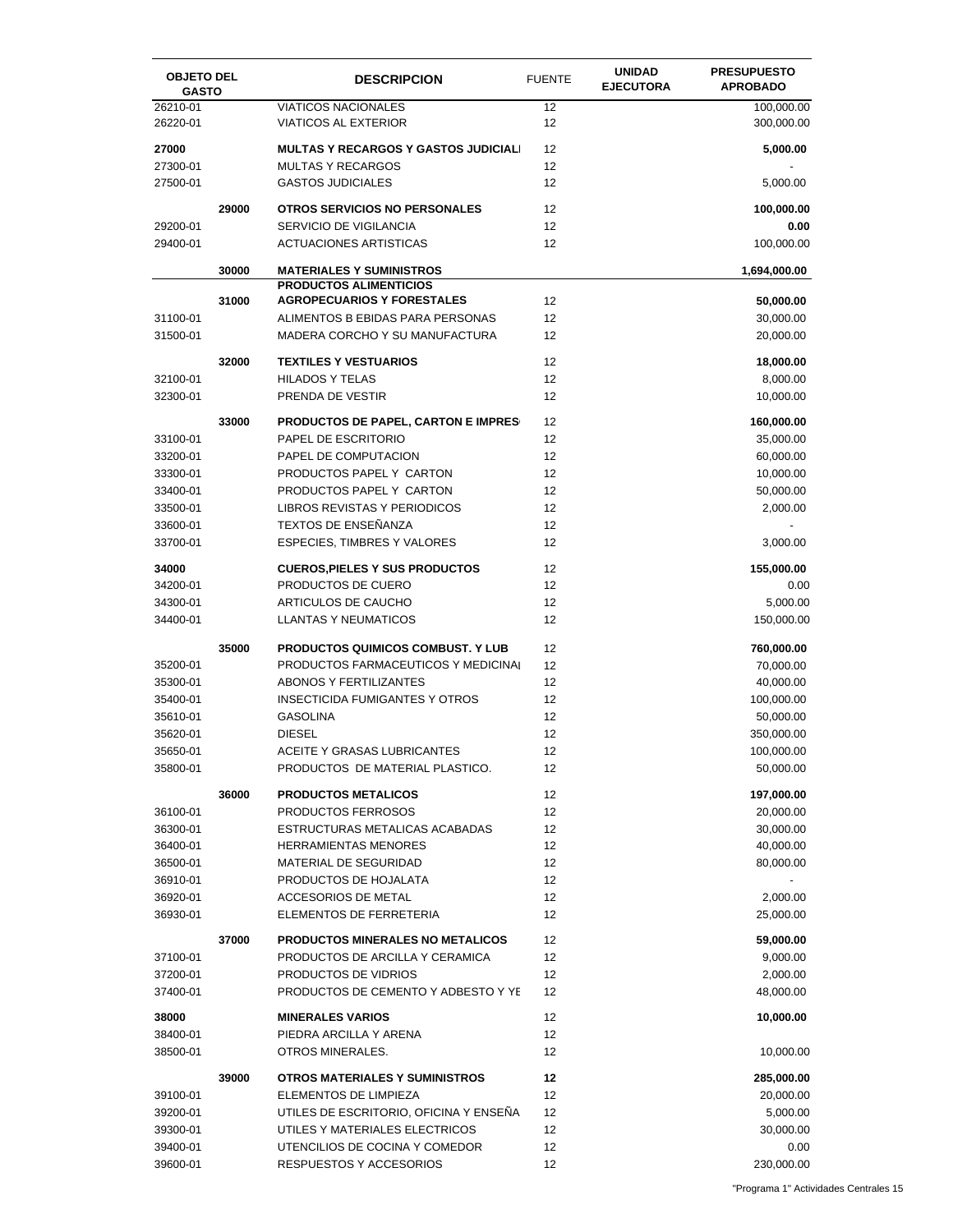| OBJETO DEL GASTO | | DESCRIPCION | FUENTE | UNIDAD EJECUTORA | PRESUPUESTO APROBADO |
|---|---|---|---|---|---|
| 26210-01 | | VIATICOS NACIONALES | 12 | | 100,000.00 |
| 26220-01 | | VIATICOS AL EXTERIOR | 12 | | 300,000.00 |
| **27000** | | **MULTAS Y RECARGOS Y GASTOS JUDICIALI** | 12 | | **5,000.00** |
| 27300-01 | | MULTAS Y RECARGOS | 12 | | - |
| 27500-01 | | GASTOS JUDICIALES | 12 | | 5,000.00 |
| | **29000** | **OTROS SERVICIOS NO PERSONALES** | 12 | | **100,000.00** |
| 29200-01 | | SERVICIO DE VIGILANCIA | 12 | | **0.00** |
| 29400-01 | | ACTUACIONES ARTISTICAS | 12 | | 100,000.00 |
| | **30000** | **MATERIALES Y SUMINISTROS** | | | **1,694,000.00** |
| | **31000** | **PRODUCTOS ALIMENTICIOS AGROPECUARIOS Y FORESTALES** | 12 | | **50,000.00** |
| 31100-01 | | ALIMENTOS B EBIDAS PARA PERSONAS | 12 | | 30,000.00 |
| 31500-01 | | MADERA CORCHO Y SU MANUFACTURA | 12 | | 20,000.00 |
| | **32000** | **TEXTILES Y VESTUARIOS** | 12 | | **18,000.00** |
| 32100-01 | | HILADOS Y TELAS | 12 | | 8,000.00 |
| 32300-01 | | PRENDA DE VESTIR | 12 | | 10,000.00 |
| | **33000** | **PRODUCTOS DE PAPEL, CARTON E IMPRES** | 12 | | **160,000.00** |
| 33100-01 | | PAPEL DE ESCRITORIO | 12 | | 35,000.00 |
| 33200-01 | | PAPEL DE COMPUTACION | 12 | | 60,000.00 |
| 33300-01 | | PRODUCTOS PAPEL Y CARTON | 12 | | 10,000.00 |
| 33400-01 | | PRODUCTOS PAPEL Y CARTON | 12 | | 50,000.00 |
| 33500-01 | | LIBROS REVISTAS Y PERIODICOS | 12 | | 2,000.00 |
| 33600-01 | | TEXTOS DE ENSEÑANZA | 12 | | - |
| 33700-01 | | ESPECIES, TIMBRES Y VALORES | 12 | | 3,000.00 |
| **34000** | | **CUEROS,PIELES Y SUS PRODUCTOS** | 12 | | **155,000.00** |
| 34200-01 | | PRODUCTOS DE CUERO | 12 | | 0.00 |
| 34300-01 | | ARTICULOS DE CAUCHO | 12 | | 5,000.00 |
| 34400-01 | | LLANTAS Y NEUMATICOS | 12 | | 150,000.00 |
| | **35000** | **PRODUCTOS QUIMICOS COMBUST. Y LUB** | 12 | | **760,000.00** |
| 35200-01 | | PRODUCTOS FARMACEUTICOS Y MEDICINAI | 12 | | 70,000.00 |
| 35300-01 | | ABONOS Y FERTILIZANTES | 12 | | 40,000.00 |
| 35400-01 | | INSECTICIDA FUMIGANTES Y OTROS | 12 | | 100,000.00 |
| 35610-01 | | GASOLINA | 12 | | 50,000.00 |
| 35620-01 | | DIESEL | 12 | | 350,000.00 |
| 35650-01 | | ACEITE Y GRASAS LUBRICANTES | 12 | | 100,000.00 |
| 35800-01 | | PRODUCTOS DE MATERIAL PLASTICO. | 12 | | 50,000.00 |
| | **36000** | **PRODUCTOS METALICOS** | 12 | | **197,000.00** |
| 36100-01 | | PRODUCTOS FERROSOS | 12 | | 20,000.00 |
| 36300-01 | | ESTRUCTURAS METALICAS ACABADAS | 12 | | 30,000.00 |
| 36400-01 | | HERRAMIENTAS MENORES | 12 | | 40,000.00 |
| 36500-01 | | MATERIAL DE SEGURIDAD | 12 | | 80,000.00 |
| 36910-01 | | PRODUCTOS DE HOJALATA | 12 | | - |
| 36920-01 | | ACCESORIOS DE METAL | 12 | | 2,000.00 |
| 36930-01 | | ELEMENTOS DE FERRETERIA | 12 | | 25,000.00 |
| | **37000** | **PRODUCTOS MINERALES NO METALICOS** | 12 | | **59,000.00** |
| 37100-01 | | PRODUCTOS DE ARCILLA Y CERAMICA | 12 | | 9,000.00 |
| 37200-01 | | PRODUCTOS DE VIDRIOS | 12 | | 2,000.00 |
| 37400-01 | | PRODUCTOS DE CEMENTO Y ADBESTO Y YE | 12 | | 48,000.00 |
| **38000** | | **MINERALES VARIOS** | 12 | | **10,000.00** |
| 38400-01 | | PIEDRA ARCILLA Y ARENA | 12 | | |
| 38500-01 | | OTROS MINERALES. | 12 | | 10,000.00 |
| | **39000** | **OTROS MATERIALES Y SUMINISTROS** | **12** | | **285,000.00** |
| 39100-01 | | ELEMENTOS DE LIMPIEZA | 12 | | 20,000.00 |
| 39200-01 | | UTILES DE ESCRITORIO, OFICINA Y ENSEÑA | 12 | | 5,000.00 |
| 39300-01 | | UTILES Y MATERIALES ELECTRICOS | 12 | | 30,000.00 |
| 39400-01 | | UTENCILIOS DE COCINA Y COMEDOR | 12 | | 0.00 |
| 39600-01 | | RESPUESTOS Y ACCESORIOS | 12 | | 230,000.00 |

"Programa 1" Actividades Centrales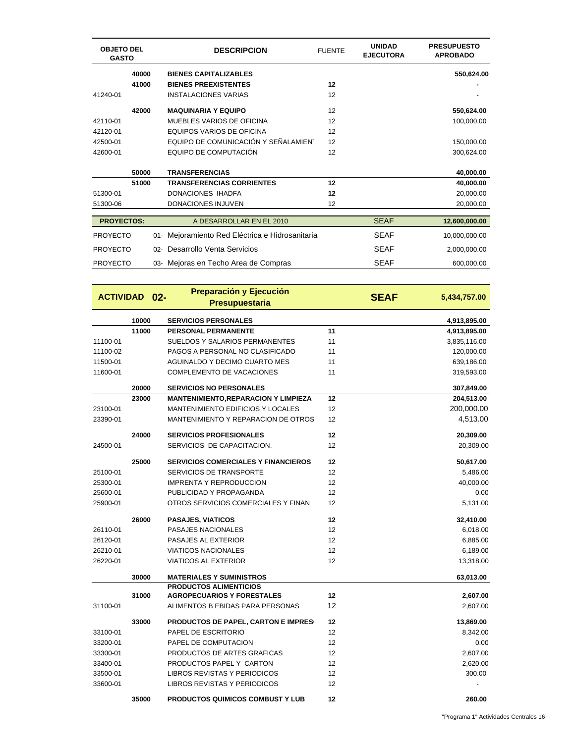| OBJETO DEL GASTO | | DESCRIPCION | FUENTE | UNIDAD EJECUTORA | PRESUPUESTO APROBADO |
|---|---|---|---|---|---|
| | **40000** | **BIENES CAPITALIZABLES** | | | **550,624.00** |
| | **41000** | **BIENES PREEXISTENTES** | **12** | | **-** |
| 41240-01 | | INSTALACIONES VARIAS | 12 | | - |
| | **42000** | **MAQUINARIA Y EQUIPO** | 12 | | **550,624.00** |
| 42110-01 | | MUEBLES VARIOS DE OFICINA | 12 | | 100,000.00 |
| 42120-01 | | EQUIPOS VARIOS DE OFICINA | 12 | | |
| 42500-01 | | EQUIPO DE COMUNICACIÓN Y SEÑALAMIEN | 12 | | 150,000.00 |
| 42600-01 | | EQUIPO DE COMPUTACIÓN | 12 | | 300,624.00 |
| | **50000** | **TRANSFERENCIAS** | | | **40,000.00** |
| | **51000** | **TRANSFERENCIAS CORRIENTES** | **12** | | **40,000.00** |
| 51300-01 | | DONACIONES IHADFA | **12** | | 20,000.00 |
| 51300-06 | | DONACIONES INJUVEN | 12 | | 20,000.00 |
| **PROYECTOS:** | | A DESARROLLAR EN EL 2010 | | SEAF | **12,600,000.00** |
| PROYECTO | 01- | Mejoramiento Red Eléctrica e Hidrosanitaria | | SEAF | 10,000,000.00 |
| PROYECTO | 02- | Desarrollo Venta Servicios | | SEAF | 2,000,000.00 |
| PROYECTO | 03- | Mejoras en Techo Area de Compras | | SEAF | 600,000.00 |

| **ACTIVIDAD** | **02-** | **Preparación y Ejecución Presupuestaria** | | **SEAF** | **5,434,757.00** |
|---|---|---|---|---|---|
| | **10000** | **SERVICIOS PERSONALES** | | | **4,913,895.00** |
| | **11000** | **PERSONAL PERMANENTE** | **11** | | **4,913,895.00** |
| 11100-01 | | SUELDOS Y SALARIOS PERMANENTES | 11 | | 3,835,116.00 |
| 11100-02 | | PAGOS A PERSONAL NO CLASIFICADO | 11 | | 120,000.00 |
| 11500-01 | | AGUINALDO Y DECIMO CUARTO MES | 11 | | 639,186.00 |
| 11600-01 | | COMPLEMENTO DE VACACIONES | 11 | | 319,593.00 |
| | **20000** | **SERVICIOS NO PERSONALES** | | | **307,849.00** |
| | **23000** | **MANTENIMIENTO,REPARACION Y LIMPIEZA** | **12** | | **204,513.00** |
| 23100-01 | | MANTENIMIENTO EDIFICIOS Y LOCALES | 12 | | 200,000.00 |
| 23390-01 | | MANTENIMIENTO Y REPARACION DE OTROS | 12 | | 4,513.00 |
| | **24000** | **SERVICIOS PROFESIONALES** | **12** | | **20,309.00** |
| 24500-01 | | SERVICIOS DE CAPACITACION. | 12 | | 20,309.00 |
| | **25000** | **SERVICIOS COMERCIALES Y FINANCIEROS** | **12** | | **50,617.00** |
| 25100-01 | | SERVICIOS DE TRANSPORTE | 12 | | 5,486.00 |
| 25300-01 | | IMPRENTA Y REPRODUCCION | 12 | | 40,000.00 |
| 25600-01 | | PUBLICIDAD Y PROPAGANDA | 12 | | 0.00 |
| 25900-01 | | OTROS SERVICIOS COMERCIALES Y FINAN | 12 | | 5,131.00 |
| | **26000** | **PASAJES, VIATICOS** | **12** | | **32,410.00** |
| 26110-01 | | PASAJES NACIONALES | 12 | | 6,018.00 |
| 26120-01 | | PASAJES AL EXTERIOR | 12 | | 6,885.00 |
| 26210-01 | | VIATICOS NACIONALES | 12 | | 6,189.00 |
| 26220-01 | | VIATICOS AL EXTERIOR | 12 | | 13,318.00 |
| | **30000** | **MATERIALES Y SUMINISTROS** | | | **63,013.00** |
| | **31000** | **PRODUCTOS ALIMENTICIOS AGROPECUARIOS Y FORESTALES** | **12** | | **2,607.00** |
| 31100-01 | | ALIMENTOS B EBIDAS PARA PERSONAS | 12 | | 2,607.00 |
| | **33000** | **PRODUCTOS DE PAPEL, CARTON E IMPRES** | **12** | | **13,869.00** |
| 33100-01 | | PAPEL DE ESCRITORIO | 12 | | 8,342.00 |
| 33200-01 | | PAPEL DE COMPUTACION | 12 | | 0.00 |
| 33300-01 | | PRODUCTOS DE ARTES GRAFICAS | 12 | | 2,607.00 |
| 33400-01 | | PRODUCTOS PAPEL Y CARTON | 12 | | 2,620.00 |
| 33500-01 | | LIBROS REVISTAS Y PERIODICOS | 12 | | 300.00 |
| 33600-01 | | LIBROS REVISTAS Y PERIODICOS | 12 | | - |
| | **35000** | **PRODUCTOS QUIMICOS COMBUST Y LUB** | **12** | | **260.00** |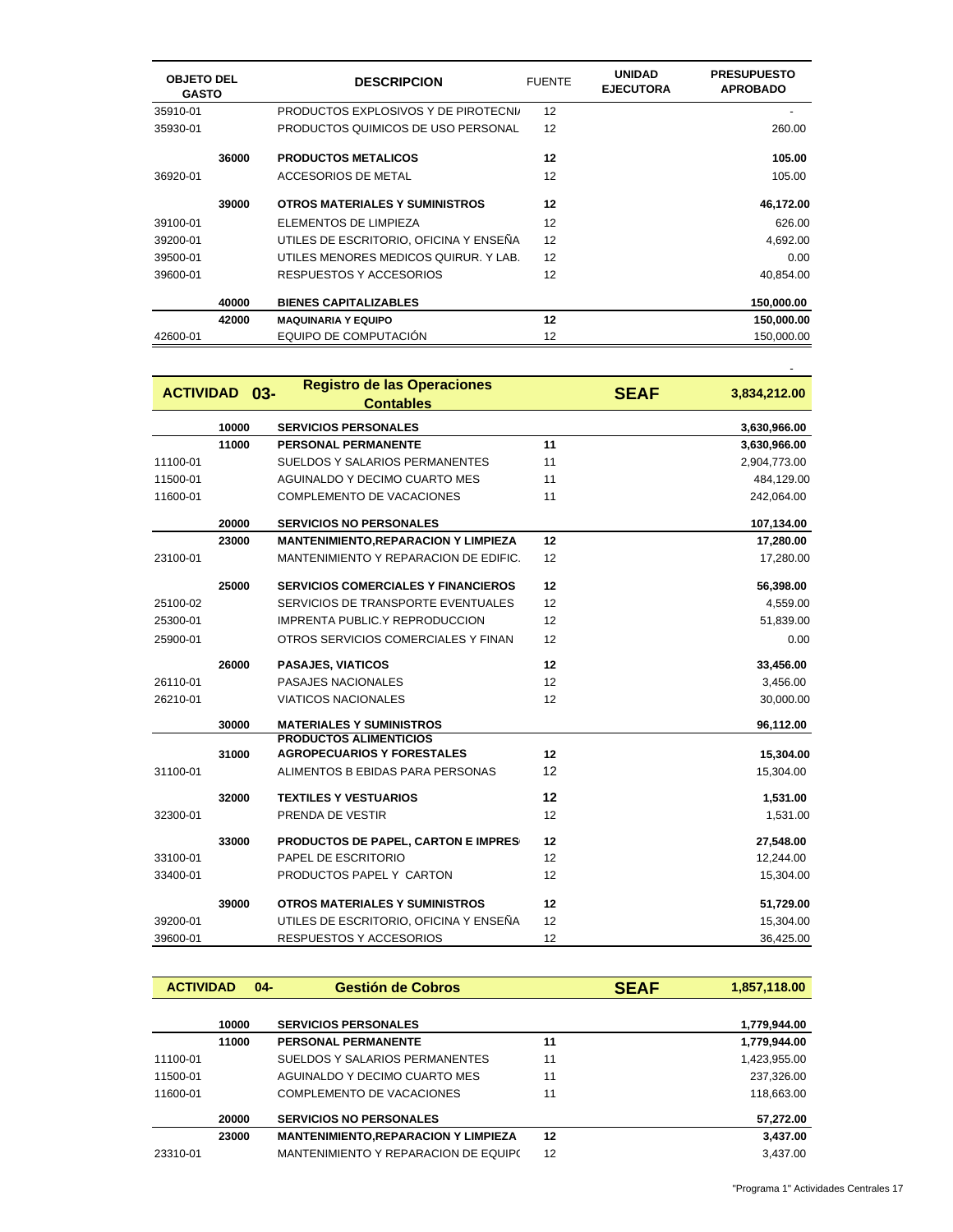| OBJETO DEL GASTO | | DESCRIPCION | FUENTE | UNIDAD EJECUTORA | PRESUPUESTO APROBADO |
|---|---|---|---|---|---|
| 35910-01 | | PRODUCTOS EXPLOSIVOS Y DE PIROTECNIA | 12 | | - |
| 35930-01 | | PRODUCTOS QUIMICOS DE USO PERSONAL | 12 | | 260.00 |
| | **36000** | **PRODUCTOS METALICOS** | **12** | | **105.00** |
| 36920-01 | | ACCESORIOS DE METAL | 12 | | 105.00 |
| | **39000** | **OTROS MATERIALES Y SUMINISTROS** | **12** | | **46,172.00** |
| 39100-01 | | ELEMENTOS DE LIMPIEZA | 12 | | 626.00 |
| 39200-01 | | UTILES DE ESCRITORIO, OFICINA Y ENSEÑA | 12 | | 4,692.00 |
| 39500-01 | | UTILES MENORES MEDICOS QUIRUR. Y LAB. | 12 | | 0.00 |
| 39600-01 | | RESPUESTOS Y ACCESORIOS | 12 | | 40,854.00 |
| | **40000** | **BIENES CAPITALIZABLES** | | | **150,000.00** |
| | **42000** | **MAQUINARIA Y EQUIPO** | **12** | | **150,000.00** |
| 42600-01 | | EQUIPO DE COMPUTACIÓN | 12 | | 150,000.00 |
| | | | | | - |

| **ACTIVIDAD** | **03-** | **Registro de las Operaciones Contables** | | **SEAF** | **3,834,212.00** |
|---|---|---|---|---|---|
| | **10000** | **SERVICIOS PERSONALES** | | | **3,630,966.00** |
| | **11000** | **PERSONAL PERMANENTE** | **11** | | **3,630,966.00** |
| 11100-01 | | SUELDOS Y SALARIOS PERMANENTES | 11 | | 2,904,773.00 |
| 11500-01 | | AGUINALDO Y DECIMO CUARTO MES | 11 | | 484,129.00 |
| 11600-01 | | COMPLEMENTO DE VACACIONES | 11 | | 242,064.00 |
| | **20000** | **SERVICIOS NO PERSONALES** | | | **107,134.00** |
| | **23000** | **MANTENIMIENTO,REPARACION Y LIMPIEZA** | **12** | | **17,280.00** |
| 23100-01 | | MANTENIMIENTO Y REPARACION DE EDIFIC. | 12 | | 17,280.00 |
| | **25000** | **SERVICIOS COMERCIALES Y FINANCIEROS** | **12** | | **56,398.00** |
| 25100-02 | | SERVICIOS DE TRANSPORTE EVENTUALES | 12 | | 4,559.00 |
| 25300-01 | | IMPRENTA PUBLIC.Y REPRODUCCION | 12 | | 51,839.00 |
| 25900-01 | | OTROS SERVICIOS COMERCIALES Y FINAN | 12 | | 0.00 |
| | **26000** | **PASAJES, VIATICOS** | **12** | | **33,456.00** |
| 26110-01 | | PASAJES NACIONALES | 12 | | 3,456.00 |
| 26210-01 | | VIATICOS NACIONALES | 12 | | 30,000.00 |
| | **30000** | **MATERIALES Y SUMINISTROS** | | | **96,112.00** |
| | **31000** | **PRODUCTOS ALIMENTICIOS AGROPECUARIOS Y FORESTALES** | **12** | | **15,304.00** |
| 31100-01 | | ALIMENTOS B EBIDAS PARA PERSONAS | 12 | | 15,304.00 |
| | **32000** | **TEXTILES Y VESTUARIOS** | **12** | | **1,531.00** |
| 32300-01 | | PRENDA DE VESTIR | 12 | | 1,531.00 |
| | **33000** | **PRODUCTOS DE PAPEL, CARTON E IMPRES** | **12** | | **27,548.00** |
| 33100-01 | | PAPEL DE ESCRITORIO | 12 | | 12,244.00 |
| 33400-01 | | PRODUCTOS PAPEL Y CARTON | 12 | | 15,304.00 |
| | **39000** | **OTROS MATERIALES Y SUMINISTROS** | **12** | | **51,729.00** |
| 39200-01 | | UTILES DE ESCRITORIO, OFICINA Y ENSEÑA | 12 | | 15,304.00 |
| 39600-01 | | RESPUESTOS Y ACCESORIOS | 12 | | 36,425.00 |

| **ACTIVIDAD** | **04-** | **Gestión de Cobros** | | **SEAF** | **1,857,118.00** |
|---|---|---|---|---|---|
| | **10000** | **SERVICIOS PERSONALES** | | | **1,779,944.00** |
| | **11000** | **PERSONAL PERMANENTE** | **11** | | **1,779,944.00** |
| 11100-01 | | SUELDOS Y SALARIOS PERMANENTES | 11 | | 1,423,955.00 |
| 11500-01 | | AGUINALDO Y DECIMO CUARTO MES | 11 | | 237,326.00 |
| 11600-01 | | COMPLEMENTO DE VACACIONES | 11 | | 118,663.00 |
| | **20000** | **SERVICIOS NO PERSONALES** | | | **57,272.00** |
| | **23000** | **MANTENIMIENTO,REPARACION Y LIMPIEZA** | **12** | | **3,437.00** |
| 23310-01 | | MANTENIMIENTO Y REPARACION DE EQUIPO | 12 | | 3,437.00 |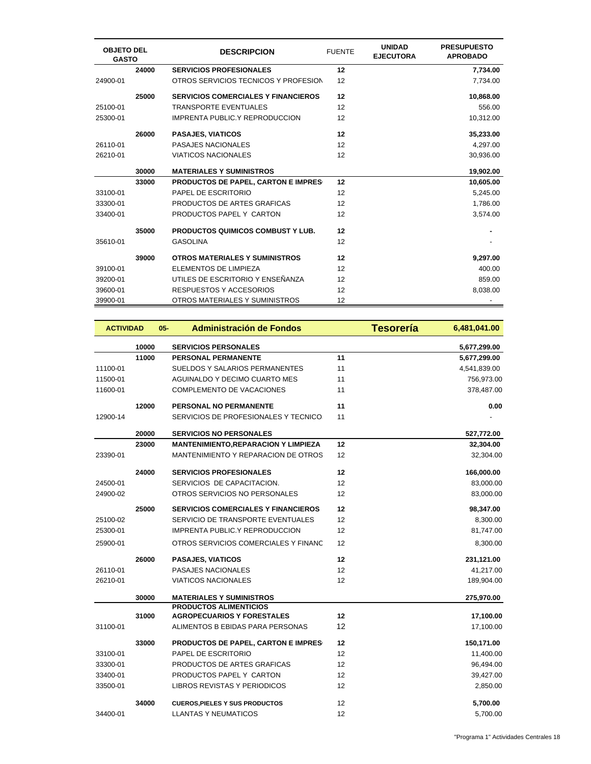| OBJETO DEL GASTO | | DESCRIPCION | FUENTE | UNIDAD EJECUTORA | PRESUPUESTO APROBADO |
|---|---|---|---|---|---|
| | 24000 | **SERVICIOS PROFESIONALES** | **12** | | **7,734.00** |
| 24900-01 | | OTROS SERVICIOS TECNICOS Y PROFESION | 12 | | 7,734.00 |
| | 25000 | **SERVICIOS COMERCIALES Y FINANCIEROS** | **12** | | **10,868.00** |
| 25100-01 | | TRANSPORTE EVENTUALES | 12 | | 556.00 |
| 25300-01 | | IMPRENTA PUBLIC.Y REPRODUCCION | 12 | | 10,312.00 |
| | 26000 | **PASAJES, VIATICOS** | **12** | | **35,233.00** |
| 26110-01 | | PASAJES NACIONALES | 12 | | 4,297.00 |
| 26210-01 | | VIATICOS NACIONALES | 12 | | 30,936.00 |
| | 30000 | **MATERIALES Y SUMINISTROS** | | | **19,902.00** |
| | 33000 | **PRODUCTOS DE PAPEL, CARTON E IMPRES** | **12** | | **10,605.00** |
| 33100-01 | | PAPEL DE ESCRITORIO | 12 | | 5,245.00 |
| 33300-01 | | PRODUCTOS DE ARTES GRAFICAS | 12 | | 1,786.00 |
| 33400-01 | | PRODUCTOS PAPEL Y CARTON | 12 | | 3,574.00 |
| | 35000 | **PRODUCTOS QUIMICOS COMBUST Y LUB.** | **12** | | **-** |
| 35610-01 | | GASOLINA | 12 | | - |
| | 39000 | **OTROS MATERIALES Y SUMINISTROS** | **12** | | **9,297.00** |
| 39100-01 | | ELEMENTOS DE LIMPIEZA | 12 | | 400.00 |
| 39200-01 | | UTILES DE ESCRITORIO Y ENSEÑANZA | 12 | | 859.00 |
| 39600-01 | | RESPUESTOS Y ACCESORIOS | 12 | | 8,038.00 |
| 39900-01 | | OTROS MATERIALES Y SUMINISTROS | 12 | | - |

| ACTIVIDAD | 05- | Administración de Fondos | | Tesorería | 6,481,041.00 |
|---|---|---|---|---|---|
| | 10000 | **SERVICIOS PERSONALES** | | | **5,677,299.00** |
| | 11000 | **PERSONAL PERMANENTE** | **11** | | **5,677,299.00** |
| 11100-01 | | SUELDOS Y SALARIOS PERMANENTES | 11 | | 4,541,839.00 |
| 11500-01 | | AGUINALDO Y DECIMO CUARTO MES | 11 | | 756,973.00 |
| 11600-01 | | COMPLEMENTO DE VACACIONES | 11 | | 378,487.00 |
| | 12000 | **PERSONAL NO PERMANENTE** | **11** | | **0.00** |
| 12900-14 | | SERVICIOS DE PROFESIONALES Y TECNICO | 11 | | - |
| | 20000 | **SERVICIOS NO PERSONALES** | | | **527,772.00** |
| | 23000 | **MANTENIMIENTO,REPARACION Y LIMPIEZA** | **12** | | **32,304.00** |
| 23390-01 | | MANTENIMIENTO Y REPARACION DE OTROS | 12 | | 32,304.00 |
| | 24000 | **SERVICIOS PROFESIONALES** | **12** | | **166,000.00** |
| 24500-01 | | SERVICIOS DE CAPACITACION. | 12 | | 83,000.00 |
| 24900-02 | | OTROS SERVICIOS NO PERSONALES | 12 | | 83,000.00 |
| | 25000 | **SERVICIOS COMERCIALES Y FINANCIEROS** | **12** | | **98,347.00** |
| 25100-02 | | SERVICIO DE TRANSPORTE EVENTUALES | 12 | | 8,300.00 |
| 25300-01 | | IMPRENTA PUBLIC.Y REPRODUCCION | 12 | | 81,747.00 |
| 25900-01 | | OTROS SERVICIOS COMERCIALES Y FINANC | 12 | | 8,300.00 |
| | 26000 | **PASAJES, VIATICOS** | **12** | | **231,121.00** |
| 26110-01 | | PASAJES NACIONALES | 12 | | 41,217.00 |
| 26210-01 | | VIATICOS NACIONALES | 12 | | 189,904.00 |
| | 30000 | **MATERIALES Y SUMINISTROS** | | | **275,970.00** |
| | 31000 | **PRODUCTOS ALIMENTICIOS AGROPECUARIOS Y FORESTALES** | **12** | | **17,100.00** |
| 31100-01 | | ALIMENTOS B EBIDAS PARA PERSONAS | 12 | | 17,100.00 |
| | 33000 | **PRODUCTOS DE PAPEL, CARTON E IMPRES** | **12** | | **150,171.00** |
| 33100-01 | | PAPEL DE ESCRITORIO | 12 | | 11,400.00 |
| 33300-01 | | PRODUCTOS DE ARTES GRAFICAS | 12 | | 96,494.00 |
| 33400-01 | | PRODUCTOS PAPEL Y CARTON | 12 | | 39,427.00 |
| 33500-01 | | LIBROS REVISTAS Y PERIODICOS | 12 | | 2,850.00 |
| | 34000 | **CUEROS,PIELES Y SUS PRODUCTOS** | 12 | | **5,700.00** |
| 34400-01 | | LLANTAS Y NEUMATICOS | 12 | | 5,700.00 |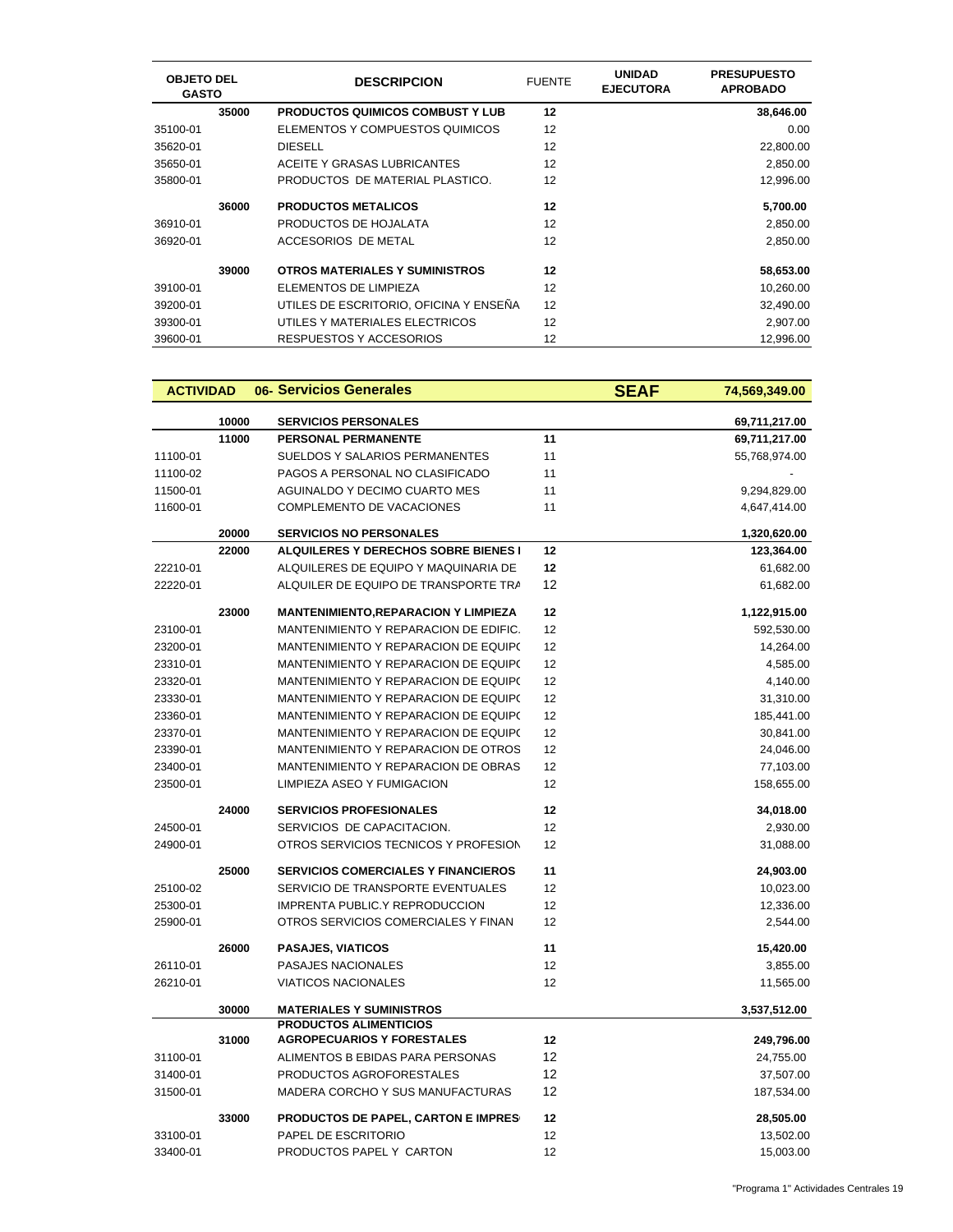| OBJETO DEL GASTO | | DESCRIPCION | FUENTE | UNIDAD EJECUTORA | PRESUPUESTO APROBADO |
|---|---|---|---|---|---|
| | 35000 | **PRODUCTOS QUIMICOS COMBUST Y LUB** | **12** | | **38,646.00** |
| 35100-01 | | ELEMENTOS Y COMPUESTOS QUIMICOS | 12 | | 0.00 |
| 35620-01 | | DIESELL | 12 | | 22,800.00 |
| 35650-01 | | ACEITE Y GRASAS LUBRICANTES | 12 | | 2,850.00 |
| 35800-01 | | PRODUCTOS DE MATERIAL PLASTICO. | 12 | | 12,996.00 |
| | 36000 | **PRODUCTOS METALICOS** | **12** | | **5,700.00** |
| 36910-01 | | PRODUCTOS DE HOJALATA | 12 | | 2,850.00 |
| 36920-01 | | ACCESORIOS DE METAL | 12 | | 2,850.00 |
| | 39000 | **OTROS MATERIALES Y SUMINISTROS** | **12** | | **58,653.00** |
| 39100-01 | | ELEMENTOS DE LIMPIEZA | 12 | | 10,260.00 |
| 39200-01 | | UTILES DE ESCRITORIO, OFICINA Y ENSEÑA | 12 | | 32,490.00 |
| 39300-01 | | UTILES Y MATERIALES ELECTRICOS | 12 | | 2,907.00 |
| 39600-01 | | RESPUESTOS Y ACCESORIOS | 12 | | 12,996.00 |

| ACTIVIDAD | | 06- Servicios Generales | | SEAF | 74,569,349.00 |
|---|---|---|---|---|---|
| | 10000 | **SERVICIOS PERSONALES** | | | **69,711,217.00** |
| | 11000 | **PERSONAL PERMANENTE** | **11** | | **69,711,217.00** |
| 11100-01 | | SUELDOS Y SALARIOS PERMANENTES | 11 | | 55,768,974.00 |
| 11100-02 | | PAGOS A PERSONAL NO CLASIFICADO | 11 | | - |
| 11500-01 | | AGUINALDO Y DECIMO CUARTO MES | 11 | | 9,294,829.00 |
| 11600-01 | | COMPLEMENTO DE VACACIONES | 11 | | 4,647,414.00 |
| | 20000 | **SERVICIOS NO PERSONALES** | | | **1,320,620.00** |
| | 22000 | **ALQUILERES Y DERECHOS SOBRE BIENES I** | **12** | | **123,364.00** |
| 22210-01 | | ALQUILERES DE EQUIPO Y MAQUINARIA DE | **12** | | 61,682.00 |
| 22220-01 | | ALQUILER DE EQUIPO DE TRANSPORTE TRA | 12 | | 61,682.00 |
| | 23000 | **MANTENIMIENTO,REPARACION Y LIMPIEZA** | **12** | | **1,122,915.00** |
| 23100-01 | | MANTENIMIENTO Y REPARACION DE EDIFIC. | 12 | | 592,530.00 |
| 23200-01 | | MANTENIMIENTO Y REPARACION DE EQUIPO | 12 | | 14,264.00 |
| 23310-01 | | MANTENIMIENTO Y REPARACION DE EQUIPO | 12 | | 4,585.00 |
| 23320-01 | | MANTENIMIENTO Y REPARACION DE EQUIPO | 12 | | 4,140.00 |
| 23330-01 | | MANTENIMIENTO Y REPARACION DE EQUIPO | 12 | | 31,310.00 |
| 23360-01 | | MANTENIMIENTO Y REPARACION DE EQUIPO | 12 | | 185,441.00 |
| 23370-01 | | MANTENIMIENTO Y REPARACION DE EQUIPO | 12 | | 30,841.00 |
| 23390-01 | | MANTENIMIENTO Y REPARACION DE OTROS | 12 | | 24,046.00 |
| 23400-01 | | MANTENIMIENTO Y REPARACION DE OBRAS | 12 | | 77,103.00 |
| 23500-01 | | LIMPIEZA ASEO Y FUMIGACION | 12 | | 158,655.00 |
| | 24000 | **SERVICIOS PROFESIONALES** | **12** | | **34,018.00** |
| 24500-01 | | SERVICIOS DE CAPACITACION. | 12 | | 2,930.00 |
| 24900-01 | | OTROS SERVICIOS TECNICOS Y PROFESION | 12 | | 31,088.00 |
| | 25000 | **SERVICIOS COMERCIALES Y FINANCIEROS** | **11** | | **24,903.00** |
| 25100-02 | | SERVICIO DE TRANSPORTE EVENTUALES | 12 | | 10,023.00 |
| 25300-01 | | IMPRENTA PUBLIC.Y REPRODUCCION | 12 | | 12,336.00 |
| 25900-01 | | OTROS SERVICIOS COMERCIALES Y FINAN | 12 | | 2,544.00 |
| | 26000 | **PASAJES, VIATICOS** | **11** | | **15,420.00** |
| 26110-01 | | PASAJES NACIONALES | 12 | | 3,855.00 |
| 26210-01 | | VIATICOS NACIONALES | 12 | | 11,565.00 |
| | 30000 | **MATERIALES Y SUMINISTROS** | | | **3,537,512.00** |
| | 31000 | **PRODUCTOS ALIMENTICIOS AGROPECUARIOS Y FORESTALES** | **12** | | **249,796.00** |
| 31100-01 | | ALIMENTOS B EBIDAS PARA PERSONAS | 12 | | 24,755.00 |
| 31400-01 | | PRODUCTOS AGROFORESTALES | 12 | | 37,507.00 |
| 31500-01 | | MADERA CORCHO Y SUS MANUFACTURAS | 12 | | 187,534.00 |
| | 33000 | **PRODUCTOS DE PAPEL, CARTON E IMPRES** | **12** | | **28,505.00** |
| 33100-01 | | PAPEL DE ESCRITORIO | 12 | | 13,502.00 |
| 33400-01 | | PRODUCTOS PAPEL Y CARTON | 12 | | 15,003.00 |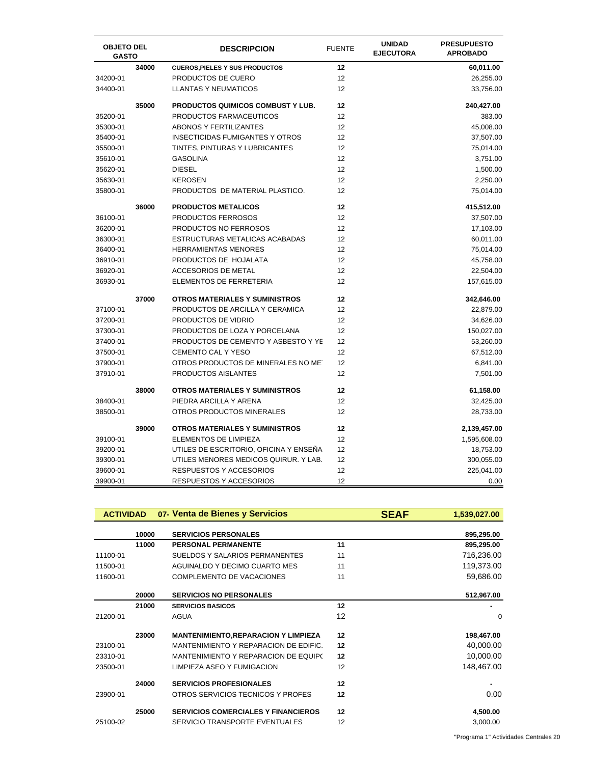| OBJETO DEL GASTO | | DESCRIPCION | FUENTE | UNIDAD EJECUTORA | PRESUPUESTO APROBADO |
|---|---|---|---|---|---|
| | 34000 | **CUEROS,PIELES Y SUS PRODUCTOS** | **12** | | **60,011.00** |
| 34200-01 | | PRODUCTOS DE CUERO | 12 | | 26,255.00 |
| 34400-01 | | LLANTAS Y NEUMATICOS | 12 | | 33,756.00 |
| | 35000 | **PRODUCTOS QUIMICOS COMBUST Y LUB.** | **12** | | **240,427.00** |
| 35200-01 | | PRODUCTOS FARMACEUTICOS | 12 | | 383.00 |
| 35300-01 | | ABONOS Y FERTILIZANTES | 12 | | 45,008.00 |
| 35400-01 | | INSECTICIDAS FUMIGANTES Y OTROS | 12 | | 37,507.00 |
| 35500-01 | | TINTES, PINTURAS Y LUBRICANTES | 12 | | 75,014.00 |
| 35610-01 | | GASOLINA | 12 | | 3,751.00 |
| 35620-01 | | DIESEL | 12 | | 1,500.00 |
| 35630-01 | | KEROSEN | 12 | | 2,250.00 |
| 35800-01 | | PRODUCTOS DE MATERIAL PLASTICO. | 12 | | 75,014.00 |
| | 36000 | **PRODUCTOS METALICOS** | **12** | | **415,512.00** |
| 36100-01 | | PRODUCTOS FERROSOS | 12 | | 37,507.00 |
| 36200-01 | | PRODUCTOS NO FERROSOS | 12 | | 17,103.00 |
| 36300-01 | | ESTRUCTURAS METALICAS ACABADAS | 12 | | 60,011.00 |
| 36400-01 | | HERRAMIENTAS MENORES | 12 | | 75,014.00 |
| 36910-01 | | PRODUCTOS DE HOJALATA | 12 | | 45,758.00 |
| 36920-01 | | ACCESORIOS DE METAL | 12 | | 22,504.00 |
| 36930-01 | | ELEMENTOS DE FERRETERIA | 12 | | 157,615.00 |
| | 37000 | **OTROS MATERIALES Y SUMINISTROS** | **12** | | **342,646.00** |
| 37100-01 | | PRODUCTOS DE ARCILLA Y CERAMICA | 12 | | 22,879.00 |
| 37200-01 | | PRODUCTOS DE VIDRIO | 12 | | 34,626.00 |
| 37300-01 | | PRODUCTOS DE LOZA Y PORCELANA | 12 | | 150,027.00 |
| 37400-01 | | PRODUCTOS DE CEMENTO Y ASBESTO Y YE | 12 | | 53,260.00 |
| 37500-01 | | CEMENTO CAL Y YESO | 12 | | 67,512.00 |
| 37900-01 | | OTROS PRODUCTOS DE MINERALES NO ME | 12 | | 6,841.00 |
| 37910-01 | | PRODUCTOS AISLANTES | 12 | | 7,501.00 |
| | 38000 | **OTROS MATERIALES Y SUMINISTROS** | **12** | | **61,158.00** |
| 38400-01 | | PIEDRA ARCILLA Y ARENA | 12 | | 32,425.00 |
| 38500-01 | | OTROS PRODUCTOS MINERALES | 12 | | 28,733.00 |
| | 39000 | **OTROS MATERIALES Y SUMINISTROS** | **12** | | **2,139,457.00** |
| 39100-01 | | ELEMENTOS DE LIMPIEZA | 12 | | 1,595,608.00 |
| 39200-01 | | UTILES DE ESCRITORIO, OFICINA Y ENSEÑA | 12 | | 18,753.00 |
| 39300-01 | | UTILES MENORES MEDICOS QUIRUR. Y LAB. | 12 | | 300,055.00 |
| 39600-01 | | RESPUESTOS Y ACCESORIOS | 12 | | 225,041.00 |
| 39900-01 | | RESPUESTOS Y ACCESORIOS | 12 | | 0.00 |

| ACTIVIDAD | | 07- Venta de Bienes y Servicios | | SEAF | 1,539,027.00 |
|---|---|---|---|---|---|
| | 10000 | **SERVICIOS PERSONALES** | | | **895,295.00** |
| | 11000 | **PERSONAL PERMANENTE** | **11** | | **895,295.00** |
| 11100-01 | | SUELDOS Y SALARIOS PERMANENTES | 11 | | 716,236.00 |
| 11500-01 | | AGUINALDO Y DECIMO CUARTO MES | 11 | | 119,373.00 |
| 11600-01 | | COMPLEMENTO DE VACACIONES | 11 | | 59,686.00 |
| | 20000 | **SERVICIOS NO PERSONALES** | | | **512,967.00** |
| | 21000 | **SERVICIOS BASICOS** | **12** | | **-** |
| 21200-01 | | AGUA | 12 | | 0 |
| | 23000 | **MANTENIMIENTO,REPARACION Y LIMPIEZA** | **12** | | **198,467.00** |
| 23100-01 | | MANTENIMIENTO Y REPARACION DE EDIFIC. | 12 | | 40,000.00 |
| 23310-01 | | MANTENIMIENTO Y REPARACION DE EQUIP( | 12 | | 10,000.00 |
| 23500-01 | | LIMPIEZA ASEO Y FUMIGACION | 12 | | 148,467.00 |
| | 24000 | **SERVICIOS PROFESIONALES** | **12** | | **-** |
| 23900-01 | | OTROS SERVICIOS TECNICOS Y PROFES | 12 | | 0.00 |
| | 25000 | **SERVICIOS COMERCIALES Y FINANCIEROS** | **12** | | **4,500.00** |
| 25100-02 | | SERVICIO TRANSPORTE EVENTUALES | 12 | | 3,000.00 |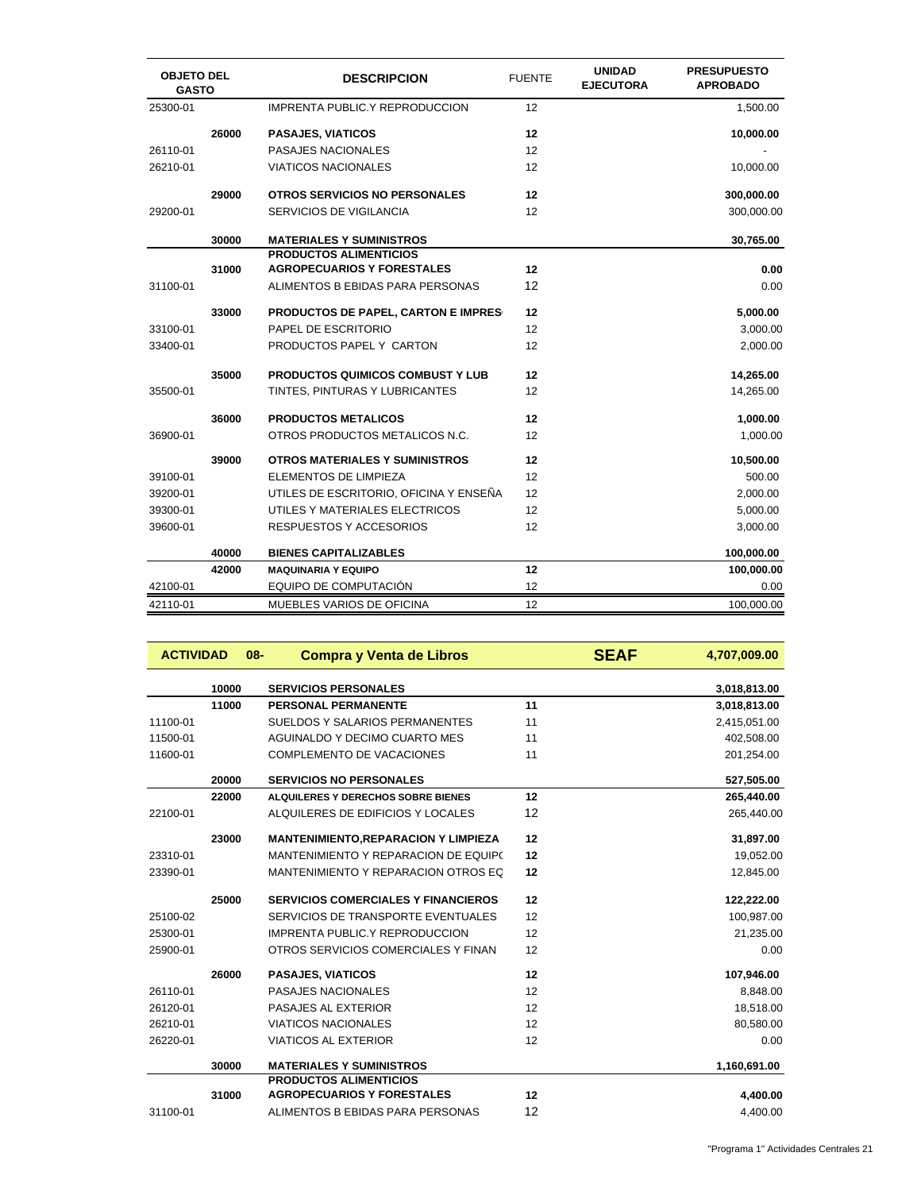| OBJETO DEL GASTO | | DESCRIPCION | FUENTE | UNIDAD EJECUTORA | PRESUPUESTO APROBADO |
|---|---|---|---|---|---|
| 25300-01 | | IMPRENTA PUBLIC.Y REPRODUCCION | 12 | | 1,500.00 |
| | **26000** | **PASAJES, VIATICOS** | **12** | | **10,000.00** |
| 26110-01 | | PASAJES NACIONALES | 12 | | - |
| 26210-01 | | VIATICOS NACIONALES | 12 | | 10,000.00 |
| | **29000** | **OTROS SERVICIOS NO PERSONALES** | **12** | | **300,000.00** |
| 29200-01 | | SERVICIOS DE VIGILANCIA | 12 | | 300,000.00 |
| | **30000** | **MATERIALES Y SUMINISTROS** | | | **30,765.00** |
| | **31000** | **PRODUCTOS ALIMENTICIOS AGROPECUARIOS Y FORESTALES** | **12** | | **0.00** |
| 31100-01 | | ALIMENTOS B EBIDAS PARA PERSONAS | 12 | | 0.00 |
| | **33000** | **PRODUCTOS DE PAPEL, CARTON E IMPRES** | **12** | | **5,000.00** |
| 33100-01 | | PAPEL DE ESCRITORIO | 12 | | 3,000.00 |
| 33400-01 | | PRODUCTOS PAPEL Y CARTON | 12 | | 2,000.00 |
| | **35000** | **PRODUCTOS QUIMICOS COMBUST Y LUB** | **12** | | **14,265.00** |
| 35500-01 | | TINTES, PINTURAS Y LUBRICANTES | 12 | | 14,265.00 |
| | **36000** | **PRODUCTOS METALICOS** | **12** | | **1,000.00** |
| 36900-01 | | OTROS PRODUCTOS METALICOS N.C. | 12 | | 1,000.00 |
| | **39000** | **OTROS MATERIALES Y SUMINISTROS** | **12** | | **10,500.00** |
| 39100-01 | | ELEMENTOS DE LIMPIEZA | 12 | | 500.00 |
| 39200-01 | | UTILES DE ESCRITORIO, OFICINA Y ENSEÑA | 12 | | 2,000.00 |
| 39300-01 | | UTILES Y MATERIALES ELECTRICOS | 12 | | 5,000.00 |
| 39600-01 | | RESPUESTOS Y ACCESORIOS | 12 | | 3,000.00 |
| | **40000** | **BIENES CAPITALIZABLES** | | | **100,000.00** |
| | **42000** | **MAQUINARIA Y EQUIPO** | **12** | | **100,000.00** |
| 42100-01 | | EQUIPO DE COMPUTACIÓN | 12 | | 0.00 |
| 42110-01 | | MUEBLES VARIOS DE OFICINA | 12 | | 100,000.00 |

| **ACTIVIDAD** | **08-** | **Compra y Venta de Libros** | | **SEAF** | **4,707,009.00** |
|---|---|---|---|---|---|
| | **10000** | **SERVICIOS PERSONALES** | | | **3,018,813.00** |
| | **11000** | **PERSONAL PERMANENTE** | **11** | | **3,018,813.00** |
| 11100-01 | | SUELDOS Y SALARIOS PERMANENTES | 11 | | 2,415,051.00 |
| 11500-01 | | AGUINALDO Y DECIMO CUARTO MES | 11 | | 402,508.00 |
| 11600-01 | | COMPLEMENTO DE VACACIONES | 11 | | 201,254.00 |
| | **20000** | **SERVICIOS NO PERSONALES** | | | **527,505.00** |
| | **22000** | **ALQUILERES Y DERECHOS SOBRE BIENES** | **12** | | **265,440.00** |
| 22100-01 | | ALQUILERES DE EDIFICIOS Y LOCALES | 12 | | 265,440.00 |
| | **23000** | **MANTENIMIENTO,REPARACION Y LIMPIEZA** | **12** | | **31,897.00** |
| 23310-01 | | MANTENIMIENTO Y REPARACION DE EQUIP( | **12** | | 19,052.00 |
| 23390-01 | | MANTENIMIENTO Y REPARACION OTROS EQ | **12** | | 12,845.00 |
| | **25000** | **SERVICIOS COMERCIALES Y FINANCIEROS** | **12** | | **122,222.00** |
| 25100-02 | | SERVICIOS DE TRANSPORTE EVENTUALES | 12 | | 100,987.00 |
| 25300-01 | | IMPRENTA PUBLIC.Y REPRODUCCION | 12 | | 21,235.00 |
| 25900-01 | | OTROS SERVICIOS COMERCIALES Y FINAN | 12 | | 0.00 |
| | **26000** | **PASAJES, VIATICOS** | **12** | | **107,946.00** |
| 26110-01 | | PASAJES NACIONALES | 12 | | 8,848.00 |
| 26120-01 | | PASAJES AL EXTERIOR | 12 | | 18,518.00 |
| 26210-01 | | VIATICOS NACIONALES | 12 | | 80,580.00 |
| 26220-01 | | VIATICOS AL EXTERIOR | 12 | | 0.00 |
| | **30000** | **MATERIALES Y SUMINISTROS** | | | **1,160,691.00** |
| | **31000** | **PRODUCTOS ALIMENTICIOS AGROPECUARIOS Y FORESTALES** | **12** | | **4,400.00** |
| 31100-01 | | ALIMENTOS B EBIDAS PARA PERSONAS | 12 | | 4,400.00 |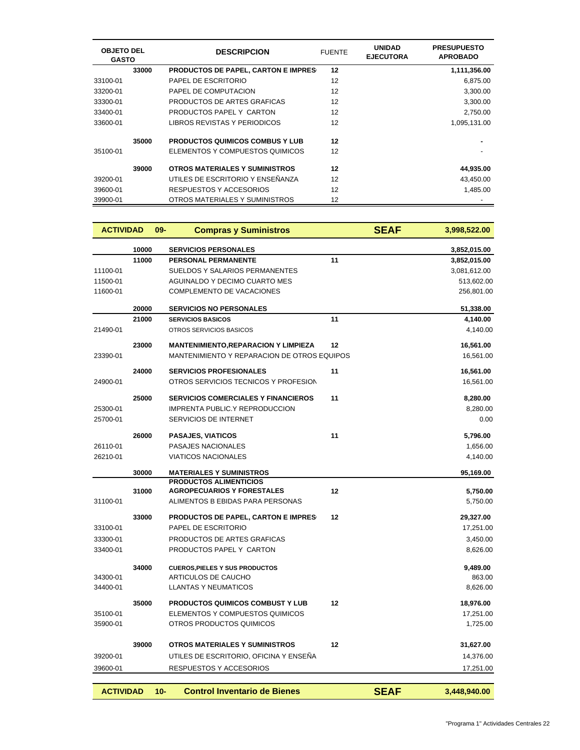| OBJETO DEL GASTO | | DESCRIPCION | FUENTE | UNIDAD EJECUTORA | PRESUPUESTO APROBADO |
|---|---|---|---|---|---|
| | **33000** | **PRODUCTOS DE PAPEL, CARTON E IMPRES** | **12** | | **1,111,356.00** |
| 33100-01 | | PAPEL DE ESCRITORIO | 12 | | 6,875.00 |
| 33200-01 | | PAPEL DE COMPUTACION | 12 | | 3,300.00 |
| 33300-01 | | PRODUCTOS DE ARTES GRAFICAS | 12 | | 3,300.00 |
| 33400-01 | | PRODUCTOS PAPEL Y CARTON | 12 | | 2,750.00 |
| 33600-01 | | LIBROS REVISTAS Y PERIODICOS | 12 | | 1,095,131.00 |
| | **35000** | **PRODUCTOS QUIMICOS COMBUS Y LUB** | **12** | | **-** |
| 35100-01 | | ELEMENTOS Y COMPUESTOS QUIMICOS | 12 | | - |
| | **39000** | **OTROS MATERIALES Y SUMINISTROS** | **12** | | **44,935.00** |
| 39200-01 | | UTILES DE ESCRITORIO Y ENSEÑANZA | 12 | | 43,450.00 |
| 39600-01 | | RESPUESTOS Y ACCESORIOS | 12 | | 1,485.00 |
| 39900-01 | | OTROS MATERIALES Y SUMINISTROS | 12 | | - |

| **ACTIVIDAD** | **09-** | **Compras y Suministros** | | **SEAF** | **3,998,522.00** |
|---|---|---|---|---|---|
| | **10000** | **SERVICIOS PERSONALES** | | | **3,852,015.00** |
| | **11000** | **PERSONAL PERMANENTE** | **11** | | **3,852,015.00** |
| 11100-01 | | SUELDOS Y SALARIOS PERMANENTES | | | 3,081,612.00 |
| 11500-01 | | AGUINALDO Y DECIMO CUARTO MES | | | 513,602.00 |
| 11600-01 | | COMPLEMENTO DE VACACIONES | | | 256,801.00 |
| | **20000** | **SERVICIOS NO PERSONALES** | | | **51,338.00** |
| | **21000** | **SERVICIOS BASICOS** | **11** | | **4,140.00** |
| 21490-01 | | OTROS SERVICIOS BASICOS | | | 4,140.00 |
| | **23000** | **MANTENIMIENTO,REPARACION Y LIMPIEZA** | **12** | | **16,561.00** |
| 23390-01 | | MANTENIMIENTO Y REPARACION DE OTROS EQUIPOS | | | 16,561.00 |
| | **24000** | **SERVICIOS PROFESIONALES** | **11** | | **16,561.00** |
| 24900-01 | | OTROS SERVICIOS TECNICOS Y PROFESION | | | 16,561.00 |
| | **25000** | **SERVICIOS COMERCIALES Y FINANCIEROS** | **11** | | **8,280.00** |
| 25300-01 | | IMPRENTA PUBLIC.Y REPRODUCCION | | | 8,280.00 |
| 25700-01 | | SERVICIOS DE INTERNET | | | 0.00 |
| | **26000** | **PASAJES, VIATICOS** | **11** | | **5,796.00** |
| 26110-01 | | PASAJES NACIONALES | | | 1,656.00 |
| 26210-01 | | VIATICOS NACIONALES | | | 4,140.00 |
| | **30000** | **MATERIALES Y SUMINISTROS** | | | **95,169.00** |
| | **31000** | **PRODUCTOS ALIMENTICIOS AGROPECUARIOS Y FORESTALES** | **12** | | **5,750.00** |
| 31100-01 | | ALIMENTOS B EBIDAS PARA PERSONAS | | | 5,750.00 |
| | **33000** | **PRODUCTOS DE PAPEL, CARTON E IMPRES** | **12** | | **29,327.00** |
| 33100-01 | | PAPEL DE ESCRITORIO | | | 17,251.00 |
| 33300-01 | | PRODUCTOS DE ARTES GRAFICAS | | | 3,450.00 |
| 33400-01 | | PRODUCTOS PAPEL Y CARTON | | | 8,626.00 |
| | **34000** | **CUEROS,PIELES Y SUS PRODUCTOS** | | | **9,489.00** |
| 34300-01 | | ARTICULOS DE CAUCHO | | | 863.00 |
| 34400-01 | | LLANTAS Y NEUMATICOS | | | 8,626.00 |
| | **35000** | **PRODUCTOS QUIMICOS COMBUST Y LUB** | **12** | | **18,976.00** |
| 35100-01 | | ELEMENTOS Y COMPUESTOS QUIMICOS | | | 17,251.00 |
| 35900-01 | | OTROS PRODUCTOS QUIMICOS | | | 1,725.00 |
| | **39000** | **OTROS MATERIALES Y SUMINISTROS** | **12** | | **31,627.00** |
| 39200-01 | | UTILES DE ESCRITORIO, OFICINA Y ENSEÑA | | | 14,376.00 |
| 39600-01 | | RESPUESTOS Y ACCESORIOS | | | 17,251.00 |

| **ACTIVIDAD** | **10-** | **Control Inventario de Bienes** | | **SEAF** | **3,448,940.00** |
|---|---|---|---|---|---|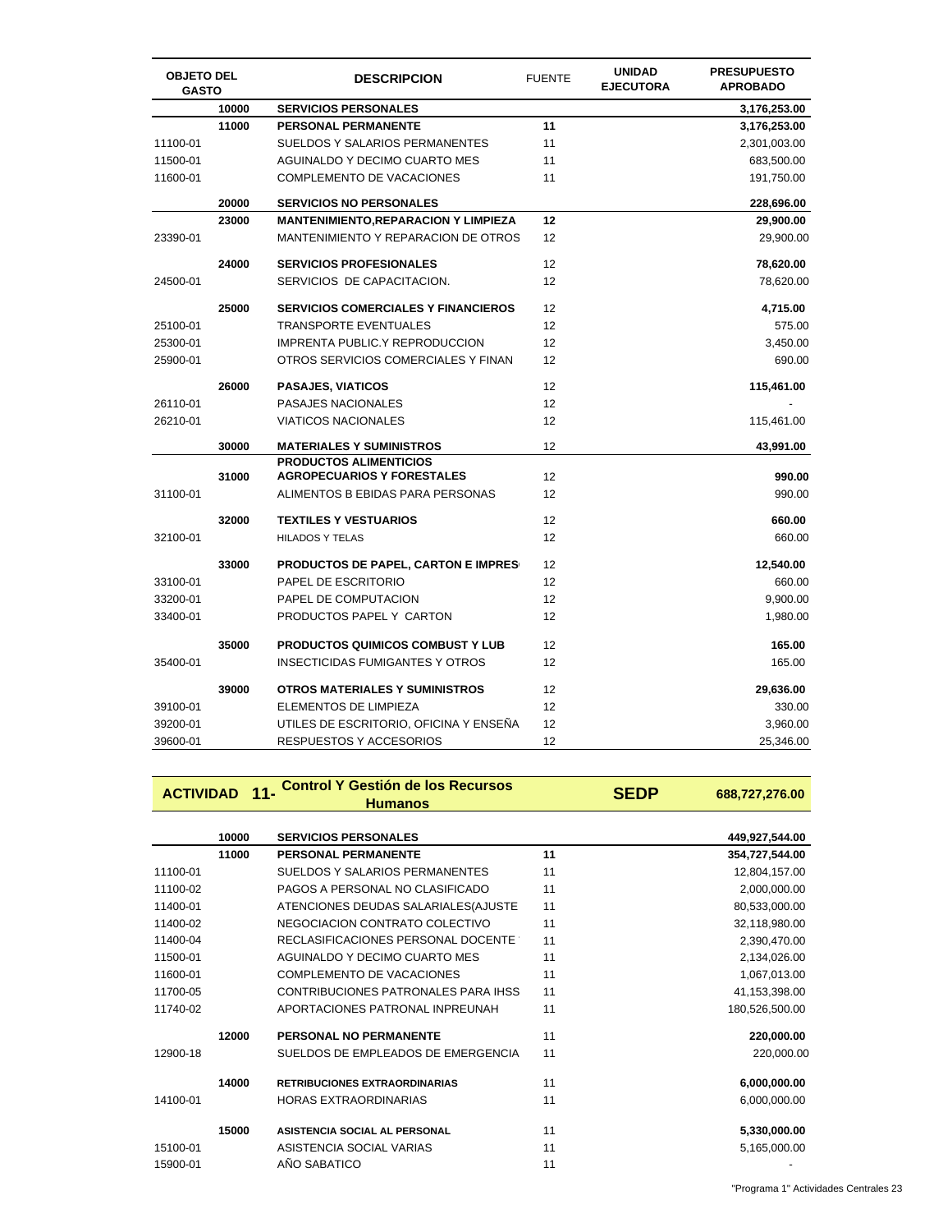| OBJETO DEL GASTO | | DESCRIPCION | FUENTE | UNIDAD EJECUTORA | PRESUPUESTO APROBADO |
|---|---|---|---|---|---|
| | 10000 | **SERVICIOS PERSONALES** | | | **3,176,253.00** |
| | 11000 | **PERSONAL PERMANENTE** | **11** | | **3,176,253.00** |
| 11100-01 | | SUELDOS Y SALARIOS PERMANENTES | 11 | | 2,301,003.00 |
| 11500-01 | | AGUINALDO Y DECIMO CUARTO MES | 11 | | 683,500.00 |
| 11600-01 | | COMPLEMENTO DE VACACIONES | 11 | | 191,750.00 |
| | 20000 | **SERVICIOS NO PERSONALES** | | | **228,696.00** |
| | 23000 | **MANTENIMIENTO,REPARACION Y LIMPIEZA** | **12** | | **29,900.00** |
| 23390-01 | | MANTENIMIENTO Y REPARACION DE OTROS | 12 | | 29,900.00 |
| | 24000 | **SERVICIOS PROFESIONALES** | 12 | | **78,620.00** |
| 24500-01 | | SERVICIOS DE CAPACITACION. | 12 | | 78,620.00 |
| | 25000 | **SERVICIOS COMERCIALES Y FINANCIEROS** | 12 | | **4,715.00** |
| 25100-01 | | TRANSPORTE EVENTUALES | 12 | | 575.00 |
| 25300-01 | | IMPRENTA PUBLIC.Y REPRODUCCION | 12 | | 3,450.00 |
| 25900-01 | | OTROS SERVICIOS COMERCIALES Y FINAN | 12 | | 690.00 |
| | 26000 | **PASAJES, VIATICOS** | 12 | | **115,461.00** |
| 26110-01 | | PASAJES NACIONALES | 12 | | - |
| 26210-01 | | VIATICOS NACIONALES | 12 | | 115,461.00 |
| | 30000 | **MATERIALES Y SUMINISTROS** | 12 | | **43,991.00** |
| | 31000 | **PRODUCTOS ALIMENTICIOS AGROPECUARIOS Y FORESTALES** | 12 | | **990.00** |
| 31100-01 | | ALIMENTOS B EBIDAS PARA PERSONAS | 12 | | 990.00 |
| | 32000 | **TEXTILES Y VESTUARIOS** | 12 | | **660.00** |
| 32100-01 | | HILADOS Y TELAS | 12 | | 660.00 |
| | 33000 | **PRODUCTOS DE PAPEL, CARTON E IMPRES** | 12 | | **12,540.00** |
| 33100-01 | | PAPEL DE ESCRITORIO | 12 | | 660.00 |
| 33200-01 | | PAPEL DE COMPUTACION | 12 | | 9,900.00 |
| 33400-01 | | PRODUCTOS PAPEL Y CARTON | 12 | | 1,980.00 |
| | 35000 | **PRODUCTOS QUIMICOS COMBUST Y LUB** | 12 | | **165.00** |
| 35400-01 | | INSECTICIDAS FUMIGANTES Y OTROS | 12 | | 165.00 |
| | 39000 | **OTROS MATERIALES Y SUMINISTROS** | 12 | | **29,636.00** |
| 39100-01 | | ELEMENTOS DE LIMPIEZA | 12 | | 330.00 |
| 39200-01 | | UTILES DE ESCRITORIO, OFICINA Y ENSEÑA | 12 | | 3,960.00 |
| 39600-01 | | RESPUESTOS Y ACCESORIOS | 12 | | 25,346.00 |

| ACTIVIDAD | 11- | Control Y Gestión de los Recursos Humanos | | SEDP | 688,727,276.00 |
|---|---|---|---|---|---|
| | 10000 | **SERVICIOS PERSONALES** | | | **449,927,544.00** |
| | 11000 | **PERSONAL PERMANENTE** | **11** | | **354,727,544.00** |
| 11100-01 | | SUELDOS Y SALARIOS PERMANENTES | 11 | | 12,804,157.00 |
| 11100-02 | | PAGOS A PERSONAL NO CLASIFICADO | 11 | | 2,000,000.00 |
| 11400-01 | | ATENCIONES DEUDAS SALARIALES(AJUSTE | 11 | | 80,533,000.00 |
| 11400-02 | | NEGOCIACION CONTRATO COLECTIVO | 11 | | 32,118,980.00 |
| 11400-04 | | RECLASIFICACIONES PERSONAL DOCENTE | 11 | | 2,390,470.00 |
| 11500-01 | | AGUINALDO Y DECIMO CUARTO MES | 11 | | 2,134,026.00 |
| 11600-01 | | COMPLEMENTO DE VACACIONES | 11 | | 1,067,013.00 |
| 11700-05 | | CONTRIBUCIONES PATRONALES PARA IHSS | 11 | | 41,153,398.00 |
| 11740-02 | | APORTACIONES PATRONAL INPREUNAH | 11 | | 180,526,500.00 |
| | 12000 | **PERSONAL NO PERMANENTE** | 11 | | **220,000.00** |
| 12900-18 | | SUELDOS DE EMPLEADOS DE EMERGENCIA | 11 | | 220,000.00 |
| | 14000 | **RETRIBUCIONES EXTRAORDINARIAS** | 11 | | **6,000,000.00** |
| 14100-01 | | HORAS EXTRAORDINARIAS | 11 | | 6,000,000.00 |
| | 15000 | **ASISTENCIA SOCIAL AL PERSONAL** | 11 | | **5,330,000.00** |
| 15100-01 | | ASISTENCIA SOCIAL VARIAS | 11 | | 5,165,000.00 |
| 15900-01 | | AÑO SABATICO | 11 | | - |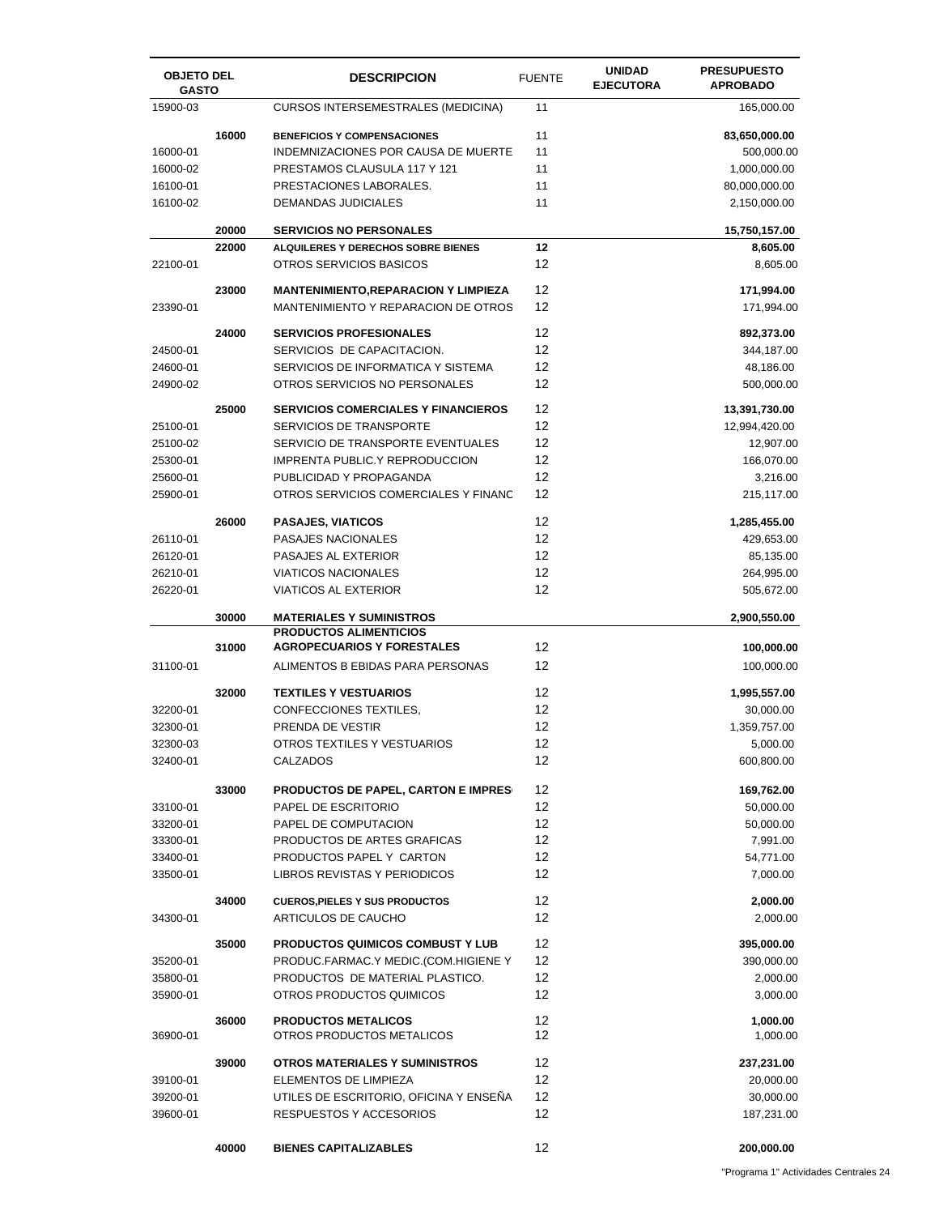| OBJETO DEL GASTO | | DESCRIPCION | FUENTE | UNIDAD EJECUTORA | PRESUPUESTO APROBADO |
|---|---|---|---|---|---|
| 15900-03 | | CURSOS INTERSEMESTRALES (MEDICINA) | 11 | | 165,000.00 |
| | **16000** | **BENEFICIOS Y COMPENSACIONES** | 11 | | **83,650,000.00** |
| 16000-01 | | INDEMNIZACIONES POR CAUSA DE MUERTE | 11 | | 500,000.00 |
| 16000-02 | | PRESTAMOS CLAUSULA 117 Y 121 | 11 | | 1,000,000.00 |
| 16100-01 | | PRESTACIONES LABORALES. | 11 | | 80,000,000.00 |
| 16100-02 | | DEMANDAS JUDICIALES | 11 | | 2,150,000.00 |
| | **20000** | **SERVICIOS NO PERSONALES** | | | **15,750,157.00** |
| | **22000** | **ALQUILERES Y DERECHOS SOBRE BIENES** | **12** | | **8,605.00** |
| 22100-01 | | OTROS SERVICIOS BASICOS | 12 | | 8,605.00 |
| | **23000** | **MANTENIMIENTO,REPARACION Y LIMPIEZA** | 12 | | **171,994.00** |
| 23390-01 | | MANTENIMIENTO Y REPARACION DE OTROS | 12 | | 171,994.00 |
| | **24000** | **SERVICIOS PROFESIONALES** | 12 | | **892,373.00** |
| 24500-01 | | SERVICIOS DE CAPACITACION. | 12 | | 344,187.00 |
| 24600-01 | | SERVICIOS DE INFORMATICA Y SISTEMA | 12 | | 48,186.00 |
| 24900-02 | | OTROS SERVICIOS NO PERSONALES | 12 | | 500,000.00 |
| | **25000** | **SERVICIOS COMERCIALES Y FINANCIEROS** | 12 | | **13,391,730.00** |
| 25100-01 | | SERVICIOS DE TRANSPORTE | 12 | | 12,994,420.00 |
| 25100-02 | | SERVICIO DE TRANSPORTE EVENTUALES | 12 | | 12,907.00 |
| 25300-01 | | IMPRENTA PUBLIC.Y REPRODUCCION | 12 | | 166,070.00 |
| 25600-01 | | PUBLICIDAD Y PROPAGANDA | 12 | | 3,216.00 |
| 25900-01 | | OTROS SERVICIOS COMERCIALES Y FINANC | 12 | | 215,117.00 |
| | **26000** | **PASAJES, VIATICOS** | 12 | | **1,285,455.00** |
| 26110-01 | | PASAJES NACIONALES | 12 | | 429,653.00 |
| 26120-01 | | PASAJES AL EXTERIOR | 12 | | 85,135.00 |
| 26210-01 | | VIATICOS NACIONALES | 12 | | 264,995.00 |
| 26220-01 | | VIATICOS AL EXTERIOR | 12 | | 505,672.00 |
| | **30000** | **MATERIALES Y SUMINISTROS** | | | **2,900,550.00** |
| | **31000** | **PRODUCTOS ALIMENTICIOS AGROPECUARIOS Y FORESTALES** | 12 | | **100,000.00** |
| 31100-01 | | ALIMENTOS B EBIDAS PARA PERSONAS | 12 | | 100,000.00 |
| | **32000** | **TEXTILES Y VESTUARIOS** | 12 | | **1,995,557.00** |
| 32200-01 | | CONFECCIONES TEXTILES, | 12 | | 30,000.00 |
| 32300-01 | | PRENDA DE VESTIR | 12 | | 1,359,757.00 |
| 32300-03 | | OTROS TEXTILES Y VESTUARIOS | 12 | | 5,000.00 |
| 32400-01 | | CALZADOS | 12 | | 600,800.00 |
| | **33000** | **PRODUCTOS DE PAPEL, CARTON E IMPRES** | 12 | | **169,762.00** |
| 33100-01 | | PAPEL DE ESCRITORIO | 12 | | 50,000.00 |
| 33200-01 | | PAPEL DE COMPUTACION | 12 | | 50,000.00 |
| 33300-01 | | PRODUCTOS DE ARTES GRAFICAS | 12 | | 7,991.00 |
| 33400-01 | | PRODUCTOS PAPEL Y CARTON | 12 | | 54,771.00 |
| 33500-01 | | LIBROS REVISTAS Y PERIODICOS | 12 | | 7,000.00 |
| | **34000** | **CUEROS,PIELES Y SUS PRODUCTOS** | 12 | | **2,000.00** |
| 34300-01 | | ARTICULOS DE CAUCHO | 12 | | 2,000.00 |
| | **35000** | **PRODUCTOS QUIMICOS COMBUST Y LUB** | 12 | | **395,000.00** |
| 35200-01 | | PRODUC.FARMAC.Y MEDIC.(COM.HIGIENE Y | 12 | | 390,000.00 |
| 35800-01 | | PRODUCTOS DE MATERIAL PLASTICO. | 12 | | 2,000.00 |
| 35900-01 | | OTROS PRODUCTOS QUIMICOS | 12 | | 3,000.00 |
| | **36000** | **PRODUCTOS METALICOS** | 12 | | **1,000.00** |
| 36900-01 | | OTROS PRODUCTOS METALICOS | 12 | | 1,000.00 |
| | **39000** | **OTROS MATERIALES Y SUMINISTROS** | 12 | | **237,231.00** |
| 39100-01 | | ELEMENTOS DE LIMPIEZA | 12 | | 20,000.00 |
| 39200-01 | | UTILES DE ESCRITORIO, OFICINA Y ENSEÑA | 12 | | 30,000.00 |
| 39600-01 | | RESPUESTOS Y ACCESORIOS | 12 | | 187,231.00 |
| | **40000** | **BIENES CAPITALIZABLES** | 12 | | **200,000.00** |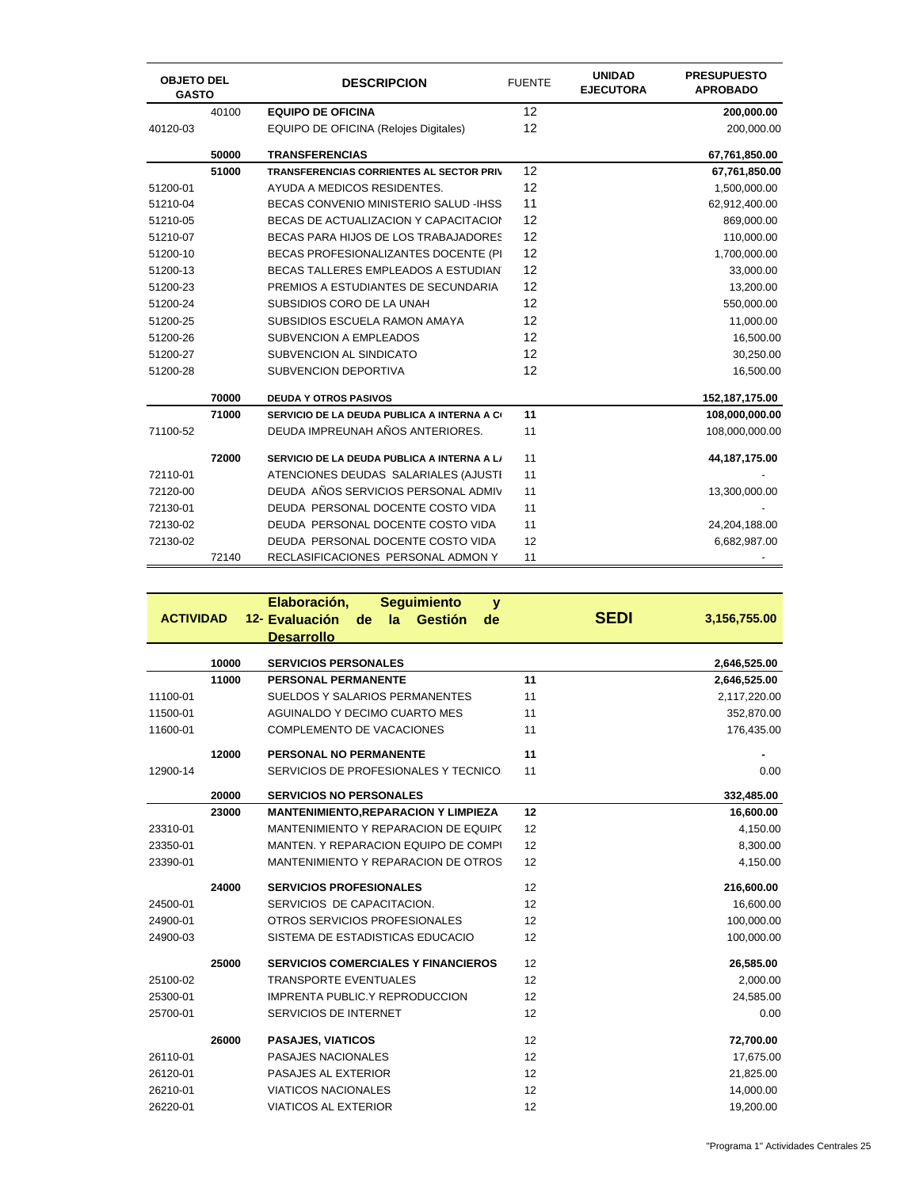| OBJETO DEL GASTO | | DESCRIPCION | FUENTE | UNIDAD EJECUTORA | PRESUPUESTO APROBADO |
|---|---|---|---|---|---|
| | 40100 | **EQUIPO DE OFICINA** | 12 | | **200,000.00** |
| 40120-03 | | EQUIPO DE OFICINA (Relojes Digitales) | 12 | | 200,000.00 |
| | **50000** | **TRANSFERENCIAS** | | | **67,761,850.00** |
| | **51000** | **TRANSFERENCIAS CORRIENTES AL SECTOR PRIV** | 12 | | **67,761,850.00** |
| 51200-01 | | AYUDA A MEDICOS RESIDENTES. | 12 | | 1,500,000.00 |
| 51210-04 | | BECAS CONVENIO MINISTERIO SALUD -IHSS | 11 | | 62,912,400.00 |
| 51210-05 | | BECAS DE ACTUALIZACION Y CAPACITACION | 12 | | 869,000.00 |
| 51210-07 | | BECAS PARA HIJOS DE LOS TRABAJADORES | 12 | | 110,000.00 |
| 51200-10 | | BECAS PROFESIONALIZANTES DOCENTE (PI | 12 | | 1,700,000.00 |
| 51200-13 | | BECAS TALLERES EMPLEADOS A ESTUDIAN | 12 | | 33,000.00 |
| 51200-23 | | PREMIOS A ESTUDIANTES DE SECUNDARIA | 12 | | 13,200.00 |
| 51200-24 | | SUBSIDIOS CORO DE LA UNAH | 12 | | 550,000.00 |
| 51200-25 | | SUBSIDIOS ESCUELA RAMON AMAYA | 12 | | 11,000.00 |
| 51200-26 | | SUBVENCION A EMPLEADOS | 12 | | 16,500.00 |
| 51200-27 | | SUBVENCION AL SINDICATO | 12 | | 30,250.00 |
| 51200-28 | | SUBVENCION DEPORTIVA | 12 | | 16,500.00 |
| | **70000** | **DEUDA Y OTROS PASIVOS** | | | **152,187,175.00** |
| | **71000** | **SERVICIO DE LA DEUDA PUBLICA A INTERNA A C** | **11** | | **108,000,000.00** |
| 71100-52 | | DEUDA IMPREUNAH AÑOS ANTERIORES. | 11 | | 108,000,000.00 |
| | **72000** | **SERVICIO DE LA DEUDA PUBLICA A INTERNA A L/** | 11 | | **44,187,175.00** |
| 72110-01 | | ATENCIONES DEUDAS SALARIALES (AJUSTI | 11 | | - |
| 72120-00 | | DEUDA AÑOS SERVICIOS PERSONAL ADMIV | 11 | | 13,300,000.00 |
| 72130-01 | | DEUDA PERSONAL DOCENTE COSTO VIDA | 11 | | - |
| 72130-02 | | DEUDA PERSONAL DOCENTE COSTO VIDA | 11 | | 24,204,188.00 |
| 72130-02 | | DEUDA PERSONAL DOCENTE COSTO VIDA | 12 | | 6,682,987.00 |
| | 72140 | RECLASIFICACIONES PERSONAL ADMON Y | 11 | | - |

| **ACTIVIDAD** | **12-** | **Elaboración, Seguimiento y Evaluación de la Gestión de Desarrollo** | | **SEDI** | **3,156,755.00** |
|---|---|---|---|---|---|
| | **10000** | **SERVICIOS PERSONALES** | | | **2,646,525.00** |
| | **11000** | **PERSONAL PERMANENTE** | **11** | | **2,646,525.00** |
| 11100-01 | | SUELDOS Y SALARIOS PERMANENTES | 11 | | 2,117,220.00 |
| 11500-01 | | AGUINALDO Y DECIMO CUARTO MES | 11 | | 352,870.00 |
| 11600-01 | | COMPLEMENTO DE VACACIONES | 11 | | 176,435.00 |
| | **12000** | **PERSONAL NO PERMANENTE** | **11** | | **-** |
| 12900-14 | | SERVICIOS DE PROFESIONALES Y TECNICO | 11 | | 0.00 |
| | **20000** | **SERVICIOS NO PERSONALES** | | | **332,485.00** |
| | **23000** | **MANTENIMIENTO,REPARACION Y LIMPIEZA** | **12** | | **16,600.00** |
| 23310-01 | | MANTENIMIENTO Y REPARACION DE EQUIPO | 12 | | 4,150.00 |
| 23350-01 | | MANTEN. Y REPARACION EQUIPO DE COMPU | 12 | | 8,300.00 |
| 23390-01 | | MANTENIMIENTO Y REPARACION DE OTROS | 12 | | 4,150.00 |
| | **24000** | **SERVICIOS PROFESIONALES** | 12 | | **216,600.00** |
| 24500-01 | | SERVICIOS DE CAPACITACION. | 12 | | 16,600.00 |
| 24900-01 | | OTROS SERVICIOS PROFESIONALES | 12 | | 100,000.00 |
| 24900-03 | | SISTEMA DE ESTADISTICAS EDUCACIO | 12 | | 100,000.00 |
| | **25000** | **SERVICIOS COMERCIALES Y FINANCIEROS** | 12 | | **26,585.00** |
| 25100-02 | | TRANSPORTE EVENTUALES | 12 | | 2,000.00 |
| 25300-01 | | IMPRENTA PUBLIC.Y REPRODUCCION | 12 | | 24,585.00 |
| 25700-01 | | SERVICIOS DE INTERNET | 12 | | 0.00 |
| | **26000** | **PASAJES, VIATICOS** | 12 | | **72,700.00** |
| 26110-01 | | PASAJES NACIONALES | 12 | | 17,675.00 |
| 26120-01 | | PASAJES AL EXTERIOR | 12 | | 21,825.00 |
| 26210-01 | | VIATICOS NACIONALES | 12 | | 14,000.00 |
| 26220-01 | | VIATICOS AL EXTERIOR | 12 | | 19,200.00 |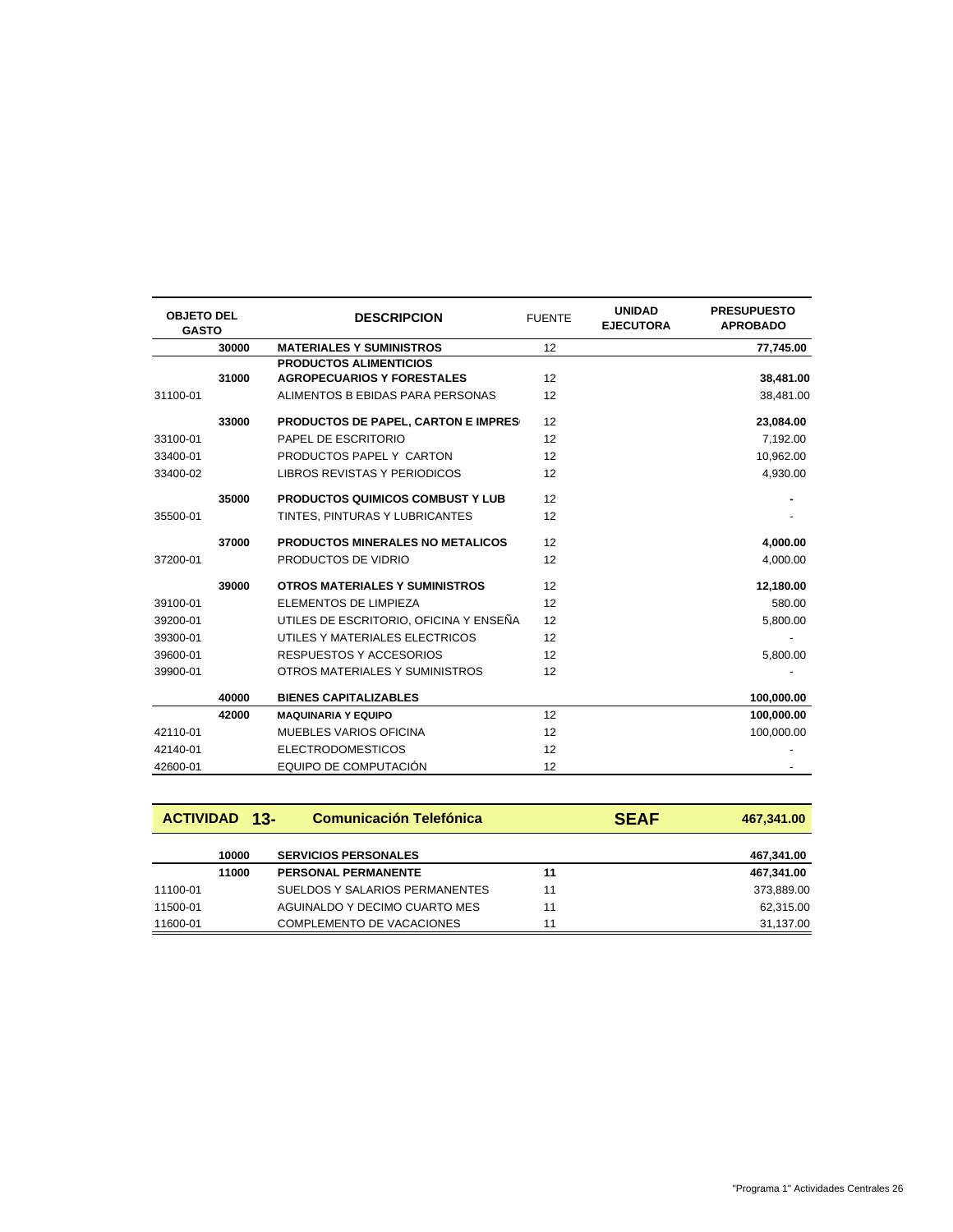| OBJETO DEL GASTO | | DESCRIPCION | FUENTE | UNIDAD EJECUTORA | PRESUPUESTO APROBADO |
|---|---|---|---|---|---|
| | **30000** | **MATERIALES Y SUMINISTROS** | 12 | | **77,745.00** |
| | **31000** | **PRODUCTOS ALIMENTICIOS AGROPECUARIOS Y FORESTALES** | 12 | | **38,481.00** |
| 31100-01 | | ALIMENTOS B EBIDAS PARA PERSONAS | 12 | | 38,481.00 |
| | **33000** | **PRODUCTOS DE PAPEL, CARTON E IMPRES** | 12 | | **23,084.00** |
| 33100-01 | | PAPEL DE ESCRITORIO | 12 | | 7,192.00 |
| 33400-01 | | PRODUCTOS PAPEL Y CARTON | 12 | | 10,962.00 |
| 33400-02 | | LIBROS REVISTAS Y PERIODICOS | 12 | | 4,930.00 |
| | **35000** | **PRODUCTOS QUIMICOS COMBUST Y LUB** | 12 | | **-** |
| 35500-01 | | TINTES, PINTURAS Y LUBRICANTES | 12 | | - |
| | **37000** | **PRODUCTOS MINERALES NO METALICOS** | 12 | | **4,000.00** |
| 37200-01 | | PRODUCTOS DE VIDRIO | 12 | | 4,000.00 |
| | **39000** | **OTROS MATERIALES Y SUMINISTROS** | 12 | | **12,180.00** |
| 39100-01 | | ELEMENTOS DE LIMPIEZA | 12 | | 580.00 |
| 39200-01 | | UTILES DE ESCRITORIO, OFICINA Y ENSEÑA | 12 | | 5,800.00 |
| 39300-01 | | UTILES Y MATERIALES ELECTRICOS | 12 | | - |
| 39600-01 | | RESPUESTOS Y ACCESORIOS | 12 | | 5,800.00 |
| 39900-01 | | OTROS MATERIALES Y SUMINISTROS | 12 | | - |
| | **40000** | **BIENES CAPITALIZABLES** | | | **100,000.00** |
| | **42000** | **MAQUINARIA Y EQUIPO** | 12 | | **100,000.00** |
| 42110-01 | | MUEBLES VARIOS OFICINA | 12 | | 100,000.00 |
| 42140-01 | | ELECTRODOMESTICOS | 12 | | - |
| 42600-01 | | EQUIPO DE COMPUTACIÓN | 12 | | - |

| **ACTIVIDAD 13-** | | **Comunicación Telefónica** | | **SEAF** | **467,341.00** |
|---|---|---|---|---|---|
| | **10000** | **SERVICIOS PERSONALES** | | | **467,341.00** |
| | **11000** | **PERSONAL PERMANENTE** | **11** | | **467,341.00** |
| 11100-01 | | SUELDOS Y SALARIOS PERMANENTES | 11 | | 373,889.00 |
| 11500-01 | | AGUINALDO Y DECIMO CUARTO MES | 11 | | 62,315.00 |
| 11600-01 | | COMPLEMENTO DE VACACIONES | 11 | | 31,137.00 |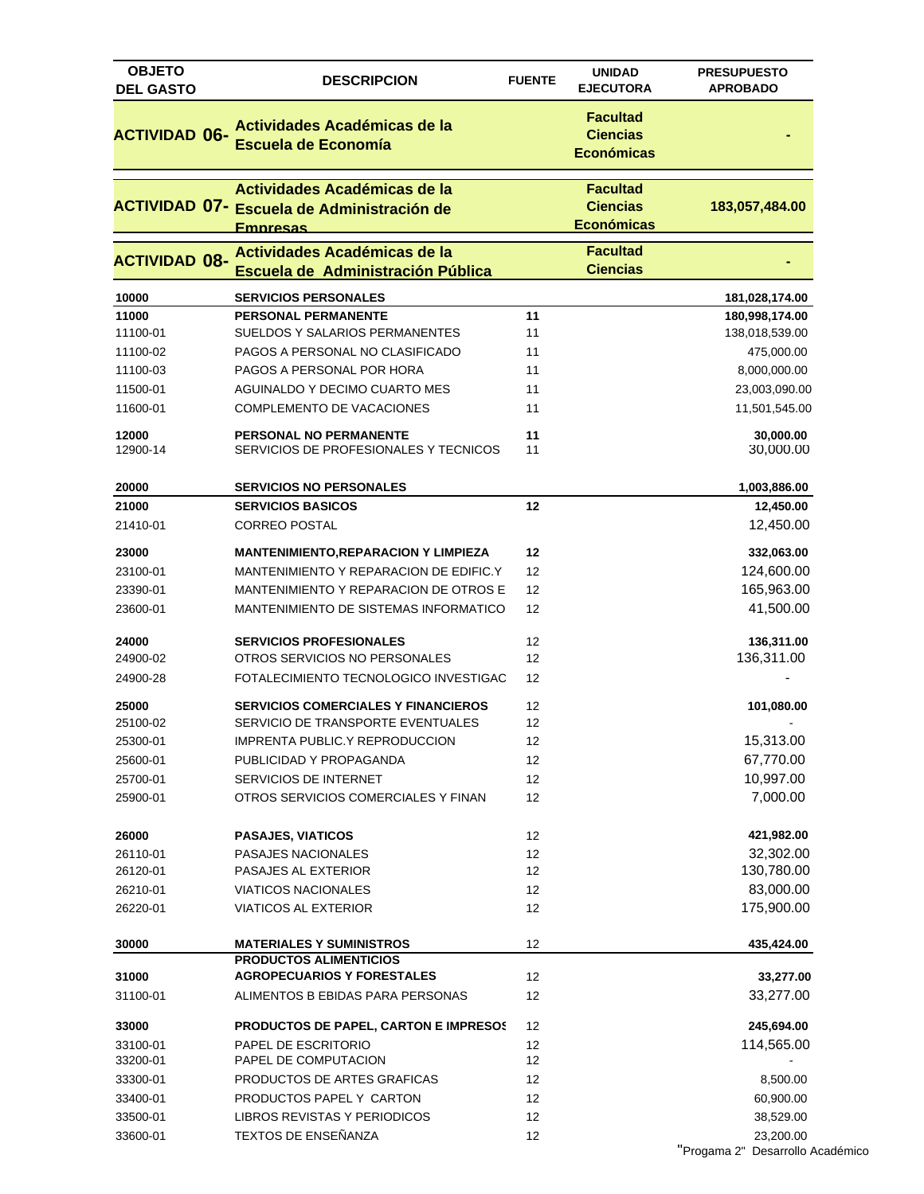| OBJETO DEL GASTO | DESCRIPCION | FUENTE | UNIDAD EJECUTORA | PRESUPUESTO APROBADO |
|---|---|---|---|---|
| **ACTIVIDAD 06-** | **Actividades Académicas de la Escuela de Economía** | | **Facultad Ciencias Económicas** | **-** |
| **ACTIVIDAD 07-** | **Actividades Académicas de la Escuela de Administración de Empresas** | | **Facultad Ciencias Económicas** | **183,057,484.00** |
| **ACTIVIDAD 08-** | **Actividades Académicas de la Escuela de Administración Pública** | | **Facultad Ciencias** | **-** |
| **10000** | **SERVICIOS PERSONALES** | | | **181,028,174.00** |
| **11000** | **PERSONAL PERMANENTE** | **11** | | **180,998,174.00** |
| 11100-01 | SUELDOS Y SALARIOS PERMANENTES | 11 | | 138,018,539.00 |
| 11100-02 | PAGOS A PERSONAL NO CLASIFICADO | 11 | | 475,000.00 |
| 11100-03 | PAGOS A PERSONAL POR HORA | 11 | | 8,000,000.00 |
| 11500-01 | AGUINALDO Y DECIMO CUARTO MES | 11 | | 23,003,090.00 |
| 11600-01 | COMPLEMENTO DE VACACIONES | 11 | | 11,501,545.00 |
| **12000** | **PERSONAL NO PERMANENTE** | **11** | | **30,000.00** |
| 12900-14 | SERVICIOS DE PROFESIONALES Y TECNICOS | 11 | | 30,000.00 |
| **20000** | **SERVICIOS NO PERSONALES** | | | **1,003,886.00** |
| **21000** | **SERVICIOS BASICOS** | **12** | | **12,450.00** |
| 21410-01 | CORREO POSTAL | | | 12,450.00 |
| **23000** | **MANTENIMIENTO,REPARACION Y LIMPIEZA** | **12** | | **332,063.00** |
| 23100-01 | MANTENIMIENTO Y REPARACION DE EDIFIC.Y | 12 | | 124,600.00 |
| 23390-01 | MANTENIMIENTO Y REPARACION DE OTROS E | 12 | | 165,963.00 |
| 23600-01 | MANTENIMIENTO DE SISTEMAS INFORMATICO | 12 | | 41,500.00 |
| **24000** | **SERVICIOS PROFESIONALES** | 12 | | **136,311.00** |
| 24900-02 | OTROS SERVICIOS NO PERSONALES | 12 | | 136,311.00 |
| 24900-28 | FOTALECIMIENTO TECNOLOGICO INVESTIGAC | 12 | | - |
| **25000** | **SERVICIOS COMERCIALES Y FINANCIEROS** | 12 | | **101,080.00** |
| 25100-02 | SERVICIO DE TRANSPORTE EVENTUALES | 12 | | - |
| 25300-01 | IMPRENTA PUBLIC.Y REPRODUCCION | 12 | | 15,313.00 |
| 25600-01 | PUBLICIDAD Y PROPAGANDA | 12 | | 67,770.00 |
| 25700-01 | SERVICIOS DE INTERNET | 12 | | 10,997.00 |
| 25900-01 | OTROS SERVICIOS COMERCIALES Y FINAN | 12 | | 7,000.00 |
| **26000** | **PASAJES, VIATICOS** | 12 | | **421,982.00** |
| 26110-01 | PASAJES NACIONALES | 12 | | 32,302.00 |
| 26120-01 | PASAJES AL EXTERIOR | 12 | | 130,780.00 |
| 26210-01 | VIATICOS NACIONALES | 12 | | 83,000.00 |
| 26220-01 | VIATICOS AL EXTERIOR | 12 | | 175,900.00 |
| **30000** | **MATERIALES Y SUMINISTROS** | 12 | | **435,424.00** |
| **31000** | **PRODUCTOS ALIMENTICIOS AGROPECUARIOS Y FORESTALES** | 12 | | **33,277.00** |
| 31100-01 | ALIMENTOS B EBIDAS PARA PERSONAS | 12 | | 33,277.00 |
| **33000** | **PRODUCTOS DE PAPEL, CARTON E IMPRESOS** | 12 | | **245,694.00** |
| 33100-01 | PAPEL DE ESCRITORIO | 12 | | 114,565.00 |
| 33200-01 | PAPEL DE COMPUTACION | 12 | | - |
| 33300-01 | PRODUCTOS DE ARTES GRAFICAS | 12 | | 8,500.00 |
| 33400-01 | PRODUCTOS PAPEL Y CARTON | 12 | | 60,900.00 |
| 33500-01 | LIBROS REVISTAS Y PERIODICOS | 12 | | 38,529.00 |
| 33600-01 | TEXTOS DE ENSEÑANZA | 12 | | 23,200.00 |

"Progama 2" Desarrollo Académico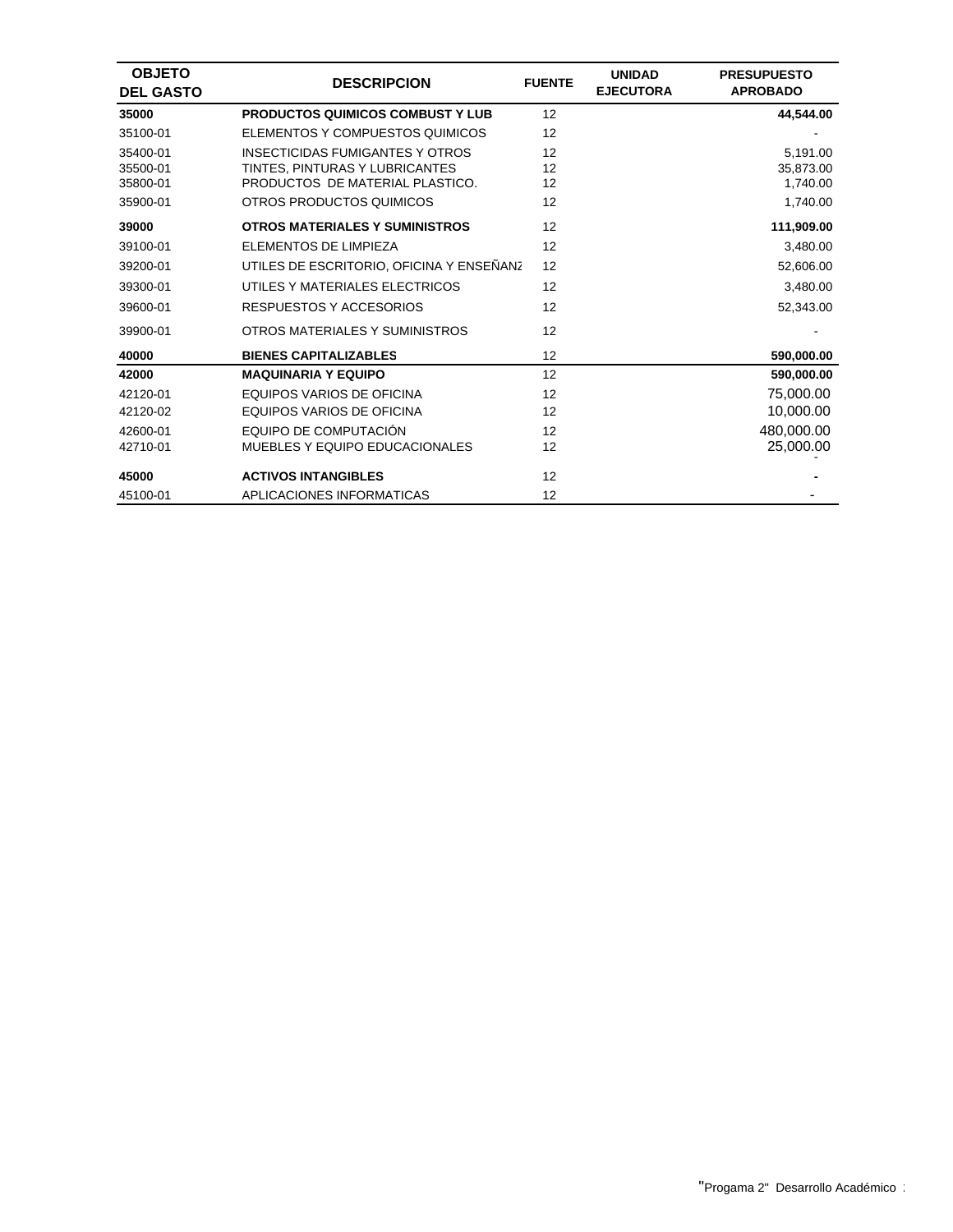| OBJETO DEL GASTO | DESCRIPCION | FUENTE | UNIDAD EJECUTORA | PRESUPUESTO APROBADO |
|---|---|---|---|---|
| **35000** | **PRODUCTOS QUIMICOS COMBUST Y LUB** | 12 | | **44,544.00** |
| 35100-01 | ELEMENTOS Y COMPUESTOS QUIMICOS | 12 | | - |
| 35400-01 | INSECTICIDAS FUMIGANTES Y OTROS | 12 | | 5,191.00 |
| 35500-01 | TINTES, PINTURAS Y LUBRICANTES | 12 | | 35,873.00 |
| 35800-01 | PRODUCTOS DE MATERIAL PLASTICO. | 12 | | 1,740.00 |
| 35900-01 | OTROS PRODUCTOS QUIMICOS | 12 | | 1,740.00 |
| **39000** | **OTROS MATERIALES Y SUMINISTROS** | 12 | | **111,909.00** |
| 39100-01 | ELEMENTOS DE LIMPIEZA | 12 | | 3,480.00 |
| 39200-01 | UTILES DE ESCRITORIO, OFICINA Y ENSEÑANZ | 12 | | 52,606.00 |
| 39300-01 | UTILES Y MATERIALES ELECTRICOS | 12 | | 3,480.00 |
| 39600-01 | RESPUESTOS Y ACCESORIOS | 12 | | 52,343.00 |
| 39900-01 | OTROS MATERIALES Y SUMINISTROS | 12 | | - |
| **40000** | **BIENES CAPITALIZABLES** | 12 | | **590,000.00** |
| **42000** | **MAQUINARIA Y EQUIPO** | 12 | | **590,000.00** |
| 42120-01 | EQUIPOS VARIOS DE OFICINA | 12 | | 75,000.00 |
| 42120-02 | EQUIPOS VARIOS DE OFICINA | 12 | | 10,000.00 |
| 42600-01 | EQUIPO DE COMPUTACIÓN | 12 | | 480,000.00 |
| 42710-01 | MUEBLES Y EQUIPO EDUCACIONALES | 12 | | 25,000.00 |
| **45000** | **ACTIVOS INTANGIBLES** | 12 | | **-** |
| 45100-01 | APLICACIONES INFORMATICAS | 12 | | - |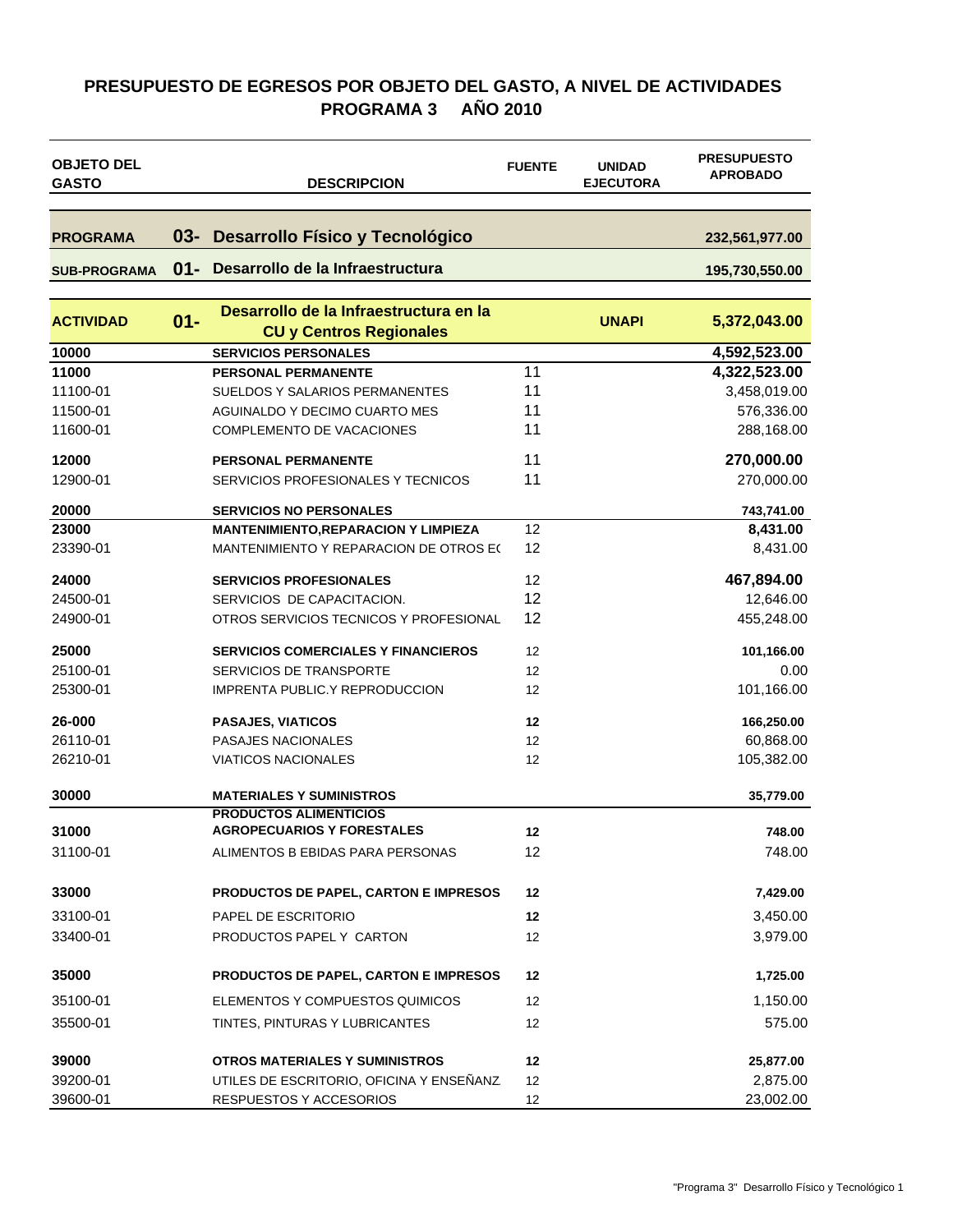# PRESUPUESTO DE EGRESOS POR OBJETO DEL GASTO, A NIVEL DE ACTIVIDADES
## PROGRAMA 3 AÑO 2010

| OBJETO DEL GASTO | | DESCRIPCION | FUENTE | UNIDAD EJECUTORA | PRESUPUESTO APROBADO |
|---|---|---|---|---|---|
| **PROGRAMA** | **03-** | **Desarrollo Físico y Tecnológico** | | | **232,561,977.00** |
| **SUB-PROGRAMA** | **01-** | **Desarrollo de la Infraestructura** | | | **195,730,550.00** |
| **ACTIVIDAD** | **01-** | **Desarrollo de la Infraestructura en la CU y Centros Regionales** | | **UNAPI** | **5,372,043.00** |
| **10000** | | **SERVICIOS PERSONALES** | | | **4,592,523.00** |
| **11000** | | **PERSONAL PERMANENTE** | 11 | | **4,322,523.00** |
| 11100-01 | | SUELDOS Y SALARIOS PERMANENTES | 11 | | 3,458,019.00 |
| 11500-01 | | AGUINALDO Y DECIMO CUARTO MES | 11 | | 576,336.00 |
| 11600-01 | | COMPLEMENTO DE VACACIONES | 11 | | 288,168.00 |
| **12000** | | **PERSONAL PERMANENTE** | 11 | | **270,000.00** |
| 12900-01 | | SERVICIOS PROFESIONALES Y TECNICOS | 11 | | 270,000.00 |
| **20000** | | **SERVICIOS NO PERSONALES** | | | **743,741.00** |
| **23000** | | **MANTENIMIENTO,REPARACION Y LIMPIEZA** | 12 | | **8,431.00** |
| 23390-01 | | MANTENIMIENTO Y REPARACION DE OTROS E( | 12 | | 8,431.00 |
| **24000** | | **SERVICIOS PROFESIONALES** | 12 | | **467,894.00** |
| 24500-01 | | SERVICIOS DE CAPACITACION. | 12 | | 12,646.00 |
| 24900-01 | | OTROS SERVICIOS TECNICOS Y PROFESIONAL | 12 | | 455,248.00 |
| **25000** | | **SERVICIOS COMERCIALES Y FINANCIEROS** | 12 | | **101,166.00** |
| 25100-01 | | SERVICIOS DE TRANSPORTE | 12 | | 0.00 |
| 25300-01 | | IMPRENTA PUBLIC.Y REPRODUCCION | 12 | | 101,166.00 |
| **26-000** | | **PASAJES, VIATICOS** | **12** | | **166,250.00** |
| 26110-01 | | PASAJES NACIONALES | 12 | | 60,868.00 |
| 26210-01 | | VIATICOS NACIONALES | 12 | | 105,382.00 |
| **30000** | | **MATERIALES Y SUMINISTROS** | | | **35,779.00** |
| **31000** | | **PRODUCTOS ALIMENTICIOS AGROPECUARIOS Y FORESTALES** | **12** | | **748.00** |
| 31100-01 | | ALIMENTOS B EBIDAS PARA PERSONAS | 12 | | 748.00 |
| **33000** | | **PRODUCTOS DE PAPEL, CARTON E IMPRESOS** | **12** | | **7,429.00** |
| 33100-01 | | PAPEL DE ESCRITORIO | **12** | | 3,450.00 |
| 33400-01 | | PRODUCTOS PAPEL Y CARTON | 12 | | 3,979.00 |
| **35000** | | **PRODUCTOS DE PAPEL, CARTON E IMPRESOS** | **12** | | **1,725.00** |
| 35100-01 | | ELEMENTOS Y COMPUESTOS QUIMICOS | 12 | | 1,150.00 |
| 35500-01 | | TINTES, PINTURAS Y LUBRICANTES | 12 | | 575.00 |
| **39000** | | **OTROS MATERIALES Y SUMINISTROS** | **12** | | **25,877.00** |
| 39200-01 | | UTILES DE ESCRITORIO, OFICINA Y ENSEÑANZ | 12 | | 2,875.00 |
| 39600-01 | | RESPUESTOS Y ACCESORIOS | 12 | | 23,002.00 |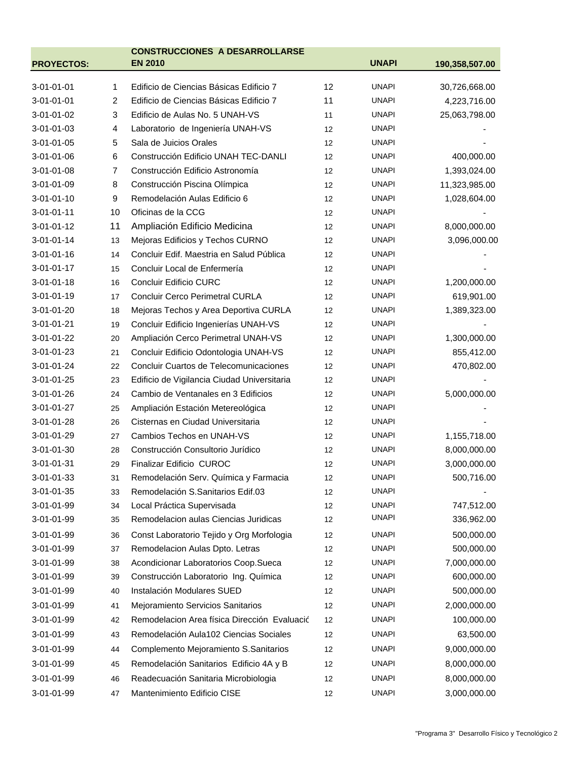| PROYECTOS: | | CONSTRUCCIONES A DESARROLLARSE EN 2010 | | UNAPI | 190,358,507.00 |
|---|---|---|---|---|---|
| 3-01-01-01 | 1 | Edificio de Ciencias Básicas Edificio 7 | 12 | UNAPI | 30,726,668.00 |
| 3-01-01-01 | 2 | Edificio de Ciencias Básicas Edificio 7 | 11 | UNAPI | 4,223,716.00 |
| 3-01-01-02 | 3 | Edificio de Aulas No. 5 UNAH-VS | 11 | UNAPI | 25,063,798.00 |
| 3-01-01-03 | 4 | Laboratorio de Ingeniería UNAH-VS | 12 | UNAPI | - |
| 3-01-01-05 | 5 | Sala de Juicios Orales | 12 | UNAPI | - |
| 3-01-01-06 | 6 | Construcción Edificio UNAH TEC-DANLI | 12 | UNAPI | 400,000.00 |
| 3-01-01-08 | 7 | Construcción Edificio Astronomía | 12 | UNAPI | 1,393,024.00 |
| 3-01-01-09 | 8 | Construcción Piscina Olímpica | 12 | UNAPI | 11,323,985.00 |
| 3-01-01-10 | 9 | Remodelación Aulas Edificio 6 | 12 | UNAPI | 1,028,604.00 |
| 3-01-01-11 | 10 | Oficinas de la CCG | 12 | UNAPI | - |
| 3-01-01-12 | 11 | Ampliación Edificio Medicina | 12 | UNAPI | 8,000,000.00 |
| 3-01-01-14 | 13 | Mejoras Edificios y Techos CURNO | 12 | UNAPI | 3,096,000.00 |
| 3-01-01-16 | 14 | Concluir Edif. Maestria en Salud Pública | 12 | UNAPI | - |
| 3-01-01-17 | 15 | Concluir Local de Enfermería | 12 | UNAPI | - |
| 3-01-01-18 | 16 | Concluir Edificio CURC | 12 | UNAPI | 1,200,000.00 |
| 3-01-01-19 | 17 | Concluir Cerco Perimetral CURLA | 12 | UNAPI | 619,901.00 |
| 3-01-01-20 | 18 | Mejoras Techos y Area Deportiva CURLA | 12 | UNAPI | 1,389,323.00 |
| 3-01-01-21 | 19 | Concluir Edificio Ingenierías UNAH-VS | 12 | UNAPI | - |
| 3-01-01-22 | 20 | Ampliación Cerco Perimetral UNAH-VS | 12 | UNAPI | 1,300,000.00 |
| 3-01-01-23 | 21 | Concluir Edificio Odontologia UNAH-VS | 12 | UNAPI | 855,412.00 |
| 3-01-01-24 | 22 | Concluir Cuartos de Telecomunicaciones | 12 | UNAPI | 470,802.00 |
| 3-01-01-25 | 23 | Edificio de Vigilancia Ciudad Universitaria | 12 | UNAPI | - |
| 3-01-01-26 | 24 | Cambio de Ventanales en 3 Edificios | 12 | UNAPI | 5,000,000.00 |
| 3-01-01-27 | 25 | Ampliación Estación Metereológica | 12 | UNAPI | - |
| 3-01-01-28 | 26 | Cisternas en Ciudad Universitaria | 12 | UNAPI | - |
| 3-01-01-29 | 27 | Cambios Techos en UNAH-VS | 12 | UNAPI | 1,155,718.00 |
| 3-01-01-30 | 28 | Construcción Consultorio Jurídico | 12 | UNAPI | 8,000,000.00 |
| 3-01-01-31 | 29 | Finalizar Edificio CUROC | 12 | UNAPI | 3,000,000.00 |
| 3-01-01-33 | 31 | Remodelación Serv. Química y Farmacia | 12 | UNAPI | 500,716.00 |
| 3-01-01-35 | 33 | Remodelación S.Sanitarios Edif.03 | 12 | UNAPI | - |
| 3-01-01-99 | 34 | Local Práctica Supervisada | 12 | UNAPI | 747,512.00 |
| 3-01-01-99 | 35 | Remodelacion aulas Ciencias Juridicas | 12 | UNAPI | 336,962.00 |
| 3-01-01-99 | 36 | Const Laboratorio Tejido y Org Morfologia | 12 | UNAPI | 500,000.00 |
| 3-01-01-99 | 37 | Remodelacion Aulas Dpto. Letras | 12 | UNAPI | 500,000.00 |
| 3-01-01-99 | 38 | Acondicionar Laboratorios Coop.Sueca | 12 | UNAPI | 7,000,000.00 |
| 3-01-01-99 | 39 | Construcción Laboratorio Ing. Química | 12 | UNAPI | 600,000.00 |
| 3-01-01-99 | 40 | Instalación Modulares SUED | 12 | UNAPI | 500,000.00 |
| 3-01-01-99 | 41 | Mejoramiento Servicios Sanitarios | 12 | UNAPI | 2,000,000.00 |
| 3-01-01-99 | 42 | Remodelacion Area física Dirección Evaluació | 12 | UNAPI | 100,000.00 |
| 3-01-01-99 | 43 | Remodelación Aula102 Ciencias Sociales | 12 | UNAPI | 63,500.00 |
| 3-01-01-99 | 44 | Complemento Mejoramiento S.Sanitarios | 12 | UNAPI | 9,000,000.00 |
| 3-01-01-99 | 45 | Remodelación Sanitarios Edificio 4A y B | 12 | UNAPI | 8,000,000.00 |
| 3-01-01-99 | 46 | Readecuación Sanitaria Microbiologia | 12 | UNAPI | 8,000,000.00 |
| 3-01-01-99 | 47 | Mantenimiento Edificio CISE | 12 | UNAPI | 3,000,000.00 |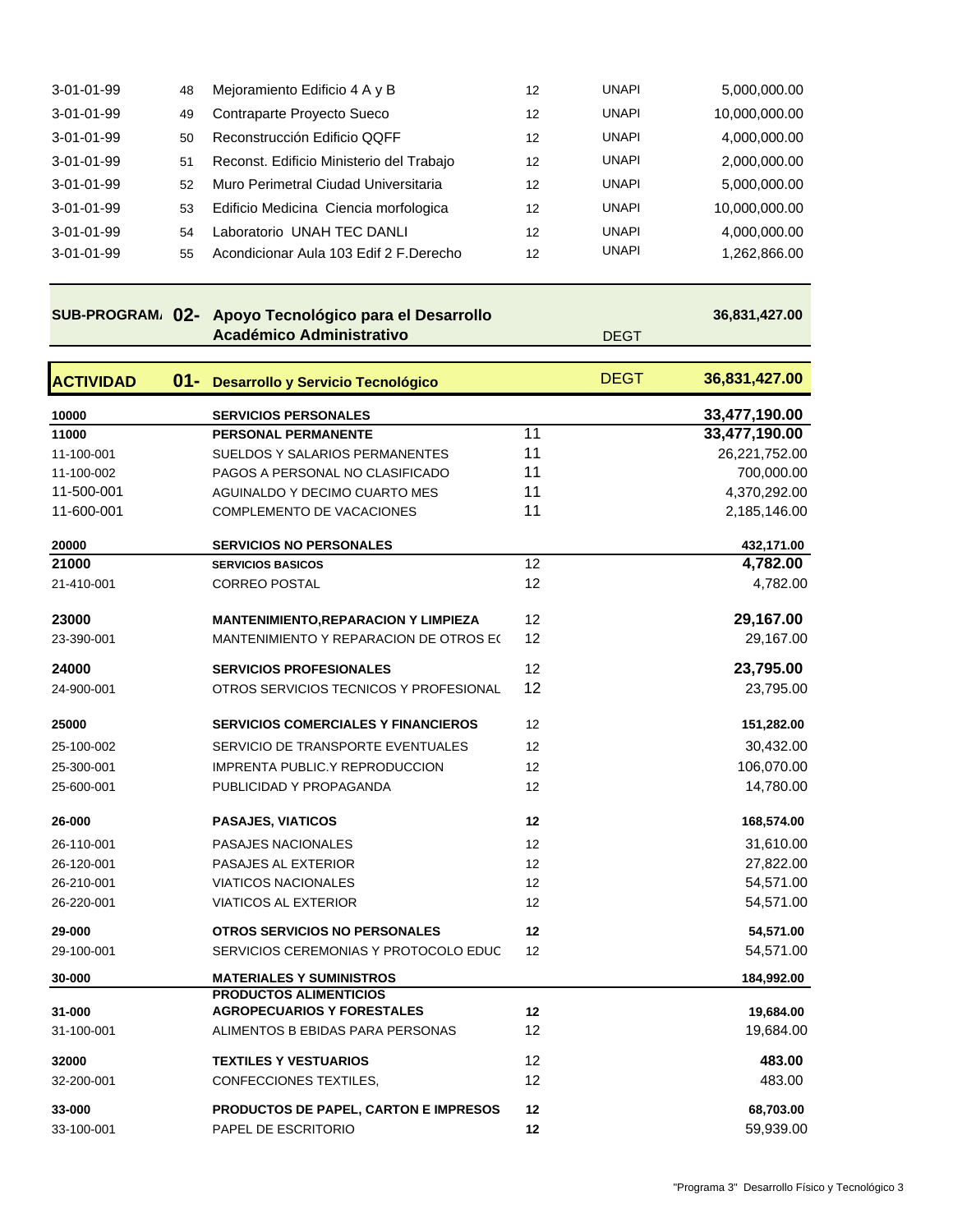| | | | | | |
|---|---|---|---|---|---|
| 3-01-01-99 | 48 | Mejoramiento Edificio 4 A y B | 12 | UNAPI | 5,000,000.00 |
| 3-01-01-99 | 49 | Contraparte Proyecto Sueco | 12 | UNAPI | 10,000,000.00 |
| 3-01-01-99 | 50 | Reconstrucción Edificio QQFF | 12 | UNAPI | 4,000,000.00 |
| 3-01-01-99 | 51 | Reconst. Edificio Ministerio del Trabajo | 12 | UNAPI | 2,000,000.00 |
| 3-01-01-99 | 52 | Muro Perimetral Ciudad Universitaria | 12 | UNAPI | 5,000,000.00 |
| 3-01-01-99 | 53 | Edificio Medicina Ciencia morfologica | 12 | UNAPI | 10,000,000.00 |
| 3-01-01-99 | 54 | Laboratorio UNAH TEC DANLI | 12 | UNAPI | 4,000,000.00 |
| 3-01-01-99 | 55 | Acondicionar Aula 103 Edif 2 F.Derecho | 12 | UNAPI | 1,262,866.00 |

| | | | | | |
|---|---|---|---|---|---|
| **SUB-PROGRAMA** | **02-** | **Apoyo Tecnológico para el Desarrollo Académico Administrativo** | | DEGT | **36,831,427.00** |
| **ACTIVIDAD** | **01-** | **Desarrollo y Servicio Tecnológico** | | DEGT | **36,831,427.00** |

| | | | |
|---|---|---|---|
| **10000** | **SERVICIOS PERSONALES** | | **33,477,190.00** |
| **11000** | **PERSONAL PERMANENTE** | 11 | **33,477,190.00** |
| 11-100-001 | SUELDOS Y SALARIOS PERMANENTES | 11 | 26,221,752.00 |
| 11-100-002 | PAGOS A PERSONAL NO CLASIFICADO | 11 | 700,000.00 |
| 11-500-001 | AGUINALDO Y DECIMO CUARTO MES | 11 | 4,370,292.00 |
| 11-600-001 | COMPLEMENTO DE VACACIONES | 11 | 2,185,146.00 |
| **20000** | **SERVICIOS NO PERSONALES** | | **432,171.00** |
| **21000** | **SERVICIOS BASICOS** | 12 | **4,782.00** |
| 21-410-001 | CORREO POSTAL | 12 | 4,782.00 |
| **23000** | **MANTENIMIENTO,REPARACION Y LIMPIEZA** | 12 | **29,167.00** |
| 23-390-001 | MANTENIMIENTO Y REPARACION DE OTROS E( | 12 | 29,167.00 |
| **24000** | **SERVICIOS PROFESIONALES** | 12 | **23,795.00** |
| 24-900-001 | OTROS SERVICIOS TECNICOS Y PROFESIONAL | 12 | 23,795.00 |
| **25000** | **SERVICIOS COMERCIALES Y FINANCIEROS** | 12 | **151,282.00** |
| 25-100-002 | SERVICIO DE TRANSPORTE EVENTUALES | 12 | 30,432.00 |
| 25-300-001 | IMPRENTA PUBLIC.Y REPRODUCCION | 12 | 106,070.00 |
| 25-600-001 | PUBLICIDAD Y PROPAGANDA | 12 | 14,780.00 |
| **26-000** | **PASAJES, VIATICOS** | **12** | **168,574.00** |
| 26-110-001 | PASAJES NACIONALES | 12 | 31,610.00 |
| 26-120-001 | PASAJES AL EXTERIOR | 12 | 27,822.00 |
| 26-210-001 | VIATICOS NACIONALES | 12 | 54,571.00 |
| 26-220-001 | VIATICOS AL EXTERIOR | 12 | 54,571.00 |
| **29-000** | **OTROS SERVICIOS NO PERSONALES** | **12** | **54,571.00** |
| 29-100-001 | SERVICIOS CEREMONIAS Y PROTOCOLO EDUC | 12 | 54,571.00 |
| **30-000** | **MATERIALES Y SUMINISTROS** | | **184,992.00** |
| **31-000** | **PRODUCTOS ALIMENTICIOS AGROPECUARIOS Y FORESTALES** | **12** | **19,684.00** |
| 31-100-001 | ALIMENTOS B EBIDAS PARA PERSONAS | 12 | 19,684.00 |
| **32000** | **TEXTILES Y VESTUARIOS** | 12 | **483.00** |
| 32-200-001 | CONFECCIONES TEXTILES, | 12 | 483.00 |
| **33-000** | **PRODUCTOS DE PAPEL, CARTON E IMPRESOS** | **12** | **68,703.00** |
| 33-100-001 | PAPEL DE ESCRITORIO | **12** | 59,939.00 |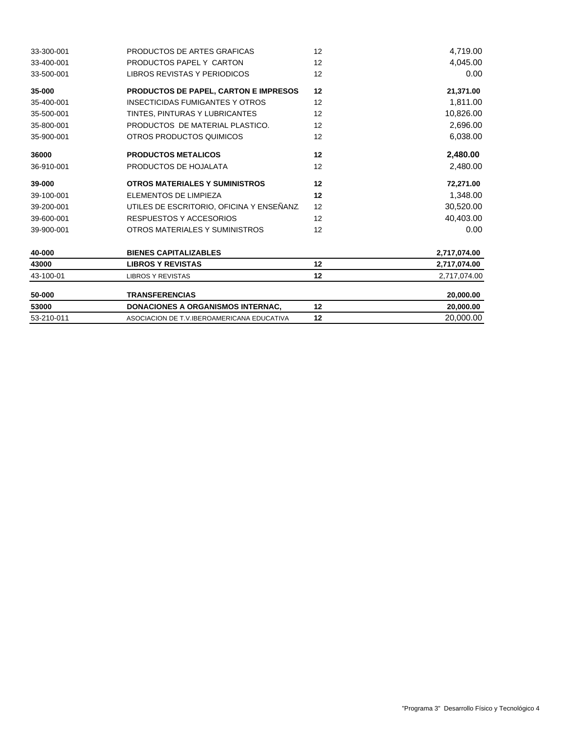| | | | |
|---|---|---|---|
| 33-300-001 | PRODUCTOS DE ARTES GRAFICAS | 12 | 4,719.00 |
| 33-400-001 | PRODUCTOS PAPEL Y CARTON | 12 | 4,045.00 |
| 33-500-001 | LIBROS REVISTAS Y PERIODICOS | 12 | 0.00 |
| **35-000** | **PRODUCTOS DE PAPEL, CARTON E IMPRESOS** | **12** | **21,371.00** |
| 35-400-001 | INSECTICIDAS FUMIGANTES Y OTROS | 12 | 1,811.00 |
| 35-500-001 | TINTES, PINTURAS Y LUBRICANTES | 12 | 10,826.00 |
| 35-800-001 | PRODUCTOS DE MATERIAL PLASTICO. | 12 | 2,696.00 |
| 35-900-001 | OTROS PRODUCTOS QUIMICOS | 12 | 6,038.00 |
| **36000** | **PRODUCTOS METALICOS** | **12** | **2,480.00** |
| 36-910-001 | PRODUCTOS DE HOJALATA | 12 | 2,480.00 |
| **39-000** | **OTROS MATERIALES Y SUMINISTROS** | **12** | **72,271.00** |
| 39-100-001 | ELEMENTOS DE LIMPIEZA | **12** | 1,348.00 |
| 39-200-001 | UTILES DE ESCRITORIO, OFICINA Y ENSEÑANZ | 12 | 30,520.00 |
| 39-600-001 | RESPUESTOS Y ACCESORIOS | 12 | 40,403.00 |
| 39-900-001 | OTROS MATERIALES Y SUMINISTROS | 12 | 0.00 |
| **40-000** | **BIENES CAPITALIZABLES** | | **2,717,074.00** |
| **43000** | **LIBROS Y REVISTAS** | **12** | **2,717,074.00** |
| 43-100-01 | LIBROS Y REVISTAS | **12** | 2,717,074.00 |
| **50-000** | **TRANSFERENCIAS** | | **20,000.00** |
| **53000** | **DONACIONES A ORGANISMOS INTERNAC,** | **12** | **20,000.00** |
| 53-210-011 | ASOCIACION DE T.V.IBEROAMERICANA EDUCATIVA | **12** | 20,000.00 |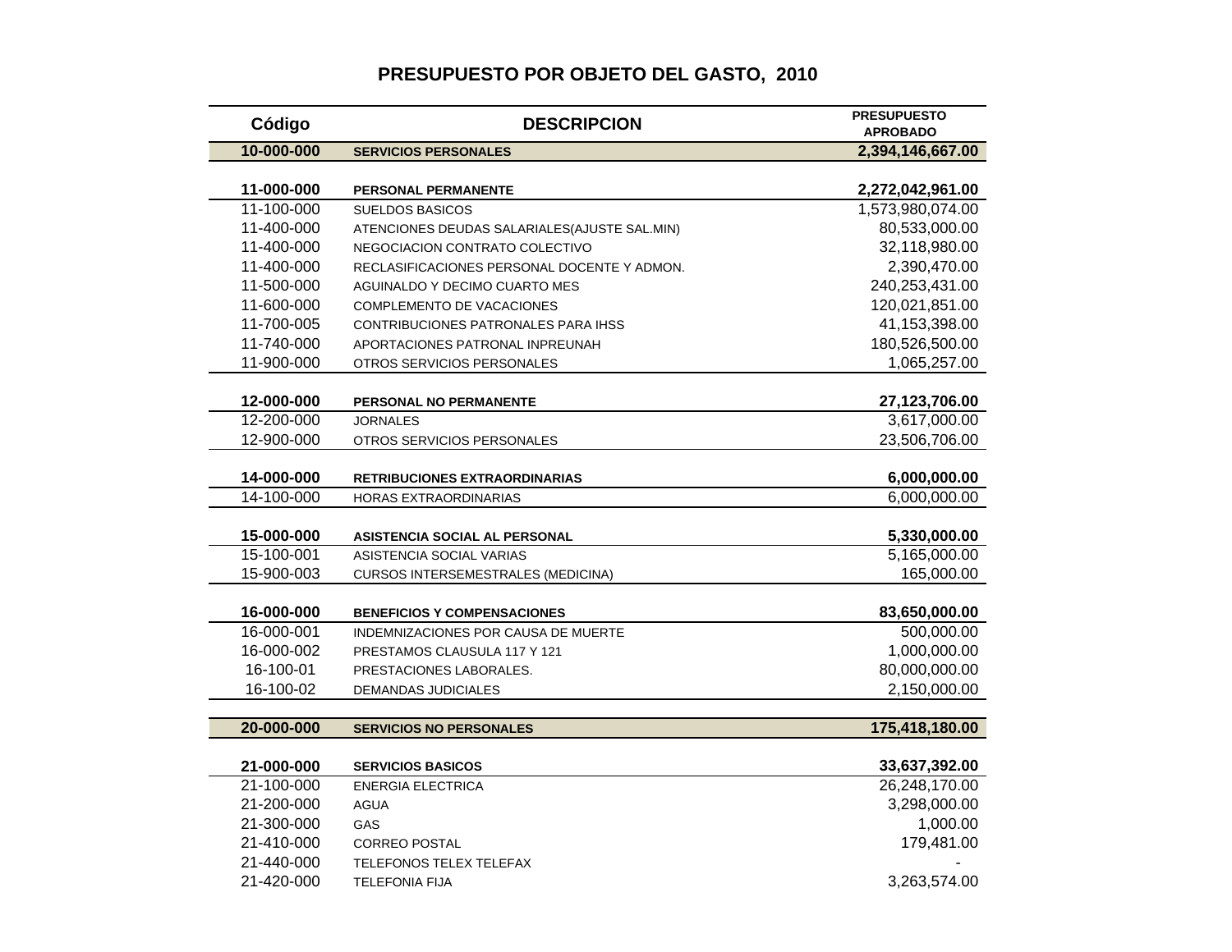## PRESUPUESTO POR OBJETO DEL GASTO, 2010

| Código | DESCRIPCION | PRESUPUESTO APROBADO |
|---|---|---|
| **10-000-000** | **SERVICIOS PERSONALES** | **2,394,146,667.00** |
| | | |
| **11-000-000** | **PERSONAL PERMANENTE** | **2,272,042,961.00** |
| 11-100-000 | SUELDOS BASICOS | 1,573,980,074.00 |
| 11-400-000 | ATENCIONES DEUDAS SALARIALES(AJUSTE SAL.MIN) | 80,533,000.00 |
| 11-400-000 | NEGOCIACION CONTRATO COLECTIVO | 32,118,980.00 |
| 11-400-000 | RECLASIFICACIONES PERSONAL DOCENTE Y ADMON. | 2,390,470.00 |
| 11-500-000 | AGUINALDO Y DECIMO CUARTO MES | 240,253,431.00 |
| 11-600-000 | COMPLEMENTO DE VACACIONES | 120,021,851.00 |
| 11-700-005 | CONTRIBUCIONES PATRONALES PARA IHSS | 41,153,398.00 |
| 11-740-000 | APORTACIONES PATRONAL INPREUNAH | 180,526,500.00 |
| 11-900-000 | OTROS SERVICIOS PERSONALES | 1,065,257.00 |
| | | |
| **12-000-000** | **PERSONAL NO PERMANENTE** | **27,123,706.00** |
| 12-200-000 | JORNALES | 3,617,000.00 |
| 12-900-000 | OTROS SERVICIOS PERSONALES | 23,506,706.00 |
| | | |
| **14-000-000** | **RETRIBUCIONES EXTRAORDINARIAS** | **6,000,000.00** |
| 14-100-000 | HORAS EXTRAORDINARIAS | 6,000,000.00 |
| | | |
| **15-000-000** | **ASISTENCIA SOCIAL AL PERSONAL** | **5,330,000.00** |
| 15-100-001 | ASISTENCIA SOCIAL VARIAS | 5,165,000.00 |
| 15-900-003 | CURSOS INTERSEMESTRALES (MEDICINA) | 165,000.00 |
| | | |
| **16-000-000** | **BENEFICIOS Y COMPENSACIONES** | **83,650,000.00** |
| 16-000-001 | INDEMNIZACIONES POR CAUSA DE MUERTE | 500,000.00 |
| 16-000-002 | PRESTAMOS CLAUSULA 117 Y 121 | 1,000,000.00 |
| 16-100-01 | PRESTACIONES LABORALES. | 80,000,000.00 |
| 16-100-02 | DEMANDAS JUDICIALES | 2,150,000.00 |
| | | |
| **20-000-000** | **SERVICIOS NO PERSONALES** | **175,418,180.00** |
| | | |
| **21-000-000** | **SERVICIOS BASICOS** | **33,637,392.00** |
| 21-100-000 | ENERGIA ELECTRICA | 26,248,170.00 |
| 21-200-000 | AGUA | 3,298,000.00 |
| 21-300-000 | GAS | 1,000.00 |
| 21-410-000 | CORREO POSTAL | 179,481.00 |
| 21-440-000 | TELEFONOS TELEX TELEFAX | - |
| 21-420-000 | TELEFONIA FIJA | 3,263,574.00 |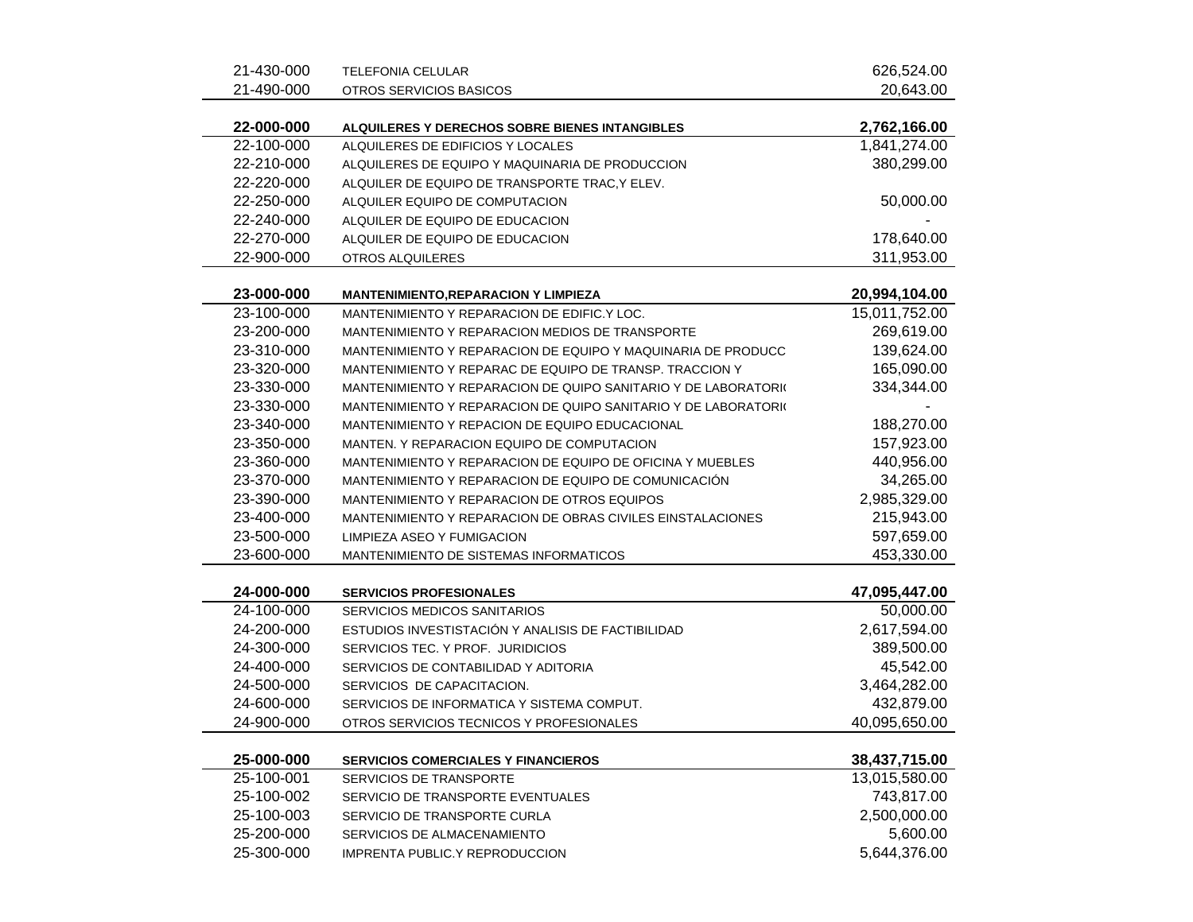| Código | Descripción | Monto |
|---|---|---|
| 21-430-000 | TELEFONIA CELULAR | 626,524.00 |
| 21-490-000 | OTROS SERVICIOS BASICOS | 20,643.00 |
| | | |
| **22-000-000** | **ALQUILERES Y DERECHOS SOBRE BIENES INTANGIBLES** | **2,762,166.00** |
| 22-100-000 | ALQUILERES DE EDIFICIOS Y LOCALES | 1,841,274.00 |
| 22-210-000 | ALQUILERES DE EQUIPO Y MAQUINARIA DE PRODUCCION | 380,299.00 |
| 22-220-000 | ALQUILER DE EQUIPO DE TRANSPORTE TRAC,Y ELEV. | |
| 22-250-000 | ALQUILER EQUIPO DE COMPUTACION | 50,000.00 |
| 22-240-000 | ALQUILER DE EQUIPO DE EDUCACION | - |
| 22-270-000 | ALQUILER DE EQUIPO DE EDUCACION | 178,640.00 |
| 22-900-000 | OTROS ALQUILERES | 311,953.00 |
| | | |
| **23-000-000** | **MANTENIMIENTO,REPARACION Y LIMPIEZA** | **20,994,104.00** |
| 23-100-000 | MANTENIMIENTO Y REPARACION DE EDIFIC.Y LOC. | 15,011,752.00 |
| 23-200-000 | MANTENIMIENTO Y REPARACION MEDIOS DE TRANSPORTE | 269,619.00 |
| 23-310-000 | MANTENIMIENTO Y REPARACION DE EQUIPO Y MAQUINARIA DE PRODUCC | 139,624.00 |
| 23-320-000 | MANTENIMIENTO Y REPARAC DE EQUIPO DE TRANSP. TRACCION Y | 165,090.00 |
| 23-330-000 | MANTENIMIENTO Y REPARACION DE QUIPO SANITARIO Y DE LABORATORIO | 334,344.00 |
| 23-330-000 | MANTENIMIENTO Y REPARACION DE QUIPO SANITARIO Y DE LABORATORIO | - |
| 23-340-000 | MANTENIMIENTO Y REPACION DE EQUIPO EDUCACIONAL | 188,270.00 |
| 23-350-000 | MANTEN. Y REPARACION EQUIPO DE COMPUTACION | 157,923.00 |
| 23-360-000 | MANTENIMIENTO Y REPARACION DE EQUIPO DE OFICINA Y MUEBLES | 440,956.00 |
| 23-370-000 | MANTENIMIENTO Y REPARACION DE EQUIPO DE COMUNICACIÓN | 34,265.00 |
| 23-390-000 | MANTENIMIENTO Y REPARACION DE OTROS EQUIPOS | 2,985,329.00 |
| 23-400-000 | MANTENIMIENTO Y REPARACION DE OBRAS CIVILES EINSTALACIONES | 215,943.00 |
| 23-500-000 | LIMPIEZA ASEO Y FUMIGACION | 597,659.00 |
| 23-600-000 | MANTENIMIENTO DE SISTEMAS INFORMATICOS | 453,330.00 |
| | | |
| **24-000-000** | **SERVICIOS PROFESIONALES** | **47,095,447.00** |
| 24-100-000 | SERVICIOS MEDICOS SANITARIOS | 50,000.00 |
| 24-200-000 | ESTUDIOS INVESTISTACIÓN Y ANALISIS DE FACTIBILIDAD | 2,617,594.00 |
| 24-300-000 | SERVICIOS TEC. Y PROF. JURIDICIOS | 389,500.00 |
| 24-400-000 | SERVICIOS DE CONTABILIDAD Y ADITORIA | 45,542.00 |
| 24-500-000 | SERVICIOS DE CAPACITACION. | 3,464,282.00 |
| 24-600-000 | SERVICIOS DE INFORMATICA Y SISTEMA COMPUT. | 432,879.00 |
| 24-900-000 | OTROS SERVICIOS TECNICOS Y PROFESIONALES | 40,095,650.00 |
| | | |
| **25-000-000** | **SERVICIOS COMERCIALES Y FINANCIEROS** | **38,437,715.00** |
| 25-100-001 | SERVICIOS DE TRANSPORTE | 13,015,580.00 |
| 25-100-002 | SERVICIO DE TRANSPORTE EVENTUALES | 743,817.00 |
| 25-100-003 | SERVICIO DE TRANSPORTE CURLA | 2,500,000.00 |
| 25-200-000 | SERVICIOS DE ALMACENAMIENTO | 5,600.00 |
| 25-300-000 | IMPRENTA PUBLIC.Y REPRODUCCION | 5,644,376.00 |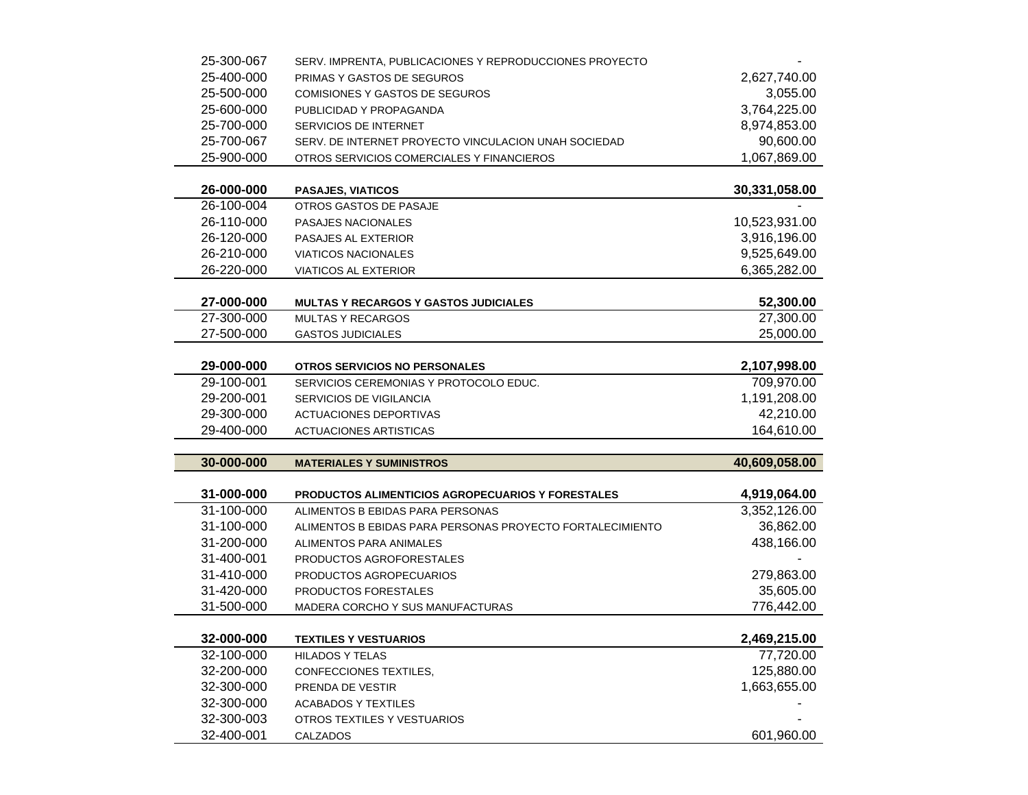| Código | Descripción | Monto |
|---|---|---|
| 25-300-067 | SERV. IMPRENTA, PUBLICACIONES Y REPRODUCCIONES PROYECTO | - |
| 25-400-000 | PRIMAS Y GASTOS DE SEGUROS | 2,627,740.00 |
| 25-500-000 | COMISIONES Y GASTOS DE SEGUROS | 3,055.00 |
| 25-600-000 | PUBLICIDAD Y PROPAGANDA | 3,764,225.00 |
| 25-700-000 | SERVICIOS DE INTERNET | 8,974,853.00 |
| 25-700-067 | SERV. DE INTERNET PROYECTO VINCULACION UNAH SOCIEDAD | 90,600.00 |
| 25-900-000 | OTROS SERVICIOS COMERCIALES Y FINANCIEROS | 1,067,869.00 |
| **26-000-000** | **PASAJES, VIATICOS** | **30,331,058.00** |
| 26-100-004 | OTROS GASTOS DE PASAJE | - |
| 26-110-000 | PASAJES NACIONALES | 10,523,931.00 |
| 26-120-000 | PASAJES AL EXTERIOR | 3,916,196.00 |
| 26-210-000 | VIATICOS NACIONALES | 9,525,649.00 |
| 26-220-000 | VIATICOS AL EXTERIOR | 6,365,282.00 |
| **27-000-000** | **MULTAS Y RECARGOS Y GASTOS JUDICIALES** | **52,300.00** |
| 27-300-000 | MULTAS Y RECARGOS | 27,300.00 |
| 27-500-000 | GASTOS JUDICIALES | 25,000.00 |
| **29-000-000** | **OTROS SERVICIOS NO PERSONALES** | **2,107,998.00** |
| 29-100-001 | SERVICIOS CEREMONIAS Y PROTOCOLO EDUC. | 709,970.00 |
| 29-200-001 | SERVICIOS DE VIGILANCIA | 1,191,208.00 |
| 29-300-000 | ACTUACIONES DEPORTIVAS | 42,210.00 |
| 29-400-000 | ACTUACIONES ARTISTICAS | 164,610.00 |
| **30-000-000** | **MATERIALES Y SUMINISTROS** | **40,609,058.00** |
| **31-000-000** | **PRODUCTOS ALIMENTICIOS AGROPECUARIOS Y FORESTALES** | **4,919,064.00** |
| 31-100-000 | ALIMENTOS B EBIDAS PARA PERSONAS | 3,352,126.00 |
| 31-100-000 | ALIMENTOS B EBIDAS PARA PERSONAS PROYECTO FORTALECIMIENTO | 36,862.00 |
| 31-200-000 | ALIMENTOS PARA ANIMALES | 438,166.00 |
| 31-400-001 | PRODUCTOS AGROFORESTALES | - |
| 31-410-000 | PRODUCTOS AGROPECUARIOS | 279,863.00 |
| 31-420-000 | PRODUCTOS FORESTALES | 35,605.00 |
| 31-500-000 | MADERA CORCHO Y SUS MANUFACTURAS | 776,442.00 |
| **32-000-000** | **TEXTILES Y VESTUARIOS** | **2,469,215.00** |
| 32-100-000 | HILADOS Y TELAS | 77,720.00 |
| 32-200-000 | CONFECCIONES TEXTILES, | 125,880.00 |
| 32-300-000 | PRENDA DE VESTIR | 1,663,655.00 |
| 32-300-000 | ACABADOS Y TEXTILES | - |
| 32-300-003 | OTROS TEXTILES Y VESTUARIOS | - |
| 32-400-001 | CALZADOS | 601,960.00 |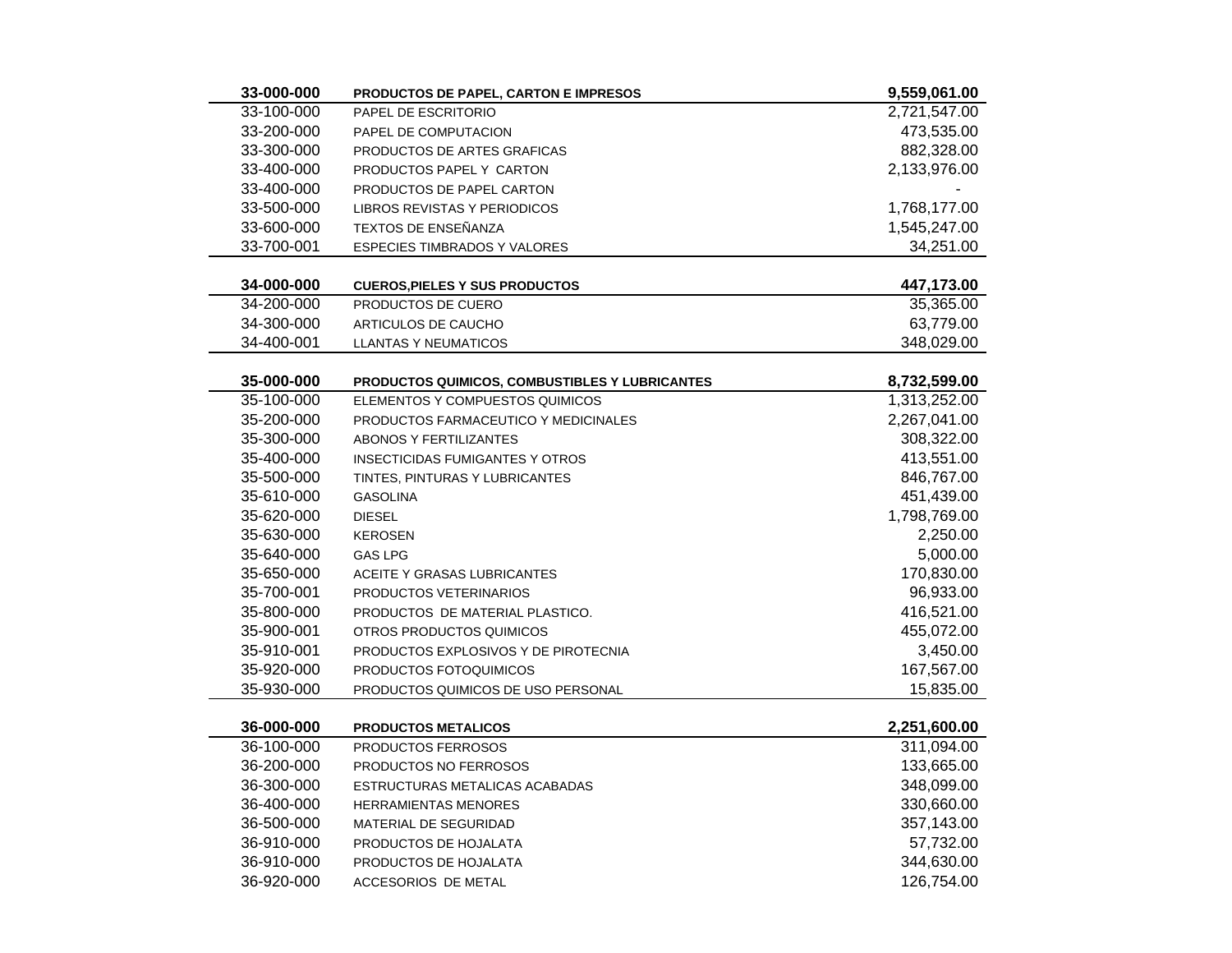| Código | Descripción | Monto |
|---|---|---|
| **33-000-000** | **PRODUCTOS DE PAPEL, CARTON E IMPRESOS** | **9,559,061.00** |
| 33-100-000 | PAPEL DE ESCRITORIO | 2,721,547.00 |
| 33-200-000 | PAPEL DE COMPUTACION | 473,535.00 |
| 33-300-000 | PRODUCTOS DE ARTES GRAFICAS | 882,328.00 |
| 33-400-000 | PRODUCTOS PAPEL Y CARTON | 2,133,976.00 |
| 33-400-000 | PRODUCTOS DE PAPEL CARTON | - |
| 33-500-000 | LIBROS REVISTAS Y PERIODICOS | 1,768,177.00 |
| 33-600-000 | TEXTOS DE ENSEÑANZA | 1,545,247.00 |
| 33-700-001 | ESPECIES TIMBRADOS Y VALORES | 34,251.00 |
| **34-000-000** | **CUEROS,PIELES Y SUS PRODUCTOS** | **447,173.00** |
| 34-200-000 | PRODUCTOS DE CUERO | 35,365.00 |
| 34-300-000 | ARTICULOS DE CAUCHO | 63,779.00 |
| 34-400-001 | LLANTAS Y NEUMATICOS | 348,029.00 |
| **35-000-000** | **PRODUCTOS QUIMICOS, COMBUSTIBLES Y LUBRICANTES** | **8,732,599.00** |
| 35-100-000 | ELEMENTOS Y COMPUESTOS QUIMICOS | 1,313,252.00 |
| 35-200-000 | PRODUCTOS FARMACEUTICO Y MEDICINALES | 2,267,041.00 |
| 35-300-000 | ABONOS Y FERTILIZANTES | 308,322.00 |
| 35-400-000 | INSECTICIDAS FUMIGANTES Y OTROS | 413,551.00 |
| 35-500-000 | TINTES, PINTURAS Y LUBRICANTES | 846,767.00 |
| 35-610-000 | GASOLINA | 451,439.00 |
| 35-620-000 | DIESEL | 1,798,769.00 |
| 35-630-000 | KEROSEN | 2,250.00 |
| 35-640-000 | GAS LPG | 5,000.00 |
| 35-650-000 | ACEITE Y GRASAS LUBRICANTES | 170,830.00 |
| 35-700-001 | PRODUCTOS VETERINARIOS | 96,933.00 |
| 35-800-000 | PRODUCTOS DE MATERIAL PLASTICO. | 416,521.00 |
| 35-900-001 | OTROS PRODUCTOS QUIMICOS | 455,072.00 |
| 35-910-001 | PRODUCTOS EXPLOSIVOS Y DE PIROTECNIA | 3,450.00 |
| 35-920-000 | PRODUCTOS FOTOQUIMICOS | 167,567.00 |
| 35-930-000 | PRODUCTOS QUIMICOS DE USO PERSONAL | 15,835.00 |
| **36-000-000** | **PRODUCTOS METALICOS** | **2,251,600.00** |
| 36-100-000 | PRODUCTOS FERROSOS | 311,094.00 |
| 36-200-000 | PRODUCTOS NO FERROSOS | 133,665.00 |
| 36-300-000 | ESTRUCTURAS METALICAS ACABADAS | 348,099.00 |
| 36-400-000 | HERRAMIENTAS MENORES | 330,660.00 |
| 36-500-000 | MATERIAL DE SEGURIDAD | 357,143.00 |
| 36-910-000 | PRODUCTOS DE HOJALATA | 57,732.00 |
| 36-910-000 | PRODUCTOS DE HOJALATA | 344,630.00 |
| 36-920-000 | ACCESORIOS DE METAL | 126,754.00 |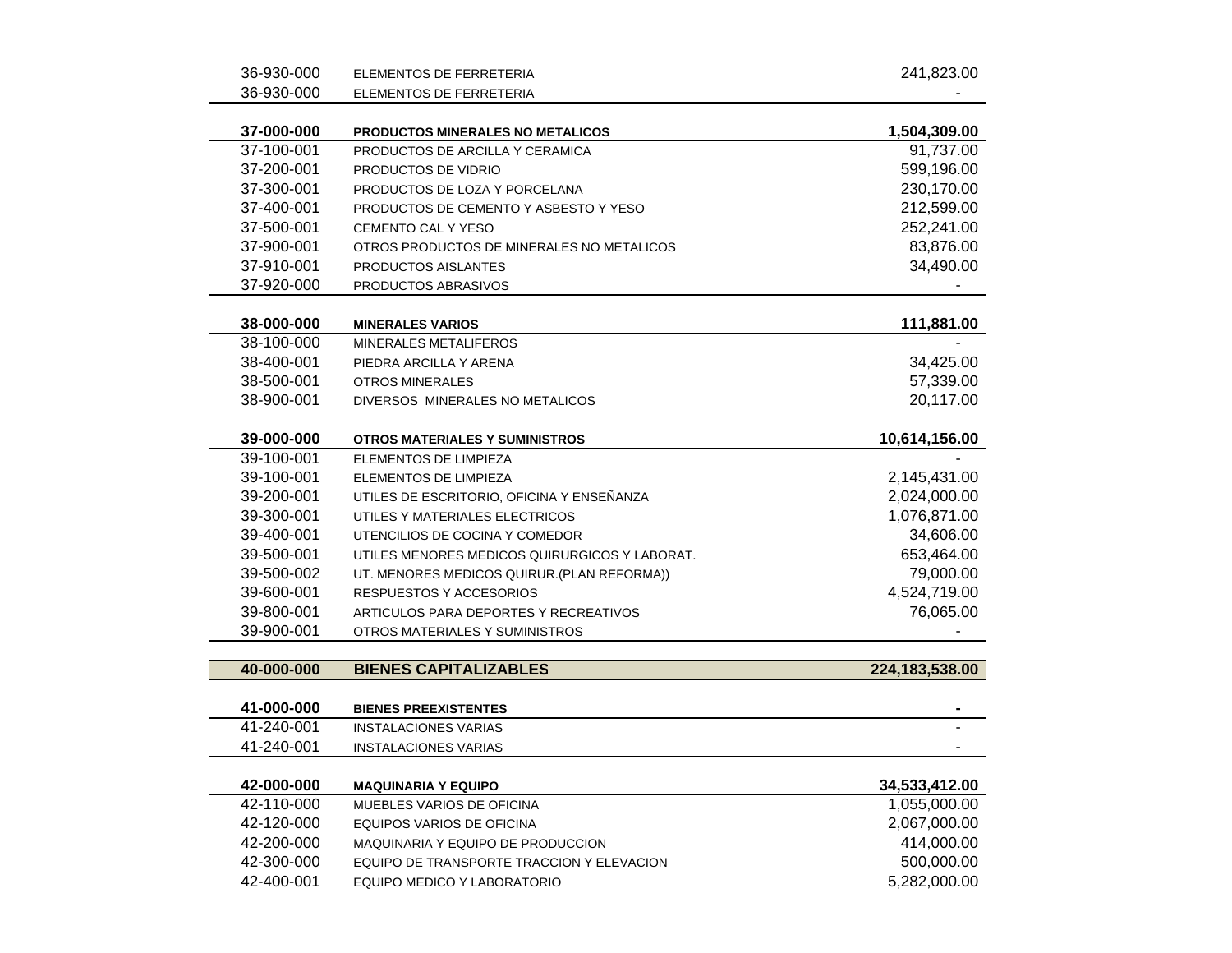| Código | Descripción | Monto |
|---|---|---|
| 36-930-000 | ELEMENTOS DE FERRETERIA | 241,823.00 |
| 36-930-000 | ELEMENTOS DE FERRETERIA | - |
| **37-000-000** | **PRODUCTOS MINERALES NO METALICOS** | **1,504,309.00** |
| 37-100-001 | PRODUCTOS DE ARCILLA Y CERAMICA | 91,737.00 |
| 37-200-001 | PRODUCTOS DE VIDRIO | 599,196.00 |
| 37-300-001 | PRODUCTOS DE LOZA Y PORCELANA | 230,170.00 |
| 37-400-001 | PRODUCTOS DE CEMENTO Y ASBESTO Y YESO | 212,599.00 |
| 37-500-001 | CEMENTO CAL Y YESO | 252,241.00 |
| 37-900-001 | OTROS PRODUCTOS DE MINERALES NO METALICOS | 83,876.00 |
| 37-910-001 | PRODUCTOS AISLANTES | 34,490.00 |
| 37-920-000 | PRODUCTOS ABRASIVOS | - |
| **38-000-000** | **MINERALES VARIOS** | **111,881.00** |
| 38-100-000 | MINERALES METALIFEROS | - |
| 38-400-001 | PIEDRA ARCILLA Y ARENA | 34,425.00 |
| 38-500-001 | OTROS MINERALES | 57,339.00 |
| 38-900-001 | DIVERSOS MINERALES NO METALICOS | 20,117.00 |
| **39-000-000** | **OTROS MATERIALES Y SUMINISTROS** | **10,614,156.00** |
| 39-100-001 | ELEMENTOS DE LIMPIEZA | - |
| 39-100-001 | ELEMENTOS DE LIMPIEZA | 2,145,431.00 |
| 39-200-001 | UTILES DE ESCRITORIO, OFICINA Y ENSEÑANZA | 2,024,000.00 |
| 39-300-001 | UTILES Y MATERIALES ELECTRICOS | 1,076,871.00 |
| 39-400-001 | UTENCILIOS DE COCINA Y COMEDOR | 34,606.00 |
| 39-500-001 | UTILES MENORES MEDICOS QUIRURGICOS Y LABORAT. | 653,464.00 |
| 39-500-002 | UT. MENORES MEDICOS QUIRUR.(PLAN REFORMA)) | 79,000.00 |
| 39-600-001 | RESPUESTOS Y ACCESORIOS | 4,524,719.00 |
| 39-800-001 | ARTICULOS PARA DEPORTES Y RECREATIVOS | 76,065.00 |
| 39-900-001 | OTROS MATERIALES Y SUMINISTROS | - |
| **40-000-000** | **BIENES CAPITALIZABLES** | **224,183,538.00** |
| **41-000-000** | **BIENES PREEXISTENTES** | **-** |
| 41-240-001 | INSTALACIONES VARIAS | - |
| 41-240-001 | INSTALACIONES VARIAS | - |
| **42-000-000** | **MAQUINARIA Y EQUIPO** | **34,533,412.00** |
| 42-110-000 | MUEBLES VARIOS DE OFICINA | 1,055,000.00 |
| 42-120-000 | EQUIPOS VARIOS DE OFICINA | 2,067,000.00 |
| 42-200-000 | MAQUINARIA Y EQUIPO DE PRODUCCION | 414,000.00 |
| 42-300-000 | EQUIPO DE TRANSPORTE TRACCION Y ELEVACION | 500,000.00 |
| 42-400-001 | EQUIPO MEDICO Y LABORATORIO | 5,282,000.00 |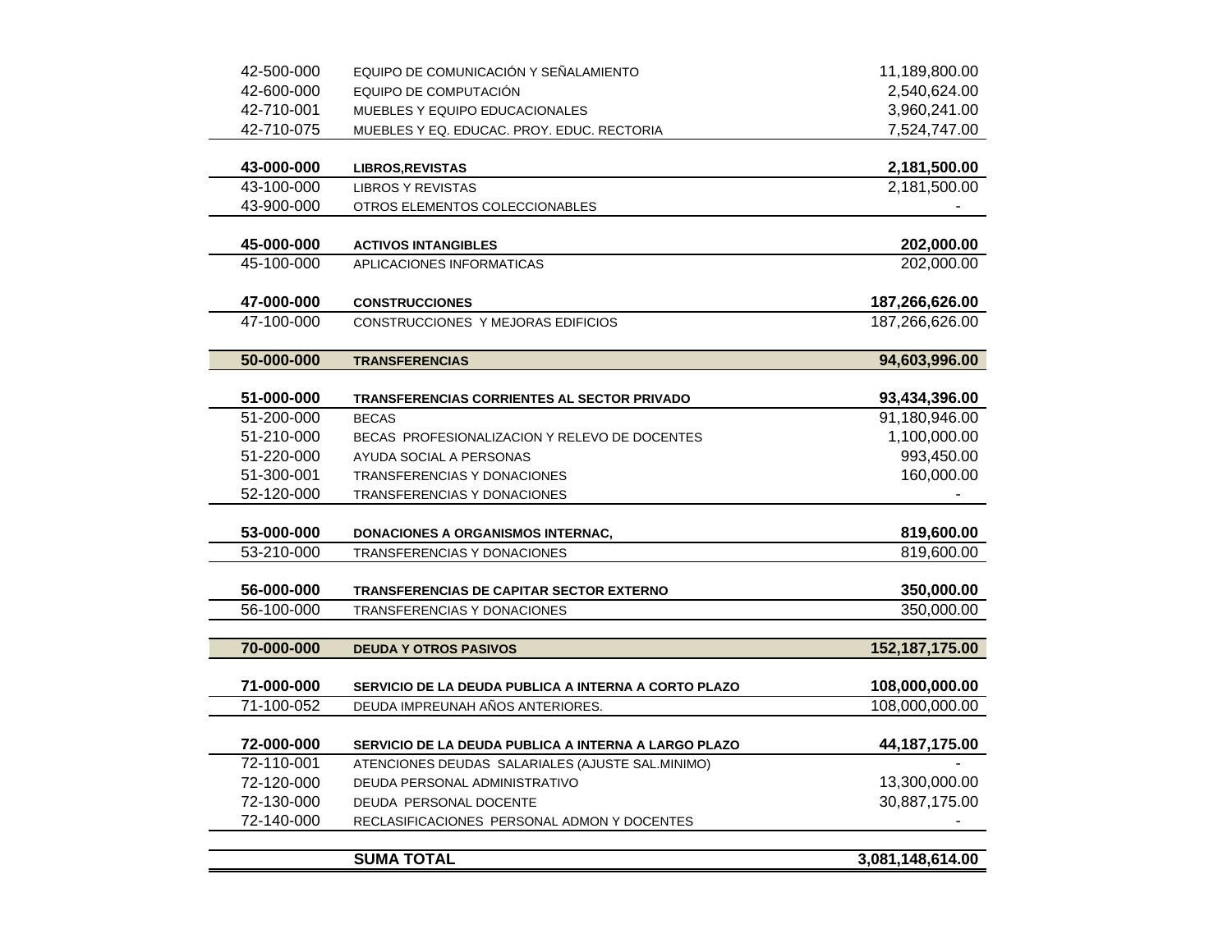| | | |
|---|---|---|
| 42-500-000 | EQUIPO DE COMUNICACIÓN Y SEÑALAMIENTO | 11,189,800.00 |
| 42-600-000 | EQUIPO DE COMPUTACIÓN | 2,540,624.00 |
| 42-710-001 | MUEBLES Y EQUIPO EDUCACIONALES | 3,960,241.00 |
| 42-710-075 | MUEBLES Y EQ. EDUCAC. PROY. EDUC. RECTORIA | 7,524,747.00 |
| | | |
| **43-000-000** | **LIBROS,REVISTAS** | **2,181,500.00** |
| 43-100-000 | LIBROS Y REVISTAS | 2,181,500.00 |
| 43-900-000 | OTROS ELEMENTOS COLECCIONABLES | - |
| | | |
| **45-000-000** | **ACTIVOS INTANGIBLES** | **202,000.00** |
| 45-100-000 | APLICACIONES INFORMATICAS | 202,000.00 |
| | | |
| **47-000-000** | **CONSTRUCCIONES** | **187,266,626.00** |
| 47-100-000 | CONSTRUCCIONES Y MEJORAS EDIFICIOS | 187,266,626.00 |
| | | |
| **50-000-000** | **TRANSFERENCIAS** | **94,603,996.00** |
| | | |
| **51-000-000** | **TRANSFERENCIAS CORRIENTES AL SECTOR PRIVADO** | **93,434,396.00** |
| 51-200-000 | BECAS | 91,180,946.00 |
| 51-210-000 | BECAS PROFESIONALIZACION Y RELEVO DE DOCENTES | 1,100,000.00 |
| 51-220-000 | AYUDA SOCIAL A PERSONAS | 993,450.00 |
| 51-300-001 | TRANSFERENCIAS Y DONACIONES | 160,000.00 |
| 52-120-000 | TRANSFERENCIAS Y DONACIONES | - |
| | | |
| **53-000-000** | **DONACIONES A ORGANISMOS INTERNAC,** | **819,600.00** |
| 53-210-000 | TRANSFERENCIAS Y DONACIONES | 819,600.00 |
| | | |
| **56-000-000** | **TRANSFERENCIAS DE CAPITAR SECTOR EXTERNO** | **350,000.00** |
| 56-100-000 | TRANSFERENCIAS Y DONACIONES | 350,000.00 |
| | | |
| **70-000-000** | **DEUDA Y OTROS PASIVOS** | **152,187,175.00** |
| | | |
| **71-000-000** | **SERVICIO DE LA DEUDA PUBLICA A INTERNA A CORTO PLAZO** | **108,000,000.00** |
| 71-100-052 | DEUDA IMPREUNAH AÑOS ANTERIORES. | 108,000,000.00 |
| | | |
| **72-000-000** | **SERVICIO DE LA DEUDA PUBLICA A INTERNA A LARGO PLAZO** | **44,187,175.00** |
| 72-110-001 | ATENCIONES DEUDAS SALARIALES (AJUSTE SAL.MINIMO) | - |
| 72-120-000 | DEUDA PERSONAL ADMINISTRATIVO | 13,300,000.00 |
| 72-130-000 | DEUDA PERSONAL DOCENTE | 30,887,175.00 |
| 72-140-000 | RECLASIFICACIONES PERSONAL ADMON Y DOCENTES | - |
| | | |
| | **SUMA TOTAL** | **3,081,148,614.00** |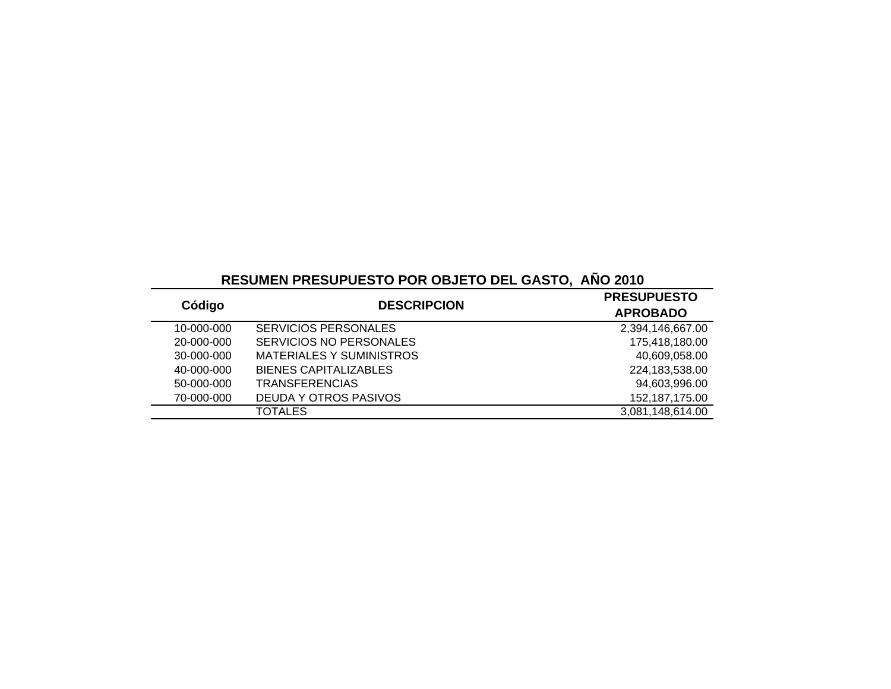## RESUMEN PRESUPUESTO POR OBJETO DEL GASTO, AÑO 2010

| Código | DESCRIPCION | PRESUPUESTO APROBADO |
|---|---|---|
| 10-000-000 | SERVICIOS PERSONALES | 2,394,146,667.00 |
| 20-000-000 | SERVICIOS NO PERSONALES | 175,418,180.00 |
| 30-000-000 | MATERIALES Y SUMINISTROS | 40,609,058.00 |
| 40-000-000 | BIENES CAPITALIZABLES | 224,183,538.00 |
| 50-000-000 | TRANSFERENCIAS | 94,603,996.00 |
| 70-000-000 | DEUDA Y OTROS PASIVOS | 152,187,175.00 |
| | TOTALES | 3,081,148,614.00 |